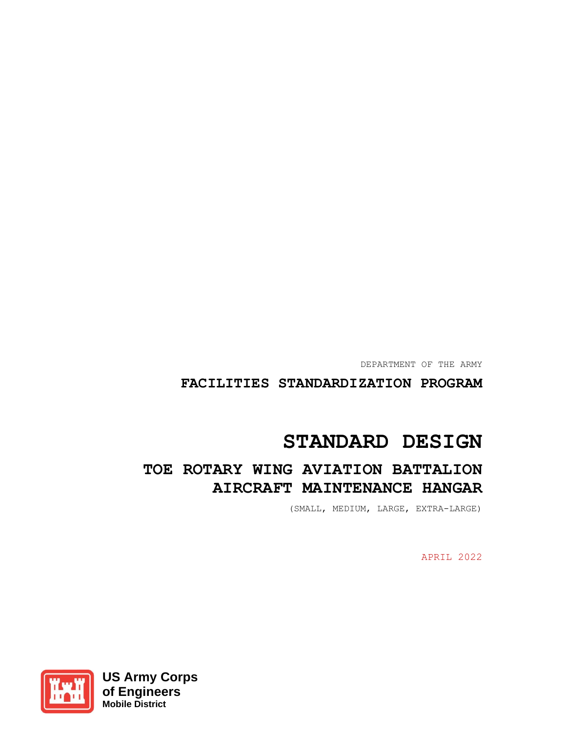DEPARTMENT OF THE ARMY

**FACILITIES STANDARDIZATION PROGRAM**

# STANDARD DESIGN

## TOE ROTARY WING AVIATION BATTALION AIRCRAFT MAINTENANCE HANGAR

(SMALL, MEDIUM, LARGE, EXTRA-LARGE)

APRIL 2022

**US Army Corps of Engineers**
**Mobile District**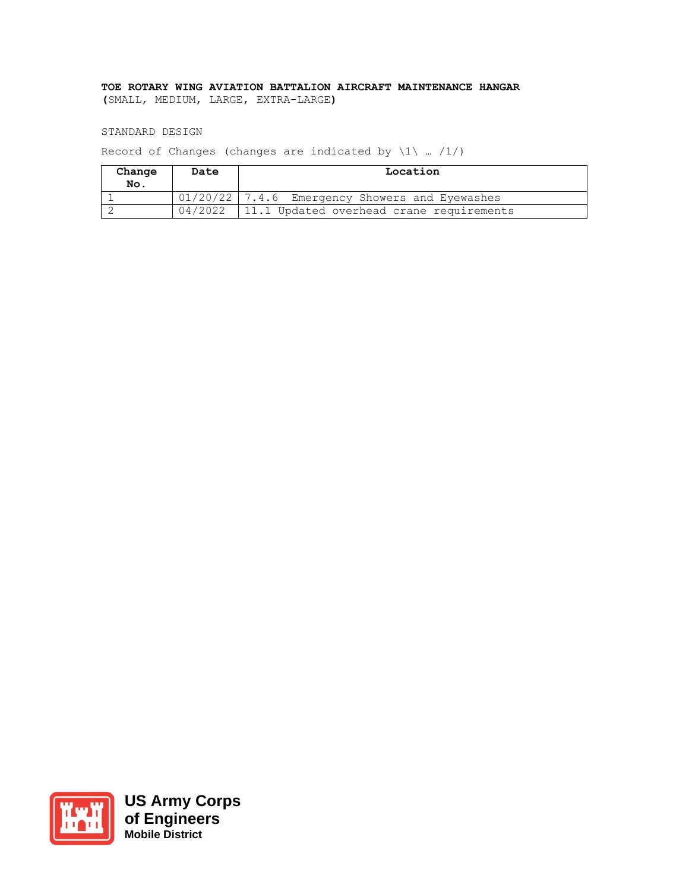**TOE ROTARY WING AVIATION BATTALION AIRCRAFT MAINTENANCE HANGAR**
**(**SMALL, MEDIUM, LARGE, EXTRA-LARGE**)**

STANDARD DESIGN

Record of Changes (changes are indicated by \1\ … /1/)

| Change No. | Date | Location |
|---|---|---|
| 1 | 01/20/22 | 7.4.6 Emergency Showers and Eyewashes |
| 2 | 04/2022 | 11.1 Updated overhead crane requirements |

US Army Corps of Engineers
Mobile District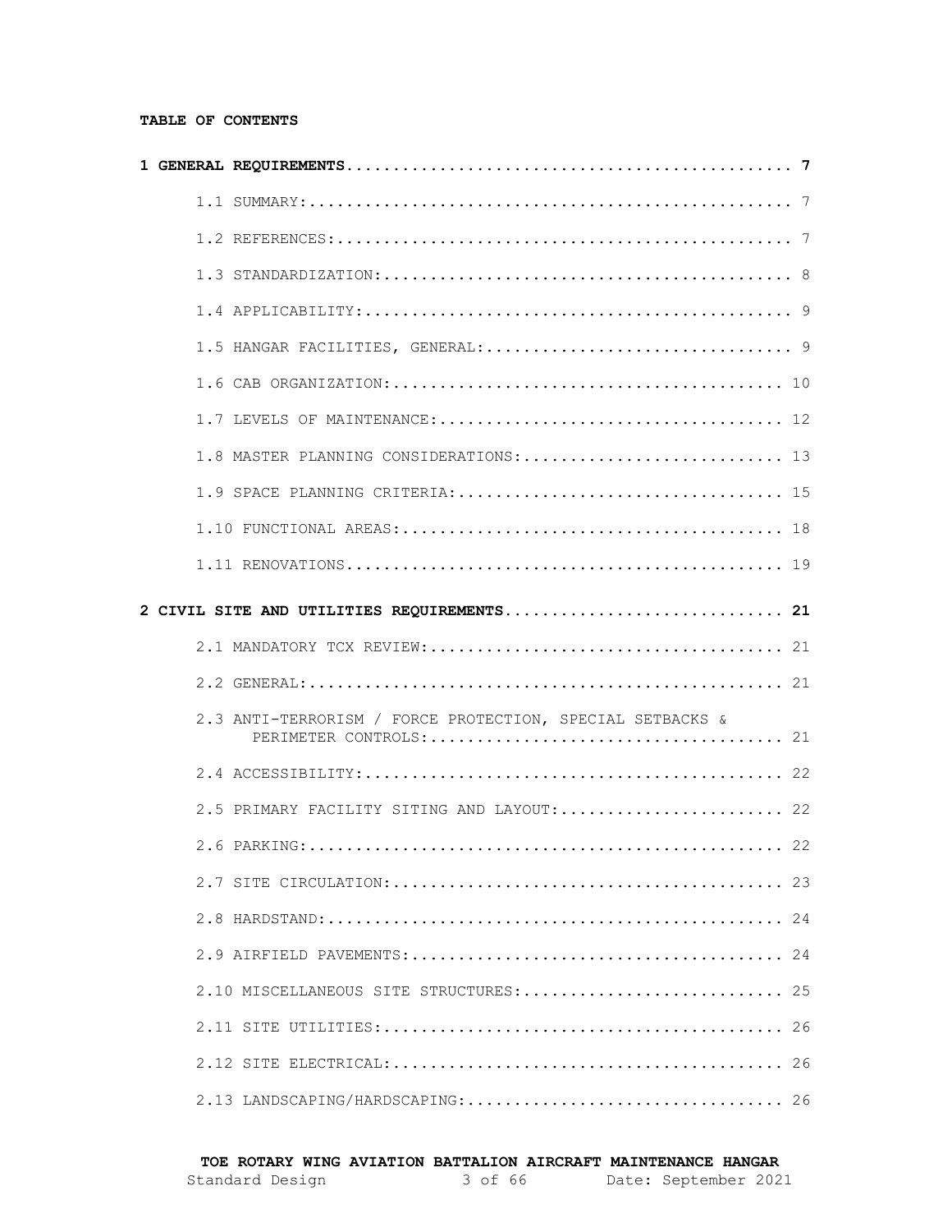**TABLE OF CONTENTS**

**1 GENERAL REQUIREMENTS................................................ 7**

1.1 SUMMARY:.................................................... 7

1.2 REFERENCES:................................................. 7

1.3 STANDARDIZATION:............................................ 8

1.4 APPLICABILITY:.............................................. 9

1.5 HANGAR FACILITIES, GENERAL:................................. 9

1.6 CAB ORGANIZATION:.......................................... 10

1.7 LEVELS OF MAINTENANCE:..................................... 12

1.8 MASTER PLANNING CONSIDERATIONS:............................ 13

1.9 SPACE PLANNING CRITERIA:................................... 15

1.10 FUNCTIONAL AREAS:......................................... 18

1.11 RENOVATIONS............................................... 19

**2 CIVIL SITE AND UTILITIES REQUIREMENTS.............................. 21**

2.1 MANDATORY TCX REVIEW:...................................... 21

2.2 GENERAL:................................................... 21

2.3 ANTI-TERRORISM / FORCE PROTECTION, SPECIAL SETBACKS & PERIMETER CONTROLS:....................................... 21

2.4 ACCESSIBILITY:............................................. 22

2.5 PRIMARY FACILITY SITING AND LAYOUT:........................ 22

2.6 PARKING:................................................... 22

2.7 SITE CIRCULATION:.......................................... 23

2.8 HARDSTAND:................................................. 24

2.9 AIRFIELD PAVEMENTS:........................................ 24

2.10 MISCELLANEOUS SITE STRUCTURES:............................ 25

2.11 SITE UTILITIES:........................................... 26

2.12 SITE ELECTRICAL:.......................................... 26

2.13 LANDSCAPING/HARDSCAPING:.................................. 26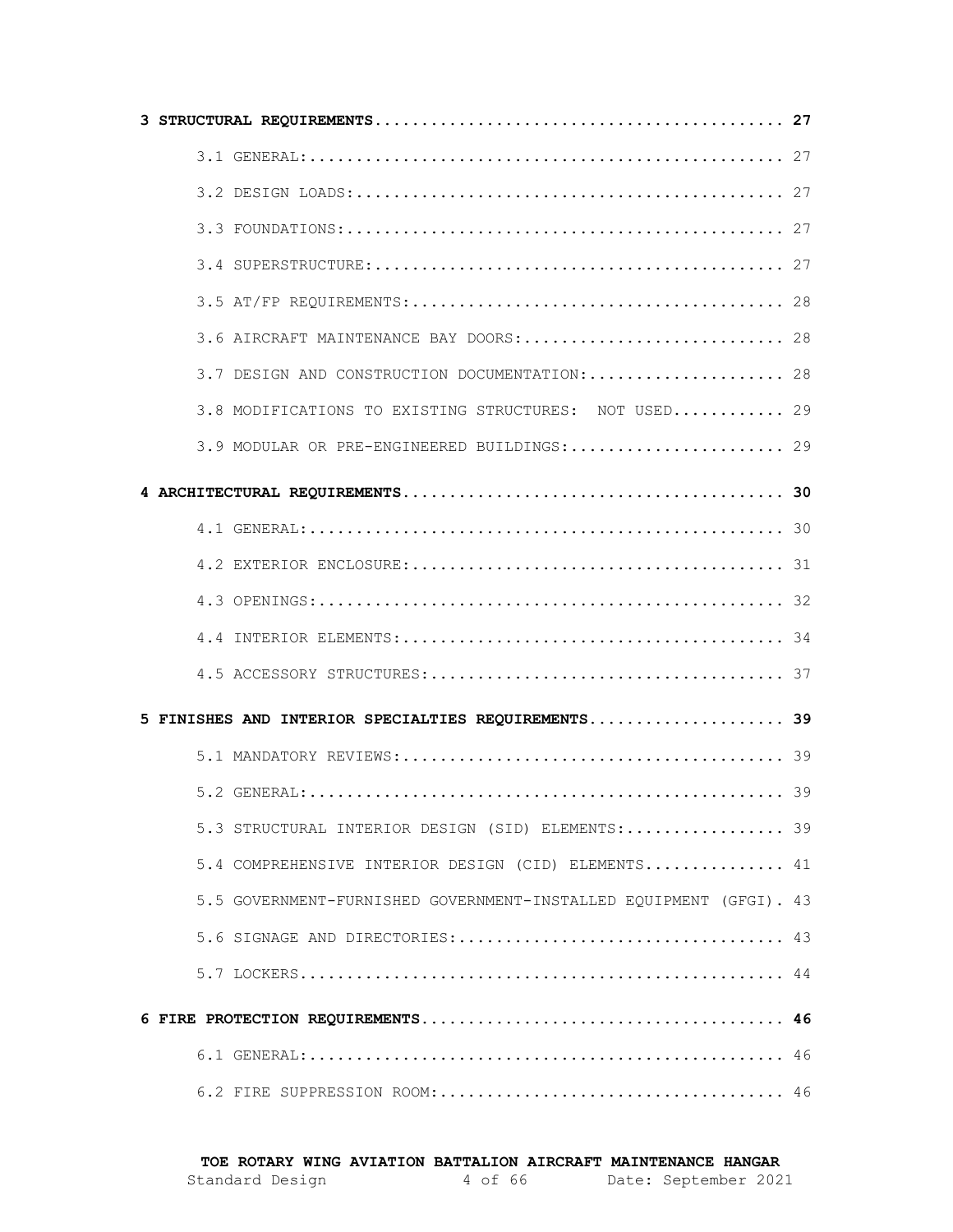**3 STRUCTURAL REQUIREMENTS............................................ 27**

3.1 GENERAL:................................................... 27

3.2 DESIGN LOADS:.............................................. 27

3.3 FOUNDATIONS:............................................... 27

3.4 SUPERSTRUCTURE:............................................ 27

3.5 AT/FP REQUIREMENTS:........................................ 28

3.6 AIRCRAFT MAINTENANCE BAY DOORS:............................ 28

3.7 DESIGN AND CONSTRUCTION DOCUMENTATION:..................... 28

3.8 MODIFICATIONS TO EXISTING STRUCTURES: NOT USED............ 29

3.9 MODULAR OR PRE-ENGINEERED BUILDINGS:....................... 29

**4 ARCHITECTURAL REQUIREMENTS......................................... 30**

4.1 GENERAL:................................................... 30

4.2 EXTERIOR ENCLOSURE:........................................ 31

4.3 OPENINGS:.................................................. 32

4.4 INTERIOR ELEMENTS:......................................... 34

4.5 ACCESSORY STRUCTURES:...................................... 37

**5 FINISHES AND INTERIOR SPECIALTIES REQUIREMENTS..................... 39**

5.1 MANDATORY REVIEWS:......................................... 39

5.2 GENERAL:................................................... 39

5.3 STRUCTURAL INTERIOR DESIGN (SID) ELEMENTS:................. 39

5.4 COMPREHENSIVE INTERIOR DESIGN (CID) ELEMENTS............... 41

5.5 GOVERNMENT-FURNISHED GOVERNMENT-INSTALLED EQUIPMENT (GFGI). 43

5.6 SIGNAGE AND DIRECTORIES:................................... 43

5.7 LOCKERS.................................................... 44

**6 FIRE PROTECTION REQUIREMENTS....................................... 46**

6.1 GENERAL:................................................... 46

6.2 FIRE SUPPRESSION ROOM:..................................... 46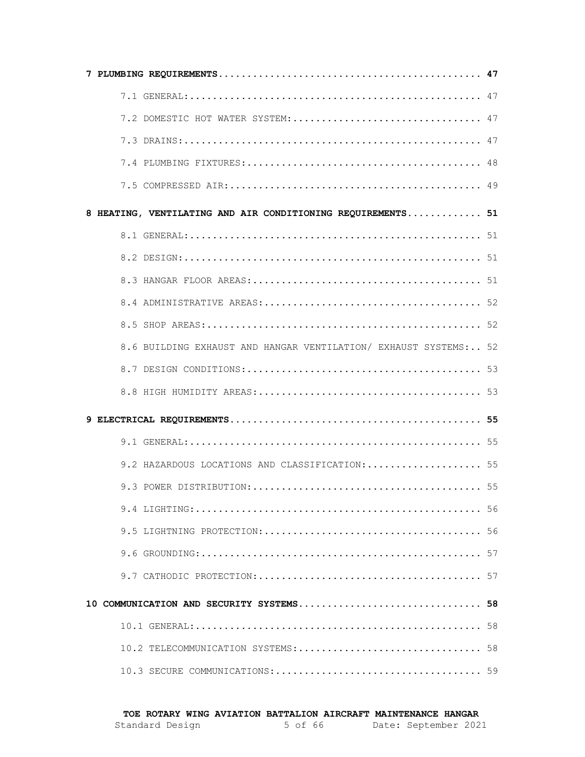**7 PLUMBING REQUIREMENTS............................................. 47**

7.1 GENERAL:.................................................... 47

7.2 DOMESTIC HOT WATER SYSTEM:................................. 47

7.3 DRAINS:..................................................... 47

7.4 PLUMBING FIXTURES:......................................... 48

7.5 COMPRESSED AIR:............................................ 49

**8 HEATING, VENTILATING AND AIR CONDITIONING REQUIREMENTS............. 51**

8.1 GENERAL:.................................................... 51

8.2 DESIGN:..................................................... 51

8.3 HANGAR FLOOR AREAS:........................................ 51

8.4 ADMINISTRATIVE AREAS:...................................... 52

8.5 SHOP AREAS:................................................ 52

8.6 BUILDING EXHAUST AND HANGAR VENTILATION/ EXHAUST SYSTEMS:.. 52

8.7 DESIGN CONDITIONS:......................................... 53

8.8 HIGH HUMIDITY AREAS:....................................... 53

**9 ELECTRICAL REQUIREMENTS............................................ 55**

9.1 GENERAL:................................................... 55

9.2 HAZARDOUS LOCATIONS AND CLASSIFICATION:.................... 55

9.3 POWER DISTRIBUTION:........................................ 55

9.4 LIGHTING:.................................................. 56

9.5 LIGHTNING PROTECTION:...................................... 56

9.6 GROUNDING:................................................. 57

9.7 CATHODIC PROTECTION:....................................... 57

**10 COMMUNICATION AND SECURITY SYSTEMS................................ 58**

10.1 GENERAL:.................................................. 58

10.2 TELECOMMUNICATION SYSTEMS:................................ 58

10.3 SECURE COMMUNICATIONS:.................................... 59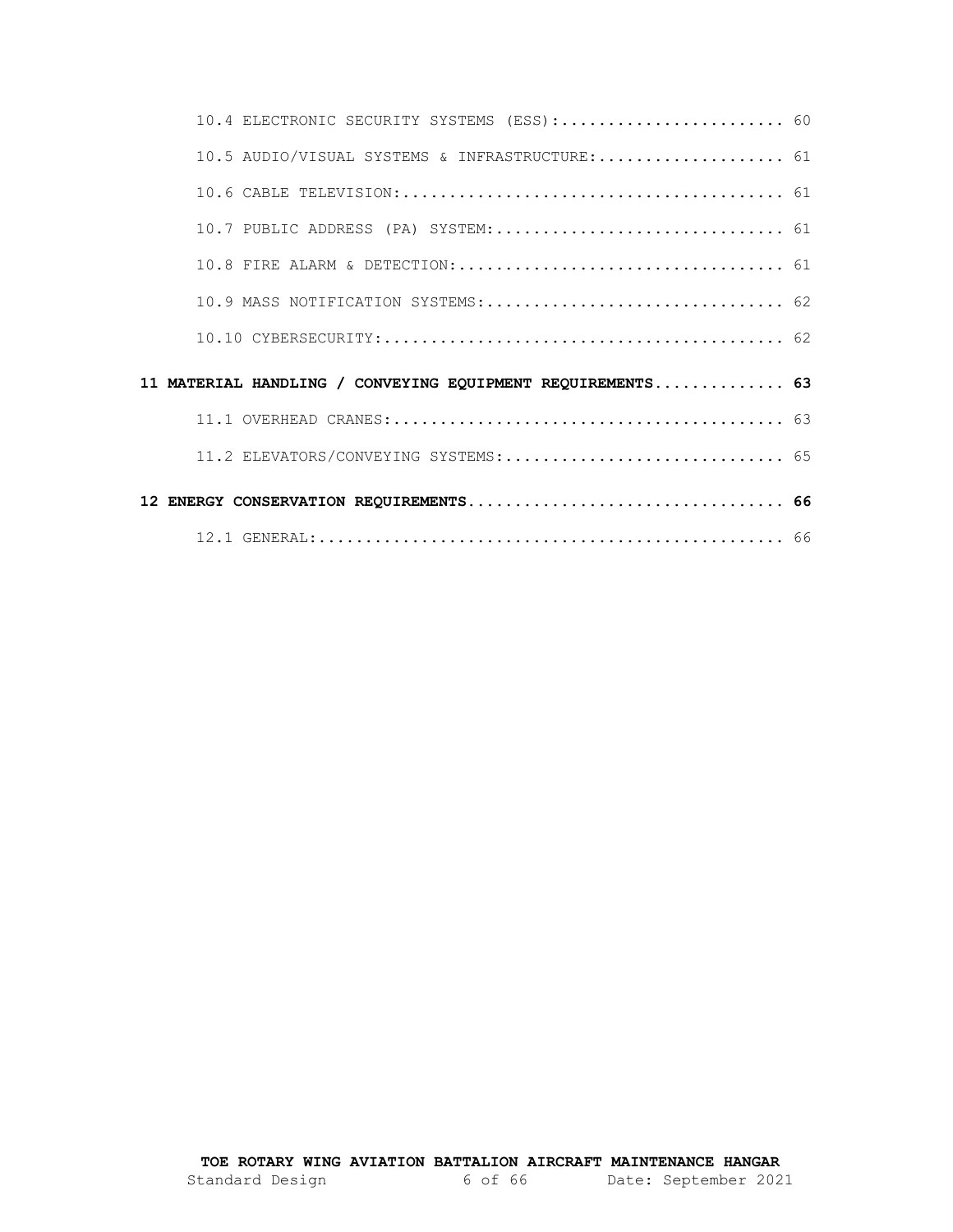10.4 ELECTRONIC SECURITY SYSTEMS (ESS):........................ 60

10.5 AUDIO/VISUAL SYSTEMS & INFRASTRUCTURE:.................... 61

10.6 CABLE TELEVISION:......................................... 61

10.7 PUBLIC ADDRESS (PA) SYSTEM:............................... 61

10.8 FIRE ALARM & DETECTION:................................... 61

10.9 MASS NOTIFICATION SYSTEMS:................................ 62

10.10 CYBERSECURITY:........................................... 62

**11 MATERIAL HANDLING / CONVEYING EQUIPMENT REQUIREMENTS............. 63**

11.1 OVERHEAD CRANES:.......................................... 63

11.2 ELEVATORS/CONVEYING SYSTEMS:.............................. 65

**12 ENERGY CONSERVATION REQUIREMENTS.................................. 66**

12.1 GENERAL:.................................................. 66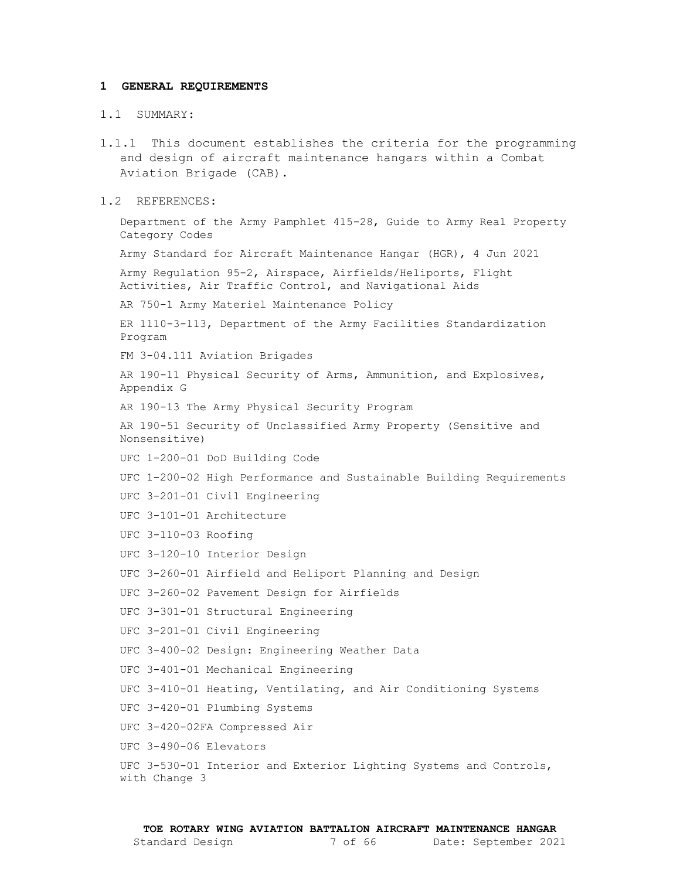# 1 GENERAL REQUIREMENTS

## 1.1 SUMMARY:

1.1.1 This document establishes the criteria for the programming and design of aircraft maintenance hangars within a Combat Aviation Brigade (CAB).

## 1.2 REFERENCES:

Department of the Army Pamphlet 415-28, Guide to Army Real Property Category Codes

Army Standard for Aircraft Maintenance Hangar (HGR), 4 Jun 2021

Army Regulation 95-2, Airspace, Airfields/Heliports, Flight Activities, Air Traffic Control, and Navigational Aids

AR 750-1 Army Materiel Maintenance Policy

ER 1110-3-113, Department of the Army Facilities Standardization Program

FM 3-04.111 Aviation Brigades

AR 190-11 Physical Security of Arms, Ammunition, and Explosives, Appendix G

AR 190-13 The Army Physical Security Program

AR 190-51 Security of Unclassified Army Property (Sensitive and Nonsensitive)

UFC 1-200-01 DoD Building Code

UFC 1-200-02 High Performance and Sustainable Building Requirements

UFC 3-201-01 Civil Engineering

UFC 3-101-01 Architecture

UFC 3-110-03 Roofing

UFC 3-120-10 Interior Design

UFC 3-260-01 Airfield and Heliport Planning and Design

UFC 3-260-02 Pavement Design for Airfields

UFC 3-301-01 Structural Engineering

UFC 3-201-01 Civil Engineering

UFC 3-400-02 Design: Engineering Weather Data

UFC 3-401-01 Mechanical Engineering

UFC 3-410-01 Heating, Ventilating, and Air Conditioning Systems

UFC 3-420-01 Plumbing Systems

UFC 3-420-02FA Compressed Air

UFC 3-490-06 Elevators

UFC 3-530-01 Interior and Exterior Lighting Systems and Controls, with Change 3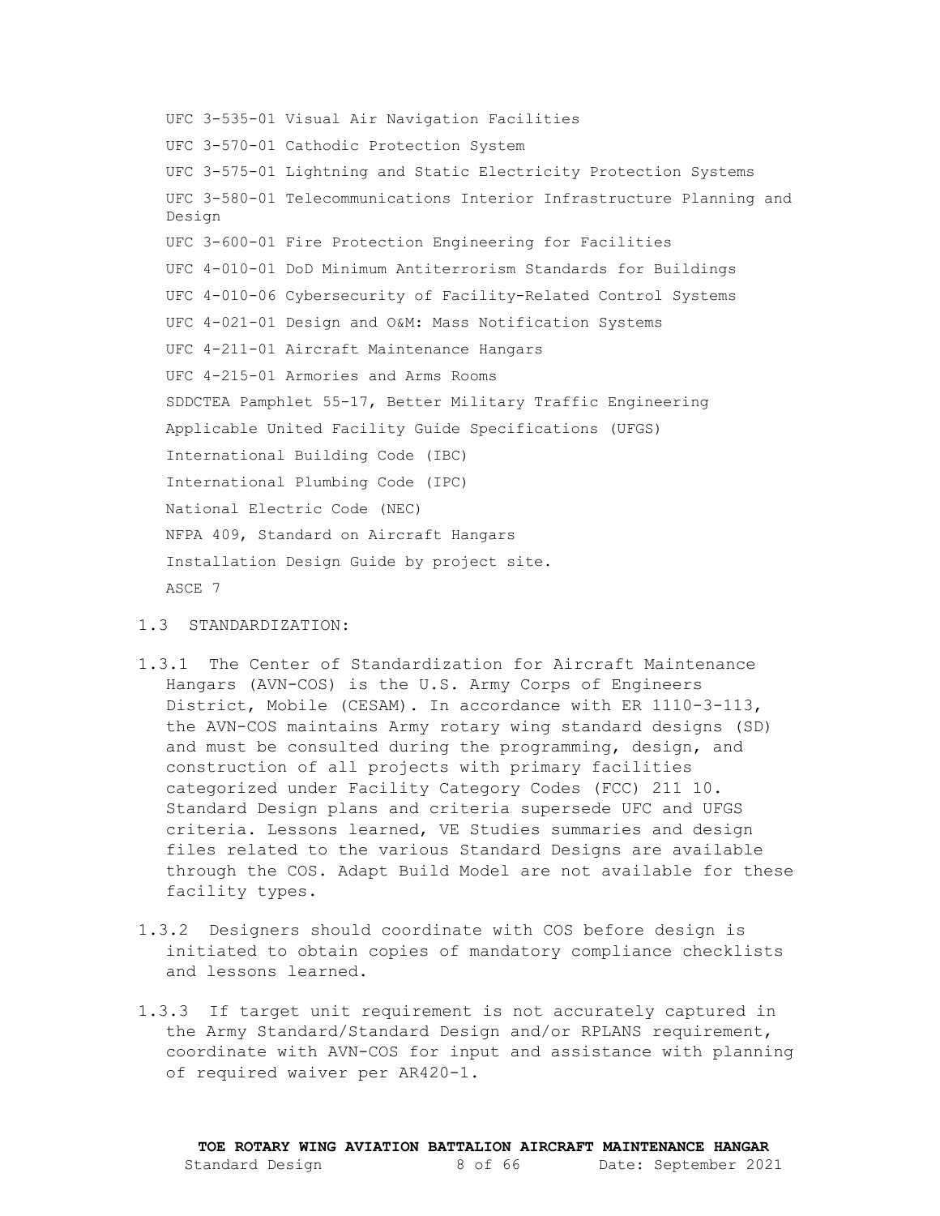UFC 3-535-01 Visual Air Navigation Facilities

UFC 3-570-01 Cathodic Protection System

UFC 3-575-01 Lightning and Static Electricity Protection Systems

UFC 3-580-01 Telecommunications Interior Infrastructure Planning and Design

UFC 3-600-01 Fire Protection Engineering for Facilities

UFC 4-010-01 DoD Minimum Antiterrorism Standards for Buildings

UFC 4-010-06 Cybersecurity of Facility-Related Control Systems

UFC 4-021-01 Design and O&M: Mass Notification Systems

UFC 4-211-01 Aircraft Maintenance Hangars

UFC 4-215-01 Armories and Arms Rooms

SDDCTEA Pamphlet 55-17, Better Military Traffic Engineering

Applicable United Facility Guide Specifications (UFGS)

International Building Code (IBC)

International Plumbing Code (IPC)

National Electric Code (NEC)

NFPA 409, Standard on Aircraft Hangars

Installation Design Guide by project site.

ASCE 7

## 1.3 STANDARDIZATION:

1.3.1 The Center of Standardization for Aircraft Maintenance Hangars (AVN-COS) is the U.S. Army Corps of Engineers District, Mobile (CESAM). In accordance with ER 1110-3-113, the AVN-COS maintains Army rotary wing standard designs (SD) and must be consulted during the programming, design, and construction of all projects with primary facilities categorized under Facility Category Codes (FCC) 211 10. Standard Design plans and criteria supersede UFC and UFGS criteria. Lessons learned, VE Studies summaries and design files related to the various Standard Designs are available through the COS. Adapt Build Model are not available for these facility types.

1.3.2 Designers should coordinate with COS before design is initiated to obtain copies of mandatory compliance checklists and lessons learned.

1.3.3 If target unit requirement is not accurately captured in the Army Standard/Standard Design and/or RPLANS requirement, coordinate with AVN-COS for input and assistance with planning of required waiver per AR420-1.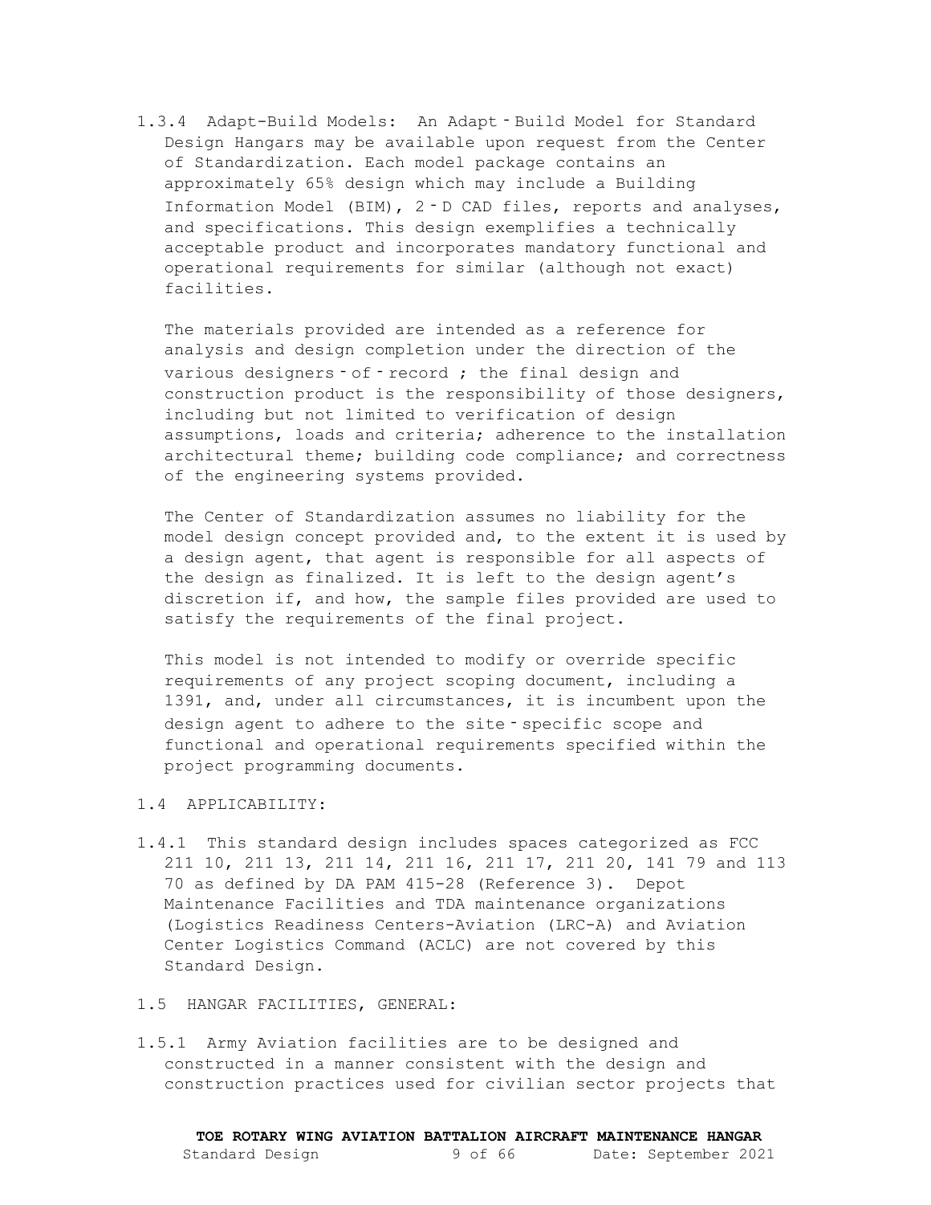1.3.4 Adapt-Build Models: An Adapt‑Build Model for Standard Design Hangars may be available upon request from the Center of Standardization. Each model package contains an approximately 65% design which may include a Building Information Model (BIM), 2‑D CAD files, reports and analyses, and specifications. This design exemplifies a technically acceptable product and incorporates mandatory functional and operational requirements for similar (although not exact) facilities.

The materials provided are intended as a reference for analysis and design completion under the direction of the various designers‑of‑record ; the final design and construction product is the responsibility of those designers, including but not limited to verification of design assumptions, loads and criteria; adherence to the installation architectural theme; building code compliance; and correctness of the engineering systems provided.

The Center of Standardization assumes no liability for the model design concept provided and, to the extent it is used by a design agent, that agent is responsible for all aspects of the design as finalized. It is left to the design agent's discretion if, and how, the sample files provided are used to satisfy the requirements of the final project.

This model is not intended to modify or override specific requirements of any project scoping document, including a 1391, and, under all circumstances, it is incumbent upon the design agent to adhere to the site‑specific scope and functional and operational requirements specified within the project programming documents.

## 1.4 APPLICABILITY:

1.4.1 This standard design includes spaces categorized as FCC 211 10, 211 13, 211 14, 211 16, 211 17, 211 20, 141 79 and 113 70 as defined by DA PAM 415-28 (Reference 3). Depot Maintenance Facilities and TDA maintenance organizations (Logistics Readiness Centers-Aviation (LRC-A) and Aviation Center Logistics Command (ACLC) are not covered by this Standard Design.

## 1.5 HANGAR FACILITIES, GENERAL:

1.5.1 Army Aviation facilities are to be designed and constructed in a manner consistent with the design and construction practices used for civilian sector projects that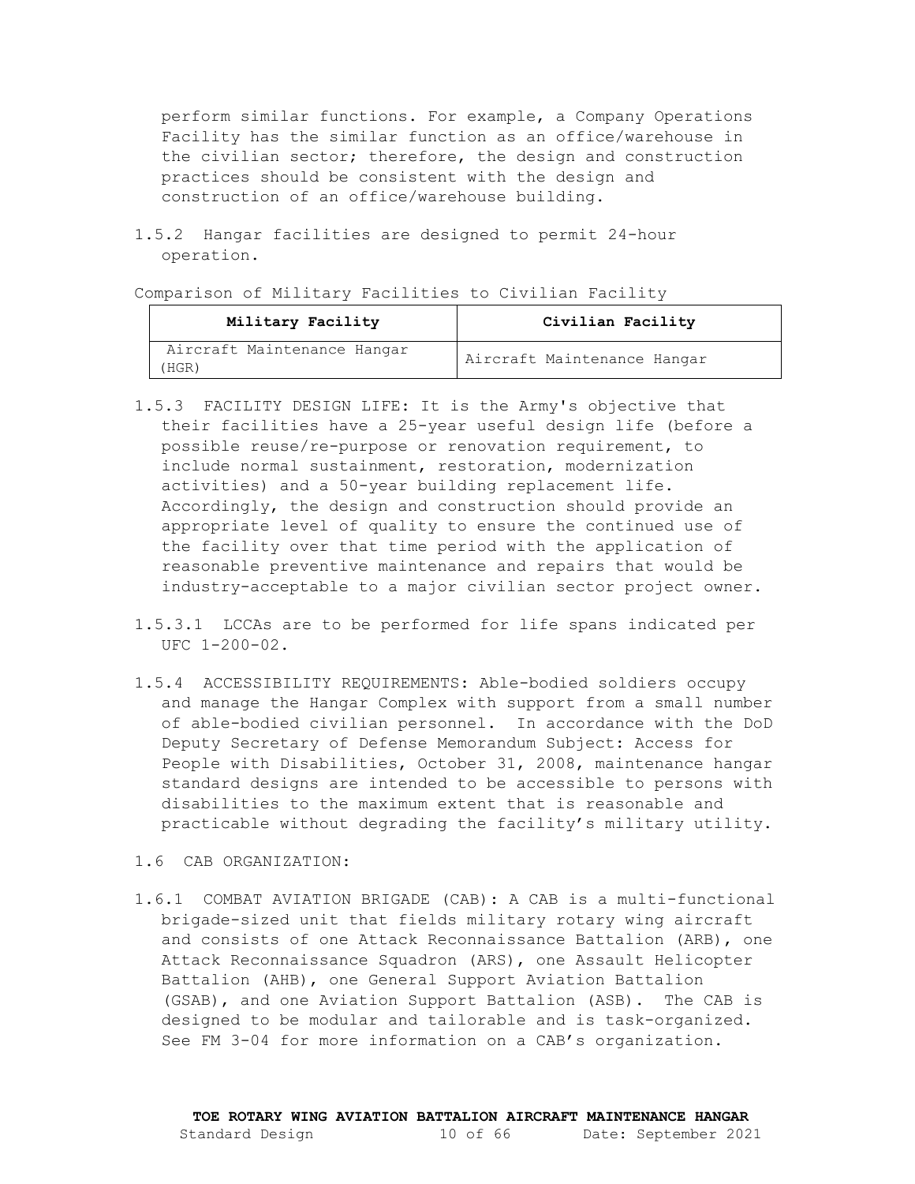perform similar functions. For example, a Company Operations Facility has the similar function as an office/warehouse in the civilian sector; therefore, the design and construction practices should be consistent with the design and construction of an office/warehouse building.

1.5.2 Hangar facilities are designed to permit 24-hour operation.

Comparison of Military Facilities to Civilian Facility

| Military Facility | Civilian Facility |
|---|---|
| Aircraft Maintenance Hangar (HGR) | Aircraft Maintenance Hangar |

1.5.3 FACILITY DESIGN LIFE: It is the Army's objective that their facilities have a 25-year useful design life (before a possible reuse/re-purpose or renovation requirement, to include normal sustainment, restoration, modernization activities) and a 50-year building replacement life. Accordingly, the design and construction should provide an appropriate level of quality to ensure the continued use of the facility over that time period with the application of reasonable preventive maintenance and repairs that would be industry-acceptable to a major civilian sector project owner.

1.5.3.1 LCCAs are to be performed for life spans indicated per UFC 1-200-02.

1.5.4 ACCESSIBILITY REQUIREMENTS: Able-bodied soldiers occupy and manage the Hangar Complex with support from a small number of able-bodied civilian personnel. In accordance with the DoD Deputy Secretary of Defense Memorandum Subject: Access for People with Disabilities, October 31, 2008, maintenance hangar standard designs are intended to be accessible to persons with disabilities to the maximum extent that is reasonable and practicable without degrading the facility's military utility.

1.6 CAB ORGANIZATION:

1.6.1 COMBAT AVIATION BRIGADE (CAB): A CAB is a multi-functional brigade-sized unit that fields military rotary wing aircraft and consists of one Attack Reconnaissance Battalion (ARB), one Attack Reconnaissance Squadron (ARS), one Assault Helicopter Battalion (AHB), one General Support Aviation Battalion (GSAB), and one Aviation Support Battalion (ASB). The CAB is designed to be modular and tailorable and is task-organized. See FM 3-04 for more information on a CAB's organization.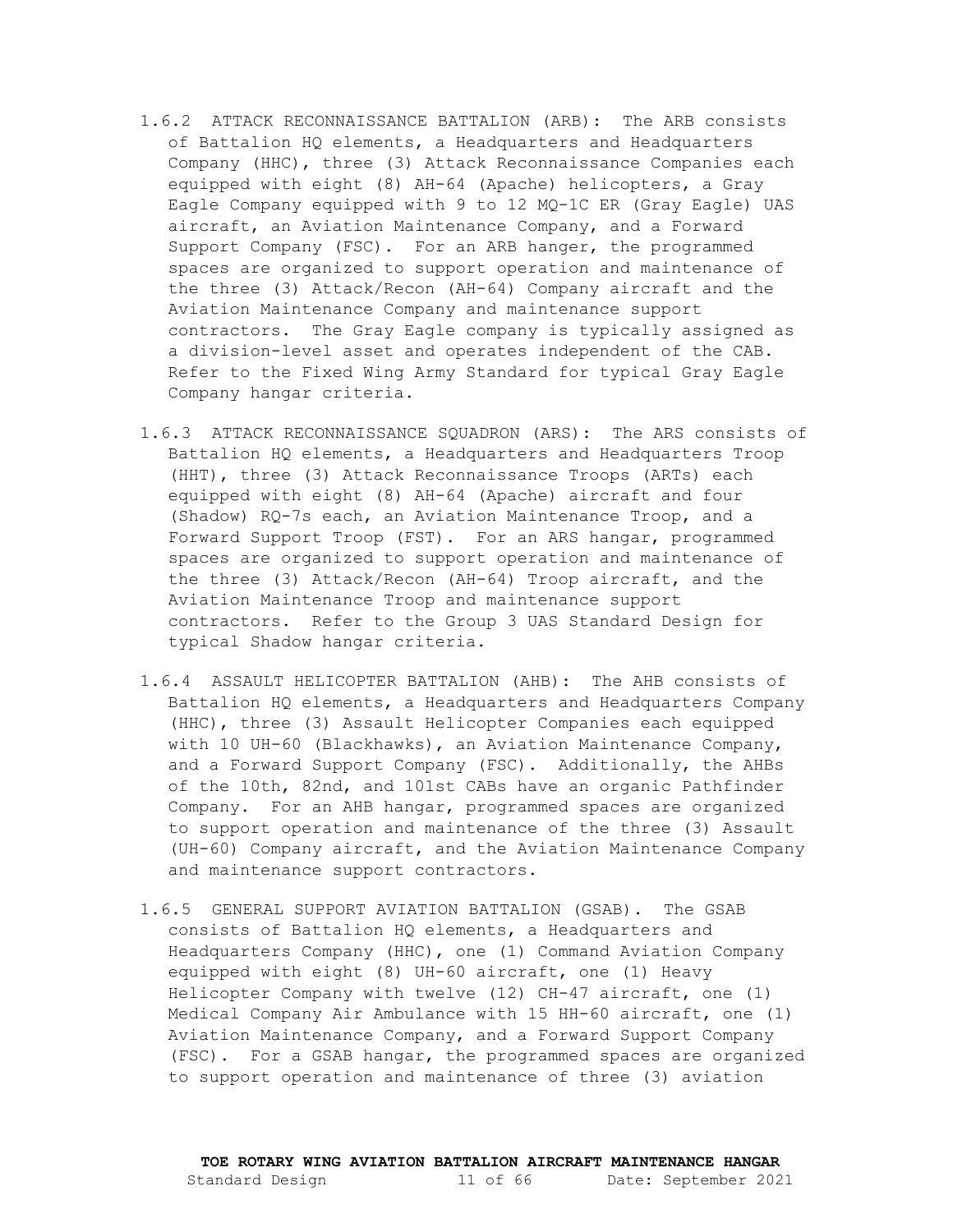1.6.2 ATTACK RECONNAISSANCE BATTALION (ARB): The ARB consists of Battalion HQ elements, a Headquarters and Headquarters Company (HHC), three (3) Attack Reconnaissance Companies each equipped with eight (8) AH-64 (Apache) helicopters, a Gray Eagle Company equipped with 9 to 12 MQ-1C ER (Gray Eagle) UAS aircraft, an Aviation Maintenance Company, and a Forward Support Company (FSC). For an ARB hanger, the programmed spaces are organized to support operation and maintenance of the three (3) Attack/Recon (AH-64) Company aircraft and the Aviation Maintenance Company and maintenance support contractors. The Gray Eagle company is typically assigned as a division-level asset and operates independent of the CAB. Refer to the Fixed Wing Army Standard for typical Gray Eagle Company hangar criteria.

1.6.3 ATTACK RECONNAISSANCE SQUADRON (ARS): The ARS consists of Battalion HQ elements, a Headquarters and Headquarters Troop (HHT), three (3) Attack Reconnaissance Troops (ARTs) each equipped with eight (8) AH-64 (Apache) aircraft and four (Shadow) RQ-7s each, an Aviation Maintenance Troop, and a Forward Support Troop (FST). For an ARS hangar, programmed spaces are organized to support operation and maintenance of the three (3) Attack/Recon (AH-64) Troop aircraft, and the Aviation Maintenance Troop and maintenance support contractors. Refer to the Group 3 UAS Standard Design for typical Shadow hangar criteria.

1.6.4 ASSAULT HELICOPTER BATTALION (AHB): The AHB consists of Battalion HQ elements, a Headquarters and Headquarters Company (HHC), three (3) Assault Helicopter Companies each equipped with 10 UH-60 (Blackhawks), an Aviation Maintenance Company, and a Forward Support Company (FSC). Additionally, the AHBs of the 10th, 82nd, and 101st CABs have an organic Pathfinder Company. For an AHB hangar, programmed spaces are organized to support operation and maintenance of the three (3) Assault (UH-60) Company aircraft, and the Aviation Maintenance Company and maintenance support contractors.

1.6.5 GENERAL SUPPORT AVIATION BATTALION (GSAB). The GSAB consists of Battalion HQ elements, a Headquarters and Headquarters Company (HHC), one (1) Command Aviation Company equipped with eight (8) UH-60 aircraft, one (1) Heavy Helicopter Company with twelve (12) CH-47 aircraft, one (1) Medical Company Air Ambulance with 15 HH-60 aircraft, one (1) Aviation Maintenance Company, and a Forward Support Company (FSC). For a GSAB hangar, the programmed spaces are organized to support operation and maintenance of three (3) aviation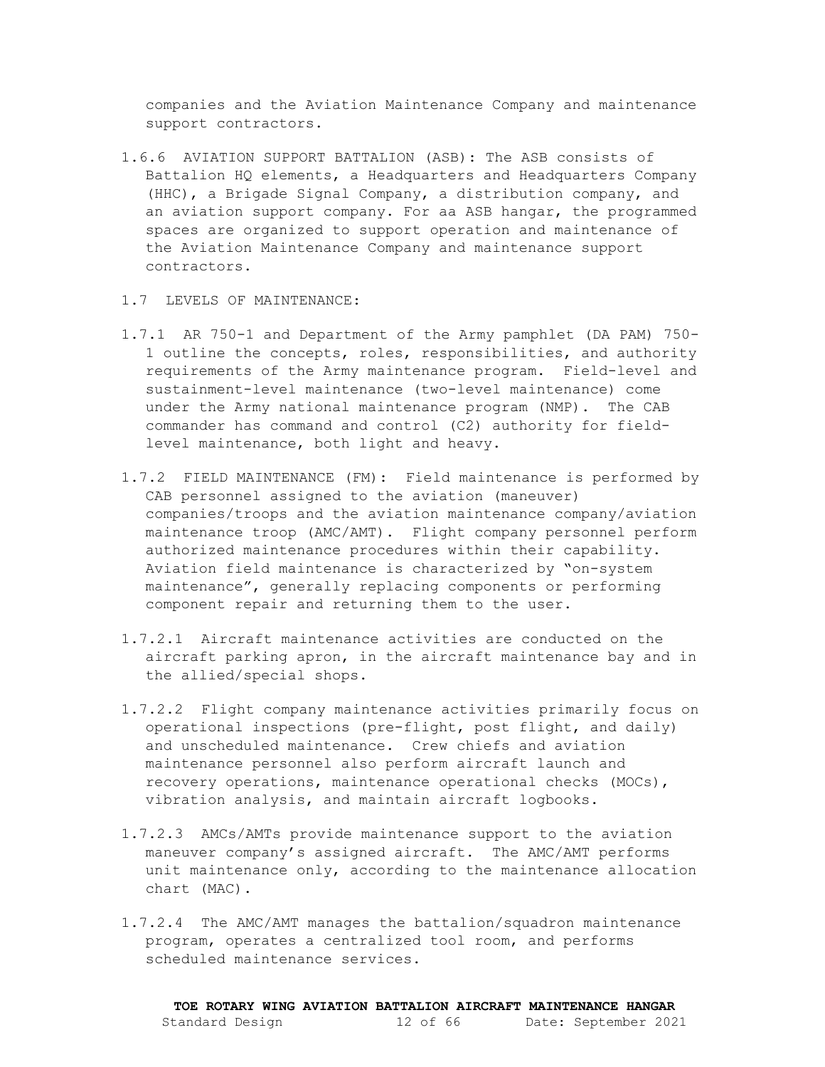companies and the Aviation Maintenance Company and maintenance support contractors.

1.6.6 AVIATION SUPPORT BATTALION (ASB): The ASB consists of Battalion HQ elements, a Headquarters and Headquarters Company (HHC), a Brigade Signal Company, a distribution company, and an aviation support company. For aa ASB hangar, the programmed spaces are organized to support operation and maintenance of the Aviation Maintenance Company and maintenance support contractors.

1.7 LEVELS OF MAINTENANCE:

1.7.1 AR 750-1 and Department of the Army pamphlet (DA PAM) 750-1 outline the concepts, roles, responsibilities, and authority requirements of the Army maintenance program. Field-level and sustainment-level maintenance (two-level maintenance) come under the Army national maintenance program (NMP). The CAB commander has command and control (C2) authority for field-level maintenance, both light and heavy.

1.7.2 FIELD MAINTENANCE (FM): Field maintenance is performed by CAB personnel assigned to the aviation (maneuver) companies/troops and the aviation maintenance company/aviation maintenance troop (AMC/AMT). Flight company personnel perform authorized maintenance procedures within their capability. Aviation field maintenance is characterized by "on-system maintenance", generally replacing components or performing component repair and returning them to the user.

1.7.2.1 Aircraft maintenance activities are conducted on the aircraft parking apron, in the aircraft maintenance bay and in the allied/special shops.

1.7.2.2 Flight company maintenance activities primarily focus on operational inspections (pre-flight, post flight, and daily) and unscheduled maintenance. Crew chiefs and aviation maintenance personnel also perform aircraft launch and recovery operations, maintenance operational checks (MOCs), vibration analysis, and maintain aircraft logbooks.

1.7.2.3 AMCs/AMTs provide maintenance support to the aviation maneuver company's assigned aircraft. The AMC/AMT performs unit maintenance only, according to the maintenance allocation chart (MAC).

1.7.2.4 The AMC/AMT manages the battalion/squadron maintenance program, operates a centralized tool room, and performs scheduled maintenance services.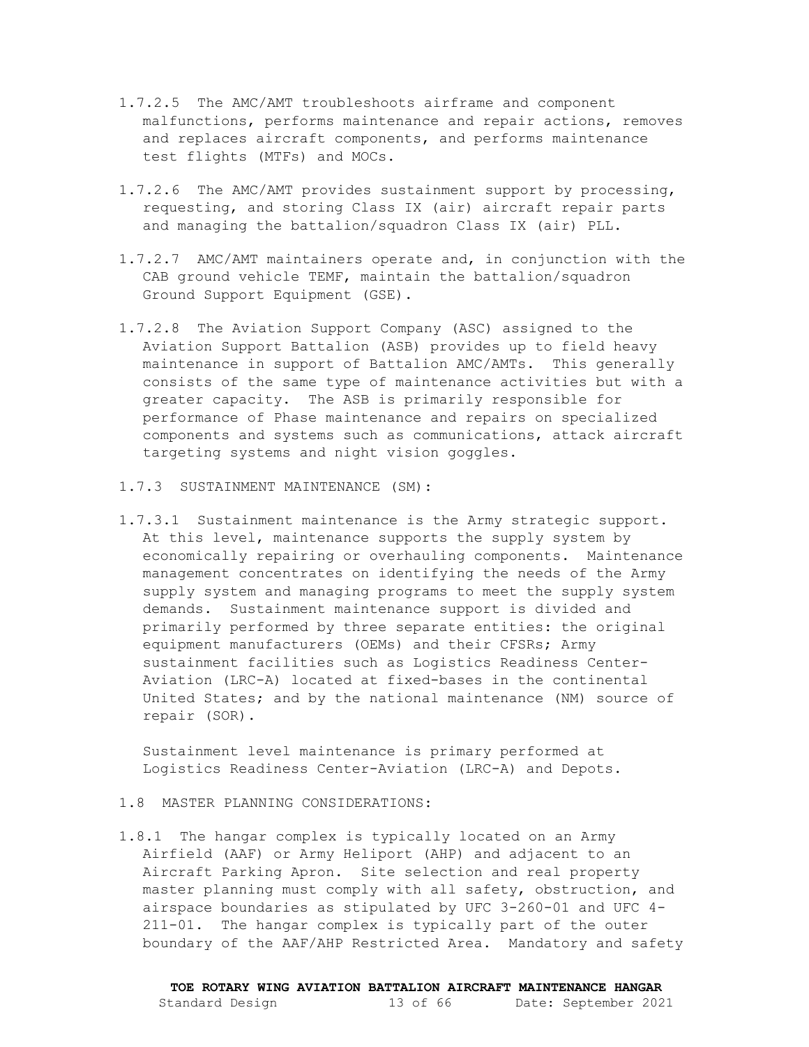1.7.2.5 The AMC/AMT troubleshoots airframe and component malfunctions, performs maintenance and repair actions, removes and replaces aircraft components, and performs maintenance test flights (MTFs) and MOCs.

1.7.2.6 The AMC/AMT provides sustainment support by processing, requesting, and storing Class IX (air) aircraft repair parts and managing the battalion/squadron Class IX (air) PLL.

1.7.2.7 AMC/AMT maintainers operate and, in conjunction with the CAB ground vehicle TEMF, maintain the battalion/squadron Ground Support Equipment (GSE).

1.7.2.8 The Aviation Support Company (ASC) assigned to the Aviation Support Battalion (ASB) provides up to field heavy maintenance in support of Battalion AMC/AMTs. This generally consists of the same type of maintenance activities but with a greater capacity. The ASB is primarily responsible for performance of Phase maintenance and repairs on specialized components and systems such as communications, attack aircraft targeting systems and night vision goggles.

1.7.3 SUSTAINMENT MAINTENANCE (SM):

1.7.3.1 Sustainment maintenance is the Army strategic support. At this level, maintenance supports the supply system by economically repairing or overhauling components. Maintenance management concentrates on identifying the needs of the Army supply system and managing programs to meet the supply system demands. Sustainment maintenance support is divided and primarily performed by three separate entities: the original equipment manufacturers (OEMs) and their CFSRs; Army sustainment facilities such as Logistics Readiness Center-Aviation (LRC-A) located at fixed-bases in the continental United States; and by the national maintenance (NM) source of repair (SOR).

Sustainment level maintenance is primary performed at Logistics Readiness Center-Aviation (LRC-A) and Depots.

1.8 MASTER PLANNING CONSIDERATIONS:

1.8.1 The hangar complex is typically located on an Army Airfield (AAF) or Army Heliport (AHP) and adjacent to an Aircraft Parking Apron. Site selection and real property master planning must comply with all safety, obstruction, and airspace boundaries as stipulated by UFC 3-260-01 and UFC 4-211-01. The hangar complex is typically part of the outer boundary of the AAF/AHP Restricted Area. Mandatory and safety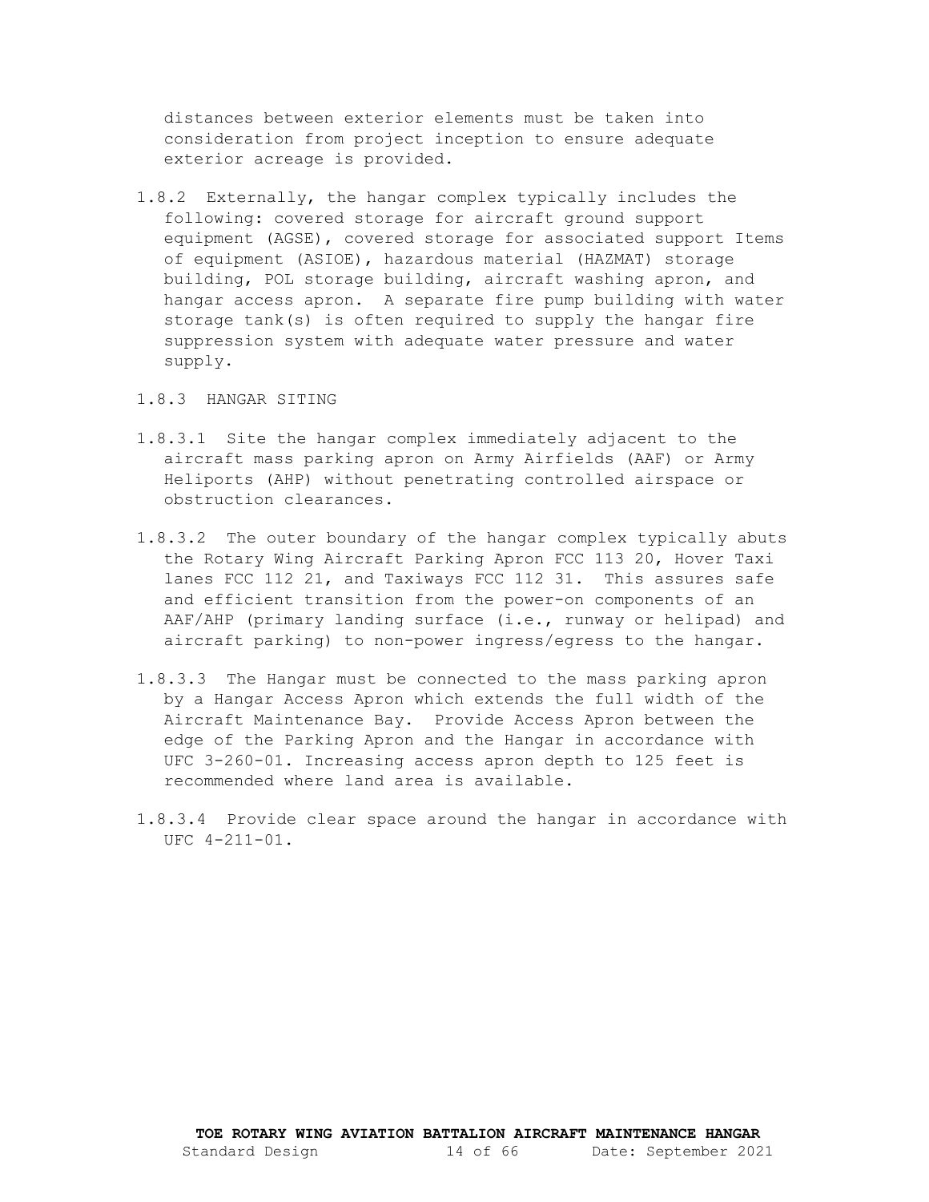distances between exterior elements must be taken into consideration from project inception to ensure adequate exterior acreage is provided.

1.8.2 Externally, the hangar complex typically includes the following: covered storage for aircraft ground support equipment (AGSE), covered storage for associated support Items of equipment (ASIOE), hazardous material (HAZMAT) storage building, POL storage building, aircraft washing apron, and hangar access apron. A separate fire pump building with water storage tank(s) is often required to supply the hangar fire suppression system with adequate water pressure and water supply.

1.8.3 HANGAR SITING

1.8.3.1 Site the hangar complex immediately adjacent to the aircraft mass parking apron on Army Airfields (AAF) or Army Heliports (AHP) without penetrating controlled airspace or obstruction clearances.

1.8.3.2 The outer boundary of the hangar complex typically abuts the Rotary Wing Aircraft Parking Apron FCC 113 20, Hover Taxi lanes FCC 112 21, and Taxiways FCC 112 31. This assures safe and efficient transition from the power-on components of an AAF/AHP (primary landing surface (i.e., runway or helipad) and aircraft parking) to non-power ingress/egress to the hangar.

1.8.3.3 The Hangar must be connected to the mass parking apron by a Hangar Access Apron which extends the full width of the Aircraft Maintenance Bay. Provide Access Apron between the edge of the Parking Apron and the Hangar in accordance with UFC 3-260-01. Increasing access apron depth to 125 feet is recommended where land area is available.

1.8.3.4 Provide clear space around the hangar in accordance with UFC 4-211-01.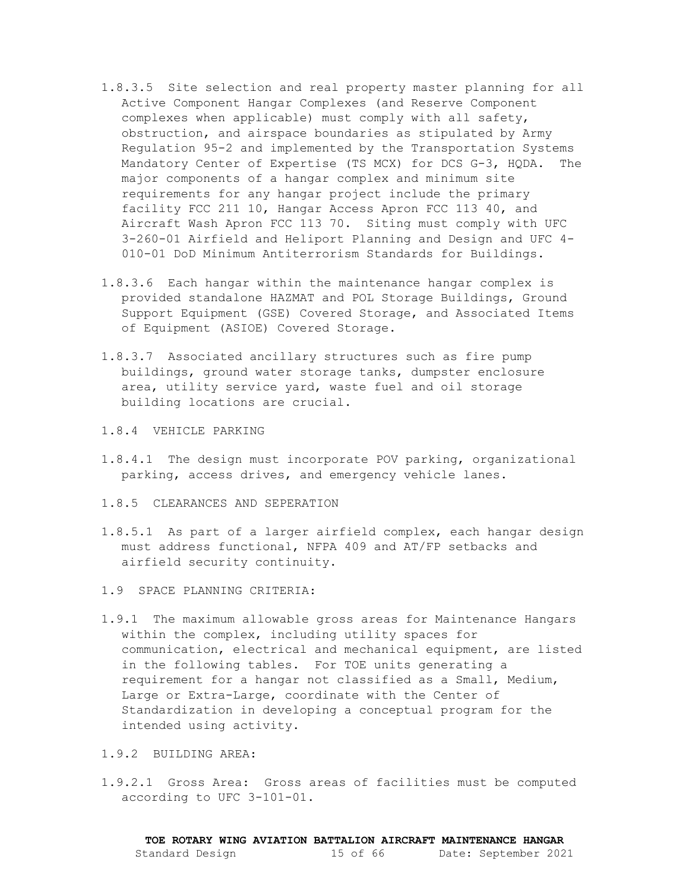1.8.3.5 Site selection and real property master planning for all Active Component Hangar Complexes (and Reserve Component complexes when applicable) must comply with all safety, obstruction, and airspace boundaries as stipulated by Army Regulation 95-2 and implemented by the Transportation Systems Mandatory Center of Expertise (TS MCX) for DCS G-3, HQDA. The major components of a hangar complex and minimum site requirements for any hangar project include the primary facility FCC 211 10, Hangar Access Apron FCC 113 40, and Aircraft Wash Apron FCC 113 70. Siting must comply with UFC 3-260-01 Airfield and Heliport Planning and Design and UFC 4-010-01 DoD Minimum Antiterrorism Standards for Buildings.

1.8.3.6 Each hangar within the maintenance hangar complex is provided standalone HAZMAT and POL Storage Buildings, Ground Support Equipment (GSE) Covered Storage, and Associated Items of Equipment (ASIOE) Covered Storage.

1.8.3.7 Associated ancillary structures such as fire pump buildings, ground water storage tanks, dumpster enclosure area, utility service yard, waste fuel and oil storage building locations are crucial.

1.8.4 VEHICLE PARKING

1.8.4.1 The design must incorporate POV parking, organizational parking, access drives, and emergency vehicle lanes.

1.8.5 CLEARANCES AND SEPERATION

1.8.5.1 As part of a larger airfield complex, each hangar design must address functional, NFPA 409 and AT/FP setbacks and airfield security continuity.

1.9 SPACE PLANNING CRITERIA:

1.9.1 The maximum allowable gross areas for Maintenance Hangars within the complex, including utility spaces for communication, electrical and mechanical equipment, are listed in the following tables. For TOE units generating a requirement for a hangar not classified as a Small, Medium, Large or Extra-Large, coordinate with the Center of Standardization in developing a conceptual program for the intended using activity.

1.9.2 BUILDING AREA:

1.9.2.1 Gross Area: Gross areas of facilities must be computed according to UFC 3-101-01.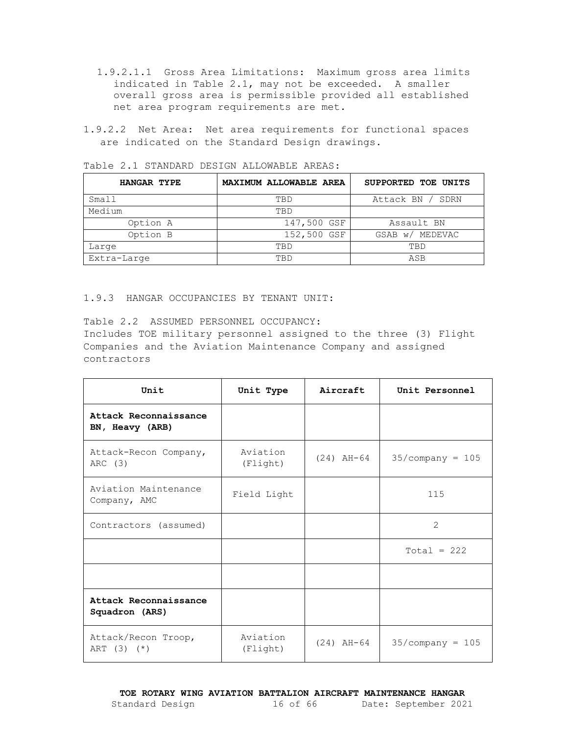1.9.2.1.1 Gross Area Limitations: Maximum gross area limits indicated in Table 2.1, may not be exceeded. A smaller overall gross area is permissible provided all established net area program requirements are met.

1.9.2.2 Net Area: Net area requirements for functional spaces are indicated on the Standard Design drawings.

Table 2.1 STANDARD DESIGN ALLOWABLE AREAS:

| HANGAR TYPE | MAXIMUM ALLOWABLE AREA | SUPPORTED TOE UNITS |
|---|---|---|
| Small | TBD | Attack BN / SDRN |
| Medium | TBD | |
| Option A | 147,500 GSF | Assault BN |
| Option B | 152,500 GSF | GSAB w/ MEDEVAC |
| Large | TBD | TBD |
| Extra-Large | TBD | ASB |

1.9.3 HANGAR OCCUPANCIES BY TENANT UNIT:

Table 2.2 ASSUMED PERSONNEL OCCUPANCY:
Includes TOE military personnel assigned to the three (3) Flight Companies and the Aviation Maintenance Company and assigned contractors

| Unit | Unit Type | Aircraft | Unit Personnel |
|---|---|---|---|
| **Attack Reconnaissance BN, Heavy (ARB)** | | | |
| Attack-Recon Company, ARC (3) | Aviation (Flight) | (24) AH-64 | 35/company = 105 |
| Aviation Maintenance Company, AMC | Field Light | | 115 |
| Contractors (assumed) | | | 2 |
| | | | Total = 222 |
| | | | |
| **Attack Reconnaissance Squadron (ARS)** | | | |
| Attack/Recon Troop, ART (3) (*) | Aviation (Flight) | (24) AH-64 | 35/company = 105 |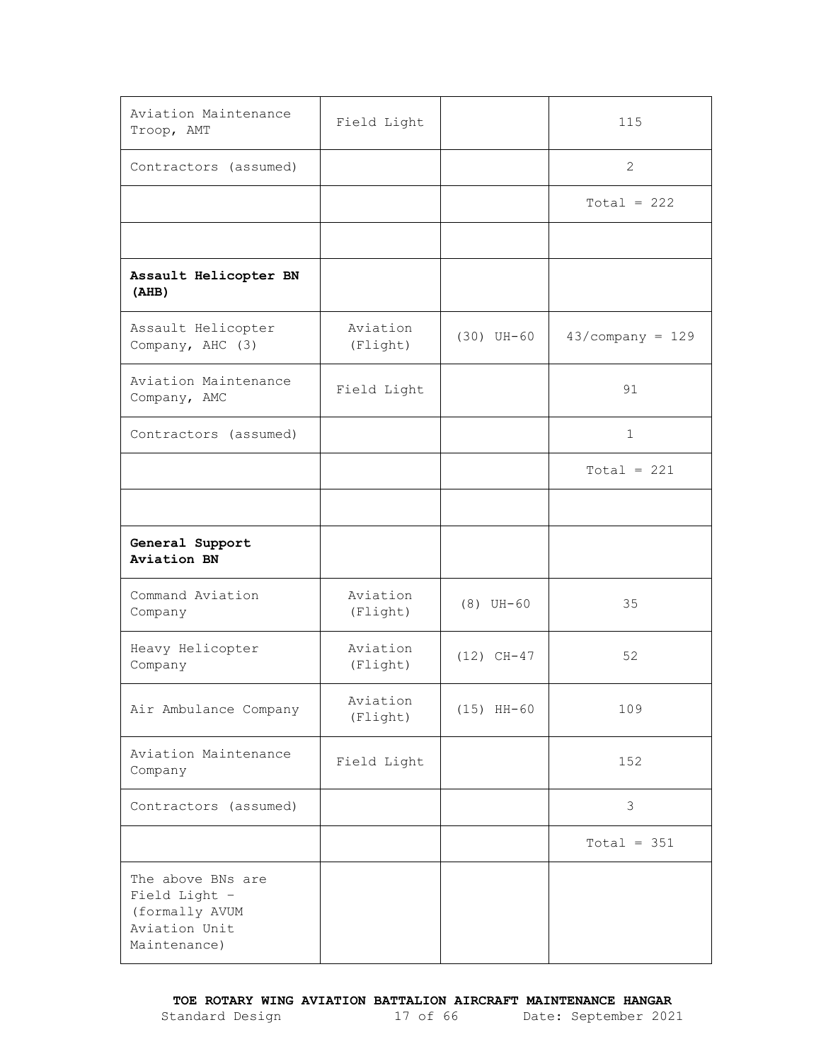| | | | |
|---|---|---|---|
| Aviation Maintenance Troop, AMT | Field Light | | 115 |
| Contractors (assumed) | | | 2 |
| | | | Total = 222 |
| | | | |
| **Assault Helicopter BN (AHB)** | | | |
| Assault Helicopter Company, AHC (3) | Aviation (Flight) | (30) UH-60 | 43/company = 129 |
| Aviation Maintenance Company, AMC | Field Light | | 91 |
| Contractors (assumed) | | | 1 |
| | | | Total = 221 |
| | | | |
| **General Support Aviation BN** | | | |
| Command Aviation Company | Aviation (Flight) | (8) UH-60 | 35 |
| Heavy Helicopter Company | Aviation (Flight) | (12) CH-47 | 52 |
| Air Ambulance Company | Aviation (Flight) | (15) HH-60 | 109 |
| Aviation Maintenance Company | Field Light | | 152 |
| Contractors (assumed) | | | 3 |
| | | | Total = 351 |
| The above BNs are Field Light – (formally AVUM Aviation Unit Maintenance) | | | |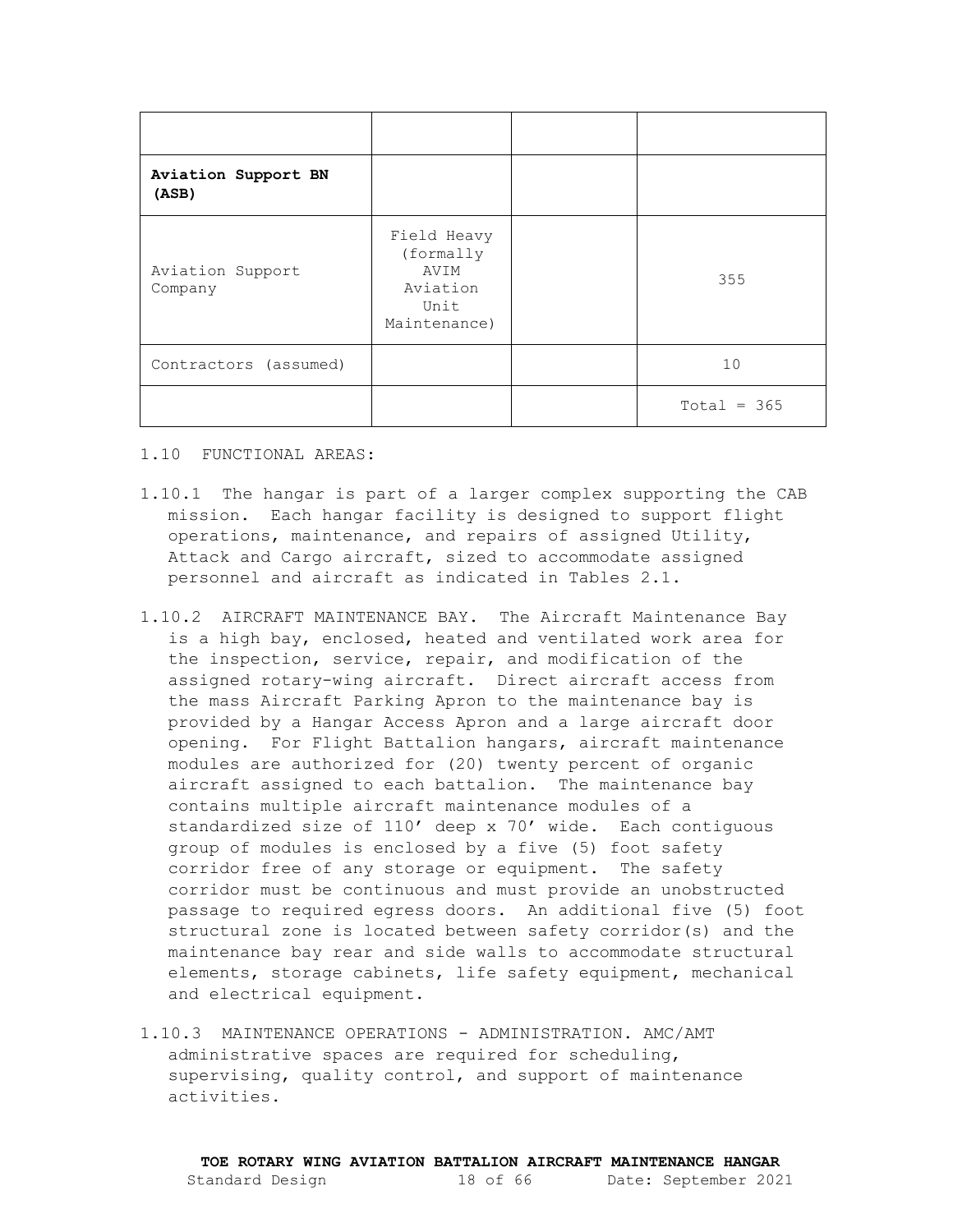| | | | |
|---|---|---|---|
| **Aviation Support BN (ASB)** | | | |
| Aviation Support Company | Field Heavy (formally AVIM Aviation Unit Maintenance) | | 355 |
| Contractors (assumed) | | | 10 |
| | | | Total = 365 |

1.10 FUNCTIONAL AREAS:

1.10.1 The hangar is part of a larger complex supporting the CAB mission. Each hangar facility is designed to support flight operations, maintenance, and repairs of assigned Utility, Attack and Cargo aircraft, sized to accommodate assigned personnel and aircraft as indicated in Tables 2.1.

1.10.2 AIRCRAFT MAINTENANCE BAY. The Aircraft Maintenance Bay is a high bay, enclosed, heated and ventilated work area for the inspection, service, repair, and modification of the assigned rotary-wing aircraft. Direct aircraft access from the mass Aircraft Parking Apron to the maintenance bay is provided by a Hangar Access Apron and a large aircraft door opening. For Flight Battalion hangars, aircraft maintenance modules are authorized for (20) twenty percent of organic aircraft assigned to each battalion. The maintenance bay contains multiple aircraft maintenance modules of a standardized size of 110' deep x 70' wide. Each contiguous group of modules is enclosed by a five (5) foot safety corridor free of any storage or equipment. The safety corridor must be continuous and must provide an unobstructed passage to required egress doors. An additional five (5) foot structural zone is located between safety corridor(s) and the maintenance bay rear and side walls to accommodate structural elements, storage cabinets, life safety equipment, mechanical and electrical equipment.

1.10.3 MAINTENANCE OPERATIONS - ADMINISTRATION. AMC/AMT administrative spaces are required for scheduling, supervising, quality control, and support of maintenance activities.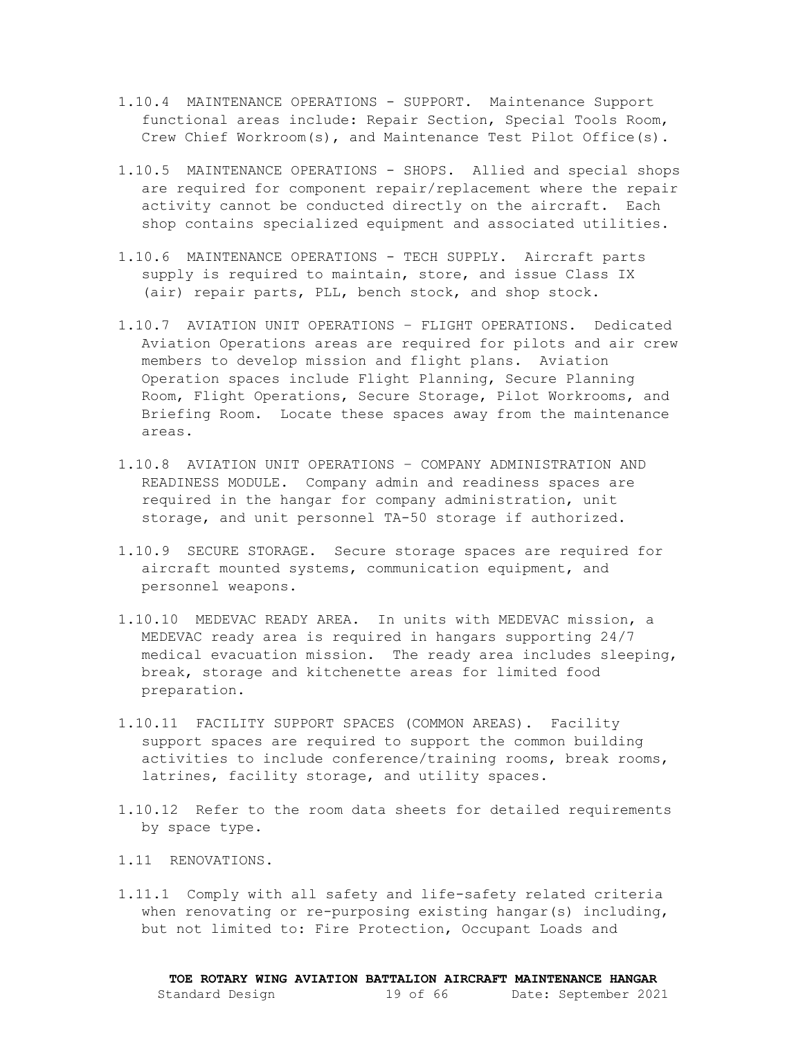1.10.4 MAINTENANCE OPERATIONS - SUPPORT. Maintenance Support functional areas include: Repair Section, Special Tools Room, Crew Chief Workroom(s), and Maintenance Test Pilot Office(s).

1.10.5 MAINTENANCE OPERATIONS - SHOPS. Allied and special shops are required for component repair/replacement where the repair activity cannot be conducted directly on the aircraft. Each shop contains specialized equipment and associated utilities.

1.10.6 MAINTENANCE OPERATIONS - TECH SUPPLY. Aircraft parts supply is required to maintain, store, and issue Class IX (air) repair parts, PLL, bench stock, and shop stock.

1.10.7 AVIATION UNIT OPERATIONS – FLIGHT OPERATIONS. Dedicated Aviation Operations areas are required for pilots and air crew members to develop mission and flight plans. Aviation Operation spaces include Flight Planning, Secure Planning Room, Flight Operations, Secure Storage, Pilot Workrooms, and Briefing Room. Locate these spaces away from the maintenance areas.

1.10.8 AVIATION UNIT OPERATIONS – COMPANY ADMINISTRATION AND READINESS MODULE. Company admin and readiness spaces are required in the hangar for company administration, unit storage, and unit personnel TA-50 storage if authorized.

1.10.9 SECURE STORAGE. Secure storage spaces are required for aircraft mounted systems, communication equipment, and personnel weapons.

1.10.10 MEDEVAC READY AREA. In units with MEDEVAC mission, a MEDEVAC ready area is required in hangars supporting 24/7 medical evacuation mission. The ready area includes sleeping, break, storage and kitchenette areas for limited food preparation.

1.10.11 FACILITY SUPPORT SPACES (COMMON AREAS). Facility support spaces are required to support the common building activities to include conference/training rooms, break rooms, latrines, facility storage, and utility spaces.

1.10.12 Refer to the room data sheets for detailed requirements by space type.

1.11 RENOVATIONS.

1.11.1 Comply with all safety and life-safety related criteria when renovating or re-purposing existing hangar(s) including, but not limited to: Fire Protection, Occupant Loads and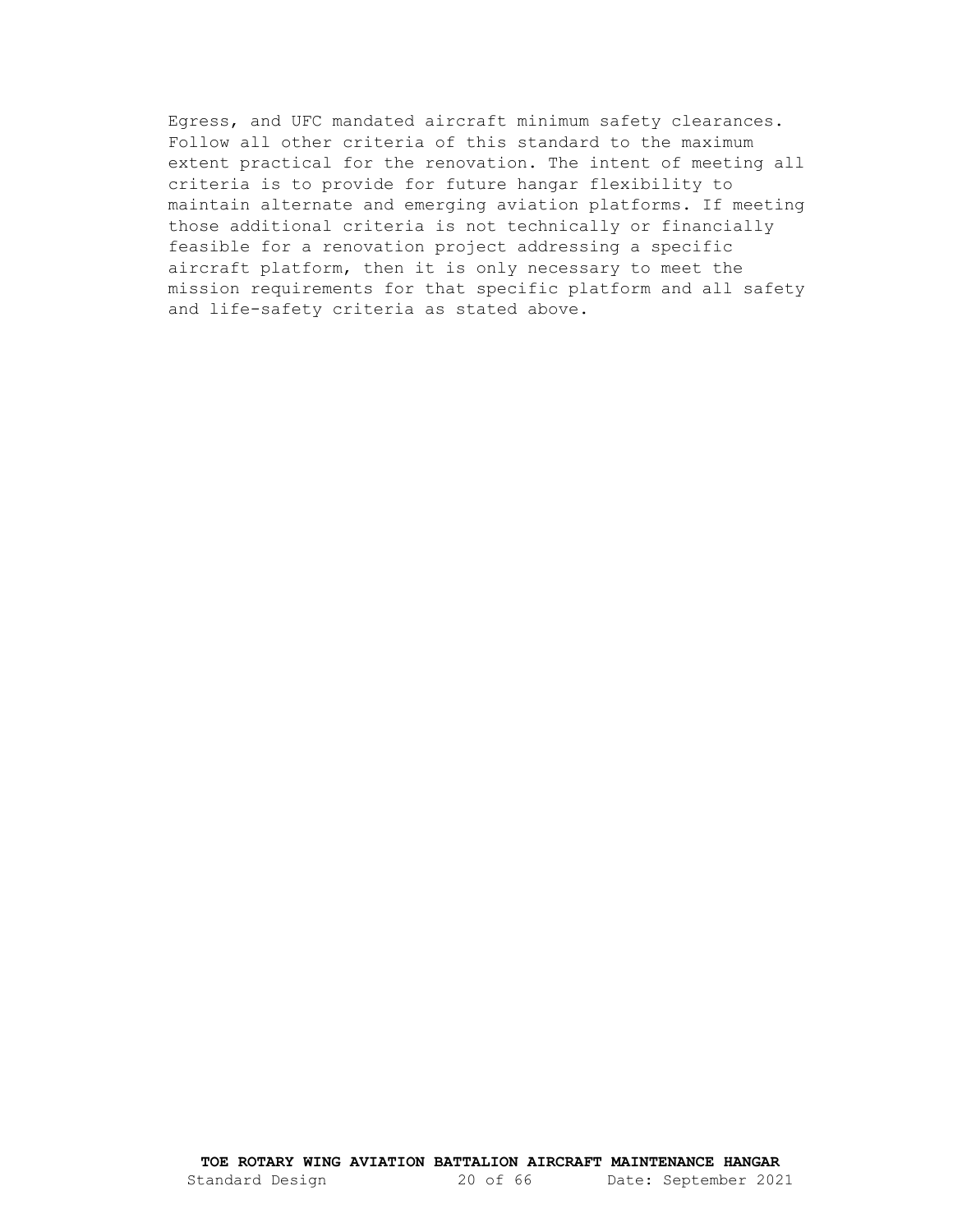Egress, and UFC mandated aircraft minimum safety clearances. Follow all other criteria of this standard to the maximum extent practical for the renovation. The intent of meeting all criteria is to provide for future hangar flexibility to maintain alternate and emerging aviation platforms. If meeting those additional criteria is not technically or financially feasible for a renovation project addressing a specific aircraft platform, then it is only necessary to meet the mission requirements for that specific platform and all safety and life-safety criteria as stated above.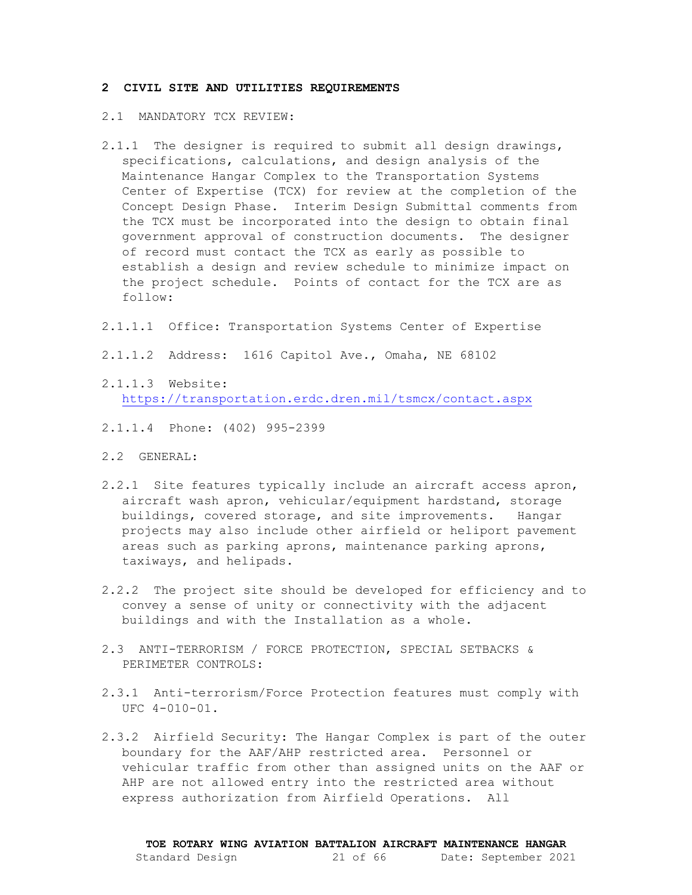## 2 CIVIL SITE AND UTILITIES REQUIREMENTS

2.1 MANDATORY TCX REVIEW:

2.1.1 The designer is required to submit all design drawings, specifications, calculations, and design analysis of the Maintenance Hangar Complex to the Transportation Systems Center of Expertise (TCX) for review at the completion of the Concept Design Phase. Interim Design Submittal comments from the TCX must be incorporated into the design to obtain final government approval of construction documents. The designer of record must contact the TCX as early as possible to establish a design and review schedule to minimize impact on the project schedule. Points of contact for the TCX are as follow:

2.1.1.1 Office: Transportation Systems Center of Expertise

2.1.1.2 Address: 1616 Capitol Ave., Omaha, NE 68102

2.1.1.3 Website: https://transportation.erdc.dren.mil/tsmcx/contact.aspx

2.1.1.4 Phone: (402) 995-2399

2.2 GENERAL:

2.2.1 Site features typically include an aircraft access apron, aircraft wash apron, vehicular/equipment hardstand, storage buildings, covered storage, and site improvements. Hangar projects may also include other airfield or heliport pavement areas such as parking aprons, maintenance parking aprons, taxiways, and helipads.

2.2.2 The project site should be developed for efficiency and to convey a sense of unity or connectivity with the adjacent buildings and with the Installation as a whole.

2.3 ANTI-TERRORISM / FORCE PROTECTION, SPECIAL SETBACKS & PERIMETER CONTROLS:

2.3.1 Anti-terrorism/Force Protection features must comply with UFC 4-010-01.

2.3.2 Airfield Security: The Hangar Complex is part of the outer boundary for the AAF/AHP restricted area. Personnel or vehicular traffic from other than assigned units on the AAF or AHP are not allowed entry into the restricted area without express authorization from Airfield Operations. All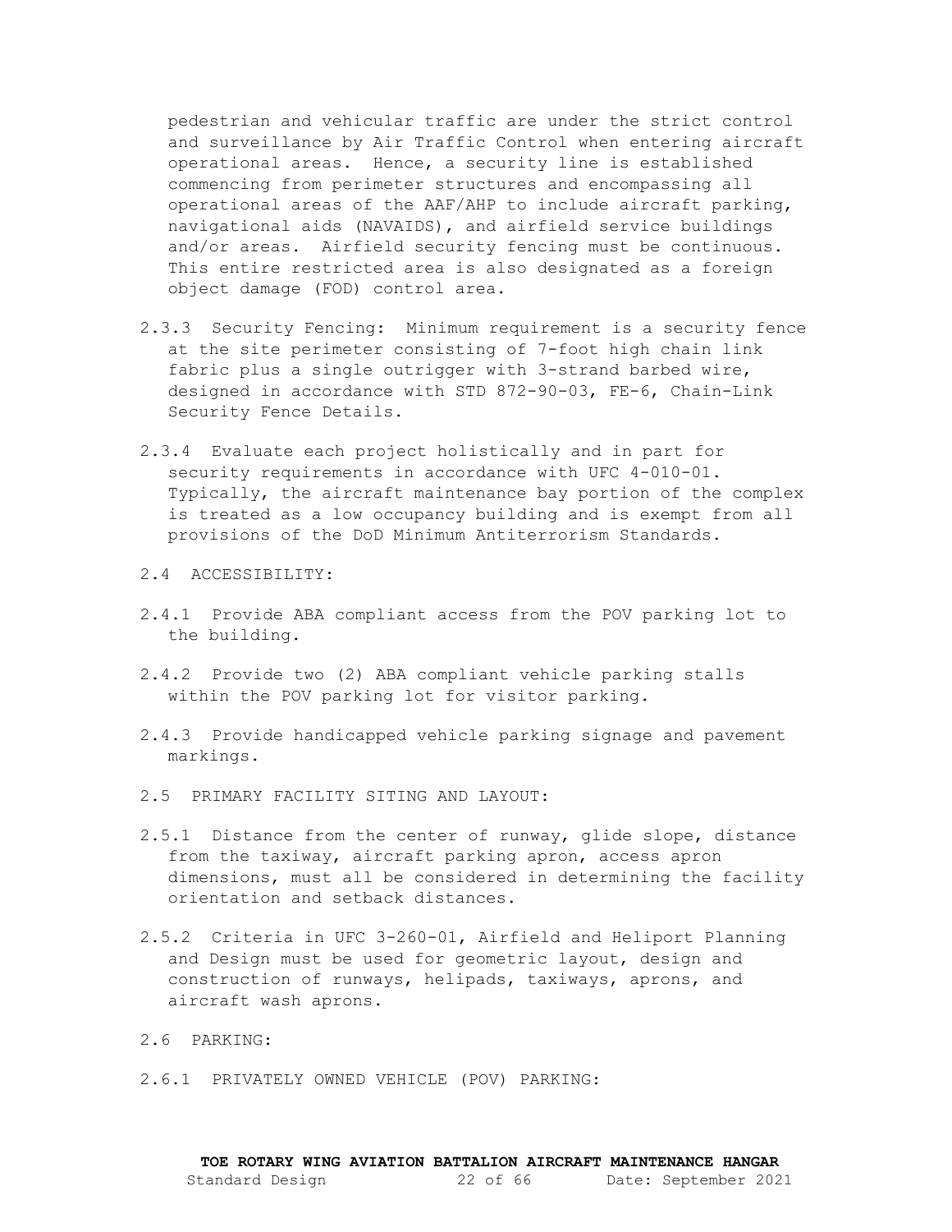pedestrian and vehicular traffic are under the strict control and surveillance by Air Traffic Control when entering aircraft operational areas. Hence, a security line is established commencing from perimeter structures and encompassing all operational areas of the AAF/AHP to include aircraft parking, navigational aids (NAVAIDS), and airfield service buildings and/or areas. Airfield security fencing must be continuous. This entire restricted area is also designated as a foreign object damage (FOD) control area.

2.3.3 Security Fencing: Minimum requirement is a security fence at the site perimeter consisting of 7-foot high chain link fabric plus a single outrigger with 3-strand barbed wire, designed in accordance with STD 872-90-03, FE-6, Chain-Link Security Fence Details.

2.3.4 Evaluate each project holistically and in part for security requirements in accordance with UFC 4-010-01. Typically, the aircraft maintenance bay portion of the complex is treated as a low occupancy building and is exempt from all provisions of the DoD Minimum Antiterrorism Standards.

## 2.4 ACCESSIBILITY:

2.4.1 Provide ABA compliant access from the POV parking lot to the building.

2.4.2 Provide two (2) ABA compliant vehicle parking stalls within the POV parking lot for visitor parking.

2.4.3 Provide handicapped vehicle parking signage and pavement markings.

## 2.5 PRIMARY FACILITY SITING AND LAYOUT:

2.5.1 Distance from the center of runway, glide slope, distance from the taxiway, aircraft parking apron, access apron dimensions, must all be considered in determining the facility orientation and setback distances.

2.5.2 Criteria in UFC 3-260-01, Airfield and Heliport Planning and Design must be used for geometric layout, design and construction of runways, helipads, taxiways, aprons, and aircraft wash aprons.

## 2.6 PARKING:

### 2.6.1 PRIVATELY OWNED VEHICLE (POV) PARKING: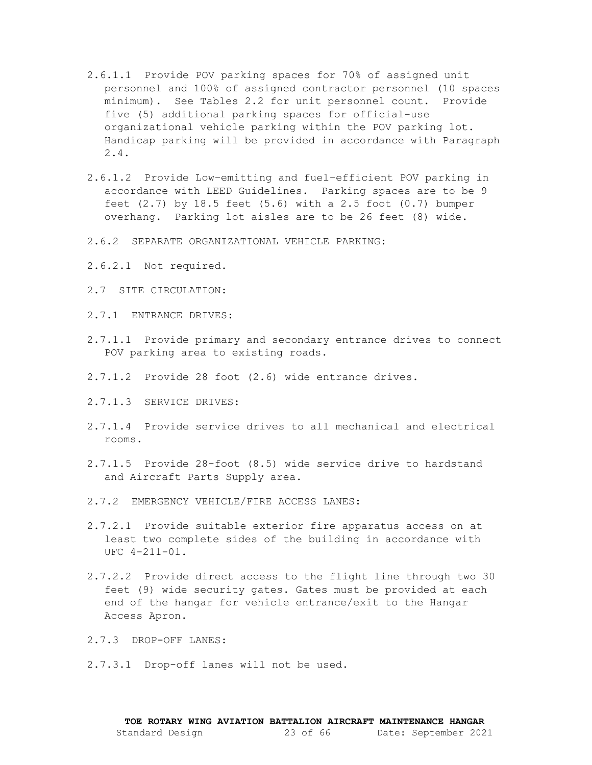2.6.1.1 Provide POV parking spaces for 70% of assigned unit personnel and 100% of assigned contractor personnel (10 spaces minimum). See Tables 2.2 for unit personnel count. Provide five (5) additional parking spaces for official-use organizational vehicle parking within the POV parking lot. Handicap parking will be provided in accordance with Paragraph 2.4.

2.6.1.2 Provide Low-emitting and fuel-efficient POV parking in accordance with LEED Guidelines. Parking spaces are to be 9 feet (2.7) by 18.5 feet (5.6) with a 2.5 foot (0.7) bumper overhang. Parking lot aisles are to be 26 feet (8) wide.

2.6.2 SEPARATE ORGANIZATIONAL VEHICLE PARKING:

2.6.2.1 Not required.

2.7 SITE CIRCULATION:

2.7.1 ENTRANCE DRIVES:

2.7.1.1 Provide primary and secondary entrance drives to connect POV parking area to existing roads.

2.7.1.2 Provide 28 foot (2.6) wide entrance drives.

2.7.1.3 SERVICE DRIVES:

2.7.1.4 Provide service drives to all mechanical and electrical rooms.

2.7.1.5 Provide 28-foot (8.5) wide service drive to hardstand and Aircraft Parts Supply area.

2.7.2 EMERGENCY VEHICLE/FIRE ACCESS LANES:

2.7.2.1 Provide suitable exterior fire apparatus access on at least two complete sides of the building in accordance with UFC 4-211-01.

2.7.2.2 Provide direct access to the flight line through two 30 feet (9) wide security gates. Gates must be provided at each end of the hangar for vehicle entrance/exit to the Hangar Access Apron.

2.7.3 DROP-OFF LANES:

2.7.3.1 Drop-off lanes will not be used.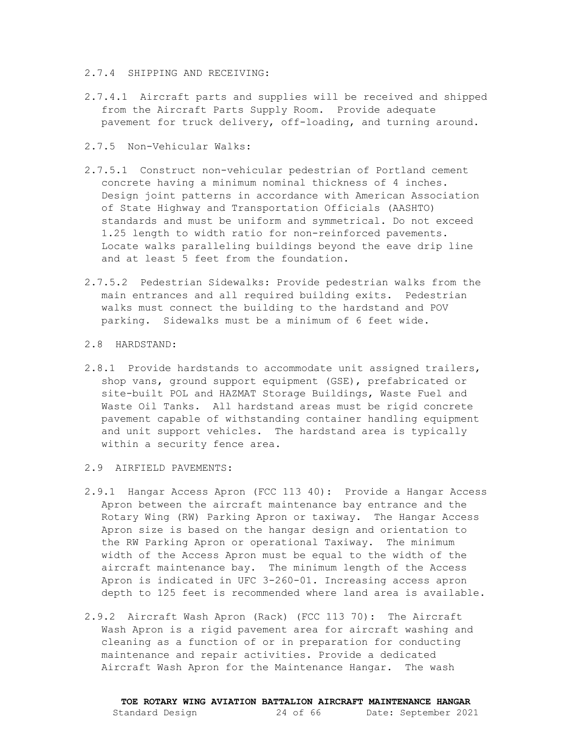2.7.4 SHIPPING AND RECEIVING:

2.7.4.1 Aircraft parts and supplies will be received and shipped from the Aircraft Parts Supply Room. Provide adequate pavement for truck delivery, off-loading, and turning around.

2.7.5 Non-Vehicular Walks:

2.7.5.1 Construct non-vehicular pedestrian of Portland cement concrete having a minimum nominal thickness of 4 inches. Design joint patterns in accordance with American Association of State Highway and Transportation Officials (AASHTO) standards and must be uniform and symmetrical. Do not exceed 1.25 length to width ratio for non-reinforced pavements. Locate walks paralleling buildings beyond the eave drip line and at least 5 feet from the foundation.

2.7.5.2 Pedestrian Sidewalks: Provide pedestrian walks from the main entrances and all required building exits. Pedestrian walks must connect the building to the hardstand and POV parking. Sidewalks must be a minimum of 6 feet wide.

2.8 HARDSTAND:

2.8.1 Provide hardstands to accommodate unit assigned trailers, shop vans, ground support equipment (GSE), prefabricated or site-built POL and HAZMAT Storage Buildings, Waste Fuel and Waste Oil Tanks. All hardstand areas must be rigid concrete pavement capable of withstanding container handling equipment and unit support vehicles. The hardstand area is typically within a security fence area.

2.9 AIRFIELD PAVEMENTS:

2.9.1 Hangar Access Apron (FCC 113 40): Provide a Hangar Access Apron between the aircraft maintenance bay entrance and the Rotary Wing (RW) Parking Apron or taxiway. The Hangar Access Apron size is based on the hangar design and orientation to the RW Parking Apron or operational Taxiway. The minimum width of the Access Apron must be equal to the width of the aircraft maintenance bay. The minimum length of the Access Apron is indicated in UFC 3-260-01. Increasing access apron depth to 125 feet is recommended where land area is available.

2.9.2 Aircraft Wash Apron (Rack) (FCC 113 70): The Aircraft Wash Apron is a rigid pavement area for aircraft washing and cleaning as a function of or in preparation for conducting maintenance and repair activities. Provide a dedicated Aircraft Wash Apron for the Maintenance Hangar. The wash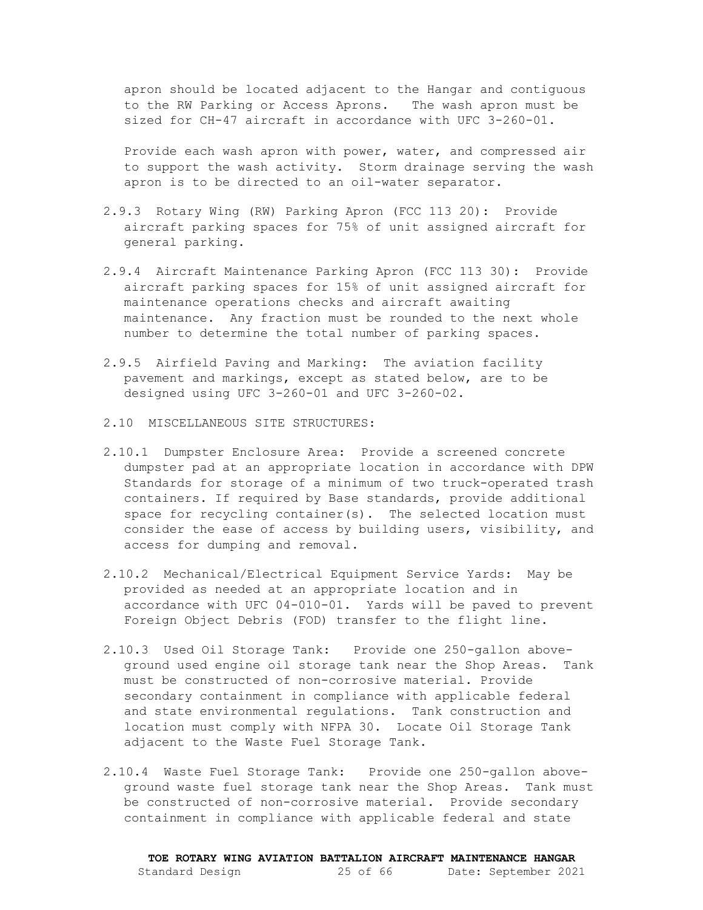apron should be located adjacent to the Hangar and contiguous to the RW Parking or Access Aprons. The wash apron must be sized for CH-47 aircraft in accordance with UFC 3-260-01.

Provide each wash apron with power, water, and compressed air to support the wash activity. Storm drainage serving the wash apron is to be directed to an oil-water separator.

2.9.3 Rotary Wing (RW) Parking Apron (FCC 113 20): Provide aircraft parking spaces for 75% of unit assigned aircraft for general parking.

2.9.4 Aircraft Maintenance Parking Apron (FCC 113 30): Provide aircraft parking spaces for 15% of unit assigned aircraft for maintenance operations checks and aircraft awaiting maintenance. Any fraction must be rounded to the next whole number to determine the total number of parking spaces.

2.9.5 Airfield Paving and Marking: The aviation facility pavement and markings, except as stated below, are to be designed using UFC 3-260-01 and UFC 3-260-02.

2.10 MISCELLANEOUS SITE STRUCTURES:

2.10.1 Dumpster Enclosure Area: Provide a screened concrete dumpster pad at an appropriate location in accordance with DPW Standards for storage of a minimum of two truck-operated trash containers. If required by Base standards, provide additional space for recycling container(s). The selected location must consider the ease of access by building users, visibility, and access for dumping and removal.

2.10.2 Mechanical/Electrical Equipment Service Yards: May be provided as needed at an appropriate location and in accordance with UFC 04-010-01. Yards will be paved to prevent Foreign Object Debris (FOD) transfer to the flight line.

2.10.3 Used Oil Storage Tank: Provide one 250-gallon above-ground used engine oil storage tank near the Shop Areas. Tank must be constructed of non-corrosive material. Provide secondary containment in compliance with applicable federal and state environmental regulations. Tank construction and location must comply with NFPA 30. Locate Oil Storage Tank adjacent to the Waste Fuel Storage Tank.

2.10.4 Waste Fuel Storage Tank: Provide one 250-gallon above-ground waste fuel storage tank near the Shop Areas. Tank must be constructed of non-corrosive material. Provide secondary containment in compliance with applicable federal and state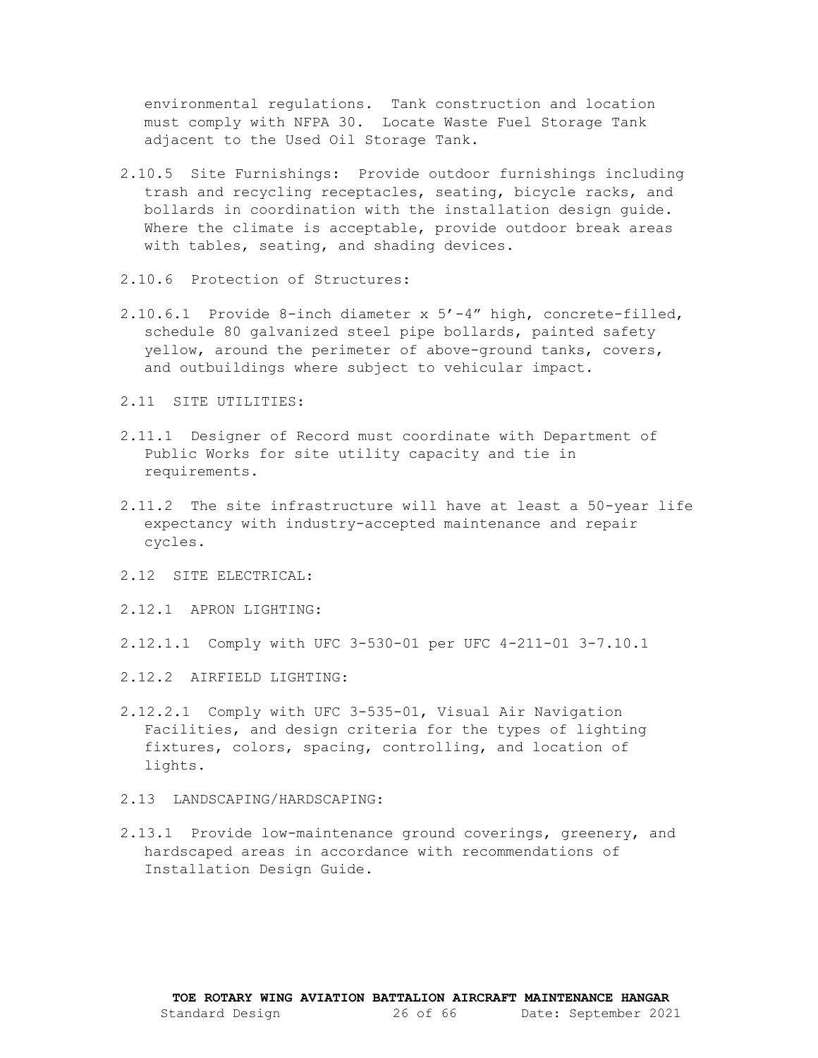environmental regulations. Tank construction and location must comply with NFPA 30. Locate Waste Fuel Storage Tank adjacent to the Used Oil Storage Tank.

2.10.5 Site Furnishings: Provide outdoor furnishings including trash and recycling receptacles, seating, bicycle racks, and bollards in coordination with the installation design guide. Where the climate is acceptable, provide outdoor break areas with tables, seating, and shading devices.

2.10.6 Protection of Structures:

2.10.6.1 Provide 8-inch diameter x 5'-4" high, concrete-filled, schedule 80 galvanized steel pipe bollards, painted safety yellow, around the perimeter of above-ground tanks, covers, and outbuildings where subject to vehicular impact.

2.11 SITE UTILITIES:

2.11.1 Designer of Record must coordinate with Department of Public Works for site utility capacity and tie in requirements.

2.11.2 The site infrastructure will have at least a 50-year life expectancy with industry-accepted maintenance and repair cycles.

2.12 SITE ELECTRICAL:

2.12.1 APRON LIGHTING:

2.12.1.1 Comply with UFC 3-530-01 per UFC 4-211-01 3-7.10.1

2.12.2 AIRFIELD LIGHTING:

2.12.2.1 Comply with UFC 3-535-01, Visual Air Navigation Facilities, and design criteria for the types of lighting fixtures, colors, spacing, controlling, and location of lights.

2.13 LANDSCAPING/HARDSCAPING:

2.13.1 Provide low-maintenance ground coverings, greenery, and hardscaped areas in accordance with recommendations of Installation Design Guide.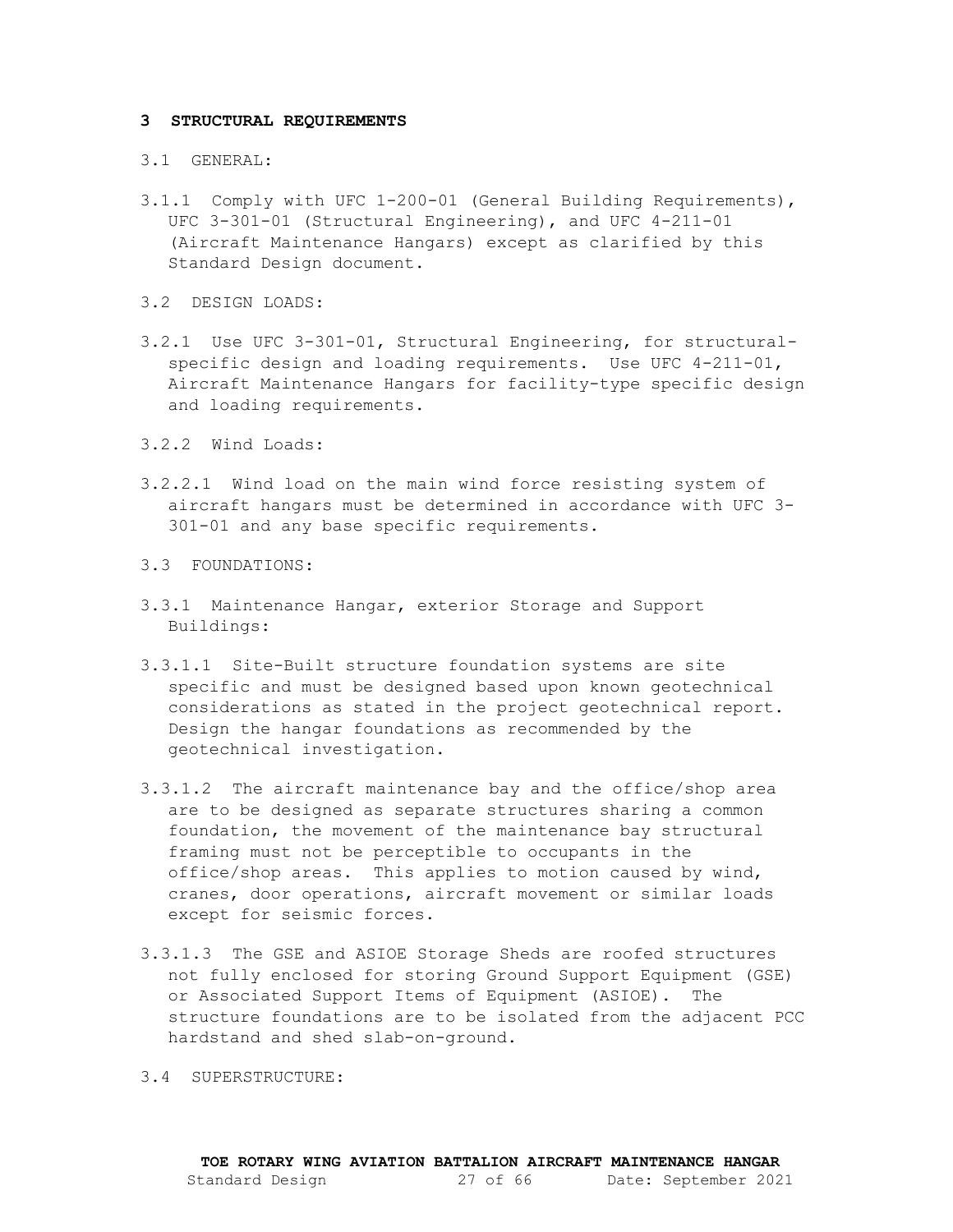## 3 STRUCTURAL REQUIREMENTS

3.1 GENERAL:

3.1.1 Comply with UFC 1-200-01 (General Building Requirements), UFC 3-301-01 (Structural Engineering), and UFC 4-211-01 (Aircraft Maintenance Hangars) except as clarified by this Standard Design document.

3.2 DESIGN LOADS:

3.2.1 Use UFC 3-301-01, Structural Engineering, for structural-specific design and loading requirements. Use UFC 4-211-01, Aircraft Maintenance Hangars for facility-type specific design and loading requirements.

3.2.2 Wind Loads:

3.2.2.1 Wind load on the main wind force resisting system of aircraft hangars must be determined in accordance with UFC 3-301-01 and any base specific requirements.

3.3 FOUNDATIONS:

3.3.1 Maintenance Hangar, exterior Storage and Support Buildings:

3.3.1.1 Site-Built structure foundation systems are site specific and must be designed based upon known geotechnical considerations as stated in the project geotechnical report. Design the hangar foundations as recommended by the geotechnical investigation.

3.3.1.2 The aircraft maintenance bay and the office/shop area are to be designed as separate structures sharing a common foundation, the movement of the maintenance bay structural framing must not be perceptible to occupants in the office/shop areas. This applies to motion caused by wind, cranes, door operations, aircraft movement or similar loads except for seismic forces.

3.3.1.3 The GSE and ASIOE Storage Sheds are roofed structures not fully enclosed for storing Ground Support Equipment (GSE) or Associated Support Items of Equipment (ASIOE). The structure foundations are to be isolated from the adjacent PCC hardstand and shed slab-on-ground.

3.4 SUPERSTRUCTURE: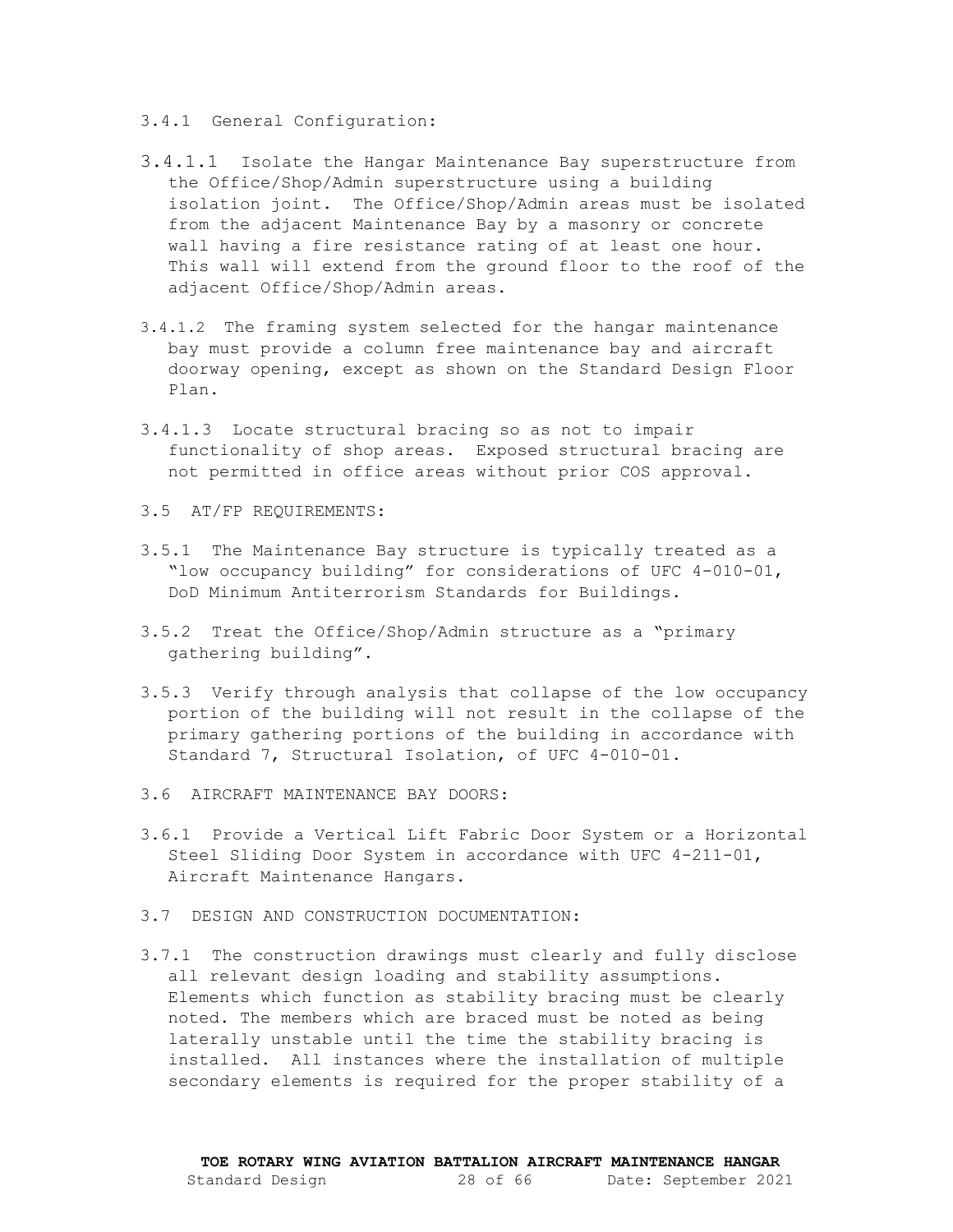3.4.1 General Configuration:

3.4.1.1 Isolate the Hangar Maintenance Bay superstructure from the Office/Shop/Admin superstructure using a building isolation joint. The Office/Shop/Admin areas must be isolated from the adjacent Maintenance Bay by a masonry or concrete wall having a fire resistance rating of at least one hour. This wall will extend from the ground floor to the roof of the adjacent Office/Shop/Admin areas.

3.4.1.2 The framing system selected for the hangar maintenance bay must provide a column free maintenance bay and aircraft doorway opening, except as shown on the Standard Design Floor Plan.

3.4.1.3 Locate structural bracing so as not to impair functionality of shop areas. Exposed structural bracing are not permitted in office areas without prior COS approval.

3.5 AT/FP REQUIREMENTS:

3.5.1 The Maintenance Bay structure is typically treated as a "low occupancy building" for considerations of UFC 4-010-01, DoD Minimum Antiterrorism Standards for Buildings.

3.5.2 Treat the Office/Shop/Admin structure as a "primary gathering building".

3.5.3 Verify through analysis that collapse of the low occupancy portion of the building will not result in the collapse of the primary gathering portions of the building in accordance with Standard 7, Structural Isolation, of UFC 4-010-01.

3.6 AIRCRAFT MAINTENANCE BAY DOORS:

3.6.1 Provide a Vertical Lift Fabric Door System or a Horizontal Steel Sliding Door System in accordance with UFC 4-211-01, Aircraft Maintenance Hangars.

3.7 DESIGN AND CONSTRUCTION DOCUMENTATION:

3.7.1 The construction drawings must clearly and fully disclose all relevant design loading and stability assumptions. Elements which function as stability bracing must be clearly noted. The members which are braced must be noted as being laterally unstable until the time the stability bracing is installed. All instances where the installation of multiple secondary elements is required for the proper stability of a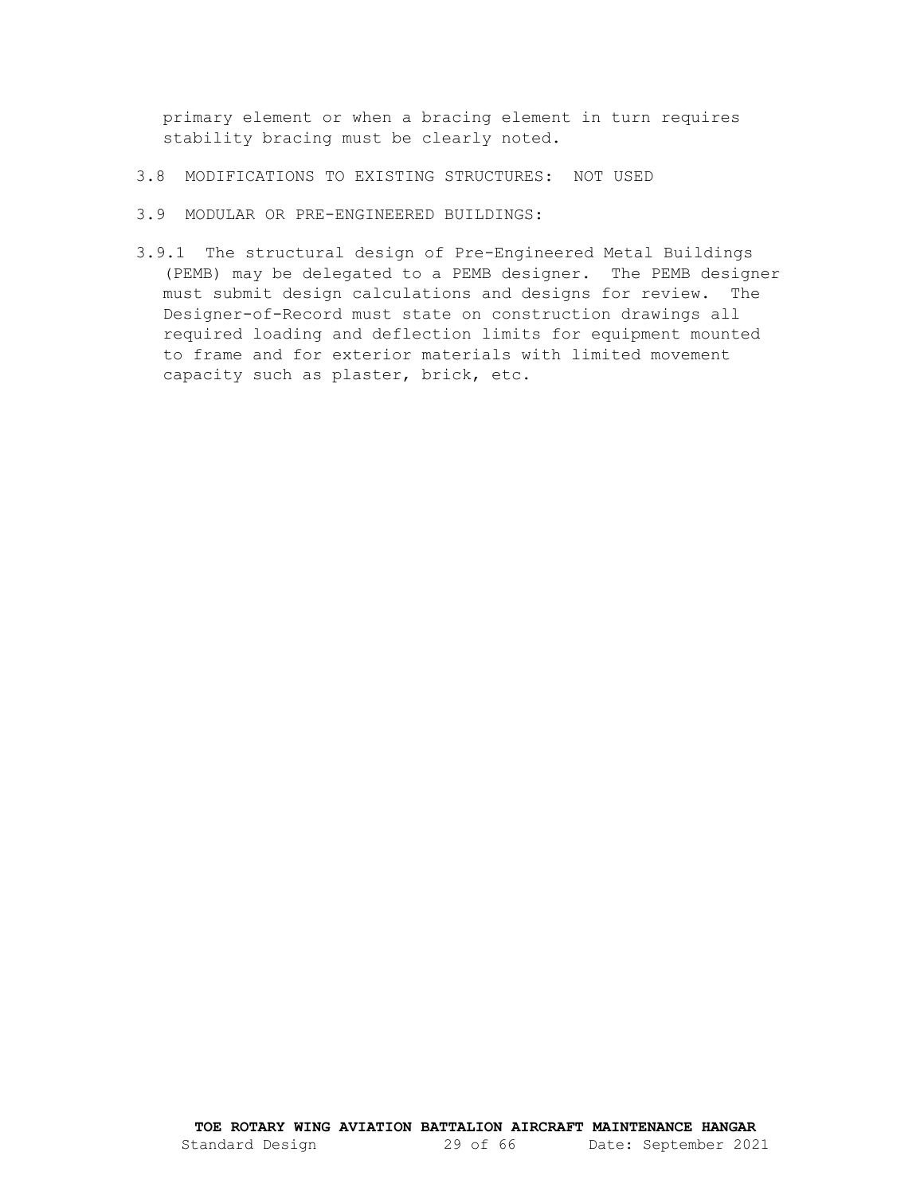primary element or when a bracing element in turn requires stability bracing must be clearly noted.

3.8 MODIFICATIONS TO EXISTING STRUCTURES: NOT USED

3.9 MODULAR OR PRE-ENGINEERED BUILDINGS:

3.9.1 The structural design of Pre-Engineered Metal Buildings (PEMB) may be delegated to a PEMB designer. The PEMB designer must submit design calculations and designs for review. The Designer-of-Record must state on construction drawings all required loading and deflection limits for equipment mounted to frame and for exterior materials with limited movement capacity such as plaster, brick, etc.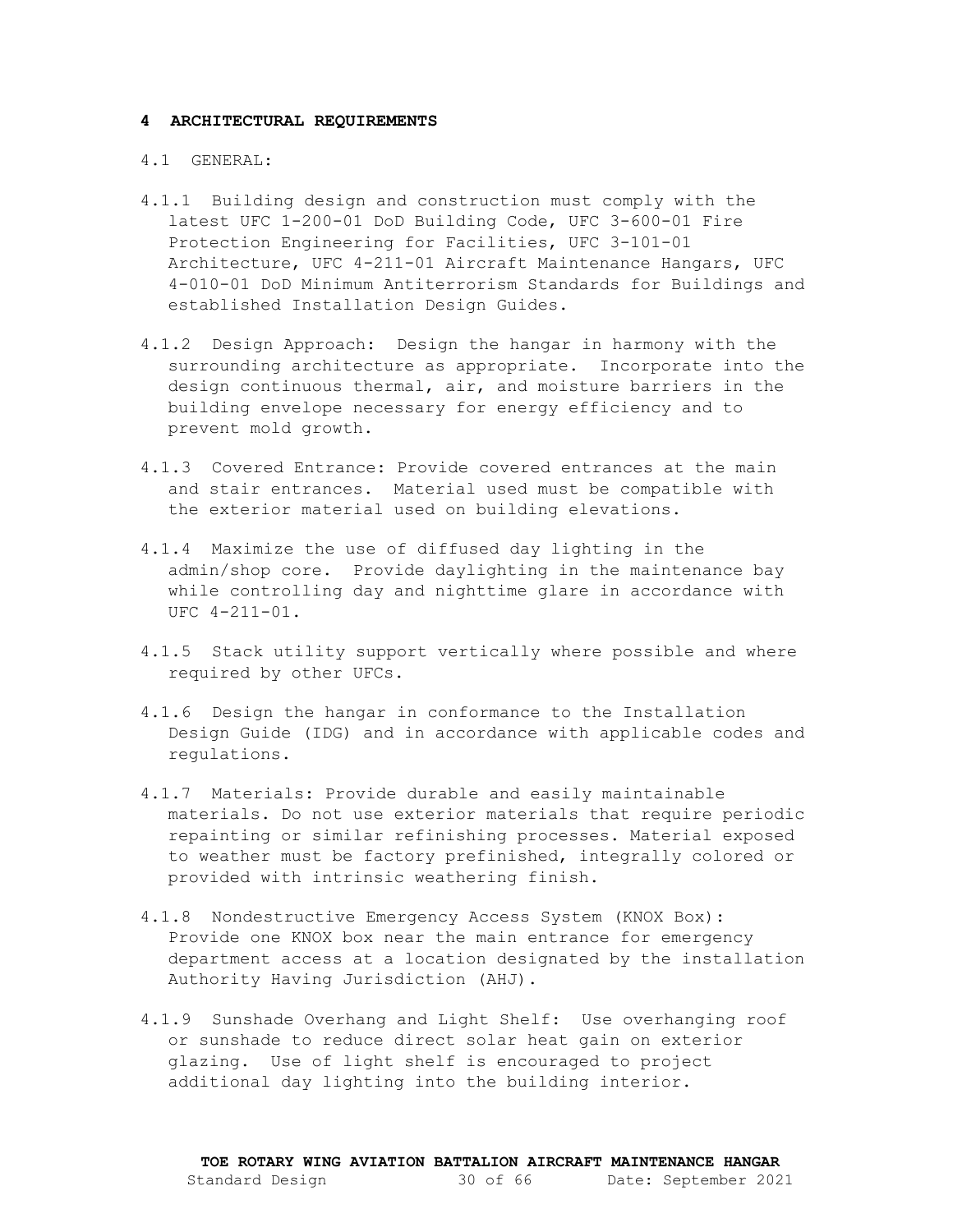## 4 ARCHITECTURAL REQUIREMENTS

4.1 GENERAL:

4.1.1 Building design and construction must comply with the latest UFC 1-200-01 DoD Building Code, UFC 3-600-01 Fire Protection Engineering for Facilities, UFC 3-101-01 Architecture, UFC 4-211-01 Aircraft Maintenance Hangars, UFC 4-010-01 DoD Minimum Antiterrorism Standards for Buildings and established Installation Design Guides.

4.1.2 Design Approach: Design the hangar in harmony with the surrounding architecture as appropriate. Incorporate into the design continuous thermal, air, and moisture barriers in the building envelope necessary for energy efficiency and to prevent mold growth.

4.1.3 Covered Entrance: Provide covered entrances at the main and stair entrances. Material used must be compatible with the exterior material used on building elevations.

4.1.4 Maximize the use of diffused day lighting in the admin/shop core. Provide daylighting in the maintenance bay while controlling day and nighttime glare in accordance with UFC 4-211-01.

4.1.5 Stack utility support vertically where possible and where required by other UFCs.

4.1.6 Design the hangar in conformance to the Installation Design Guide (IDG) and in accordance with applicable codes and regulations.

4.1.7 Materials: Provide durable and easily maintainable materials. Do not use exterior materials that require periodic repainting or similar refinishing processes. Material exposed to weather must be factory prefinished, integrally colored or provided with intrinsic weathering finish.

4.1.8 Nondestructive Emergency Access System (KNOX Box): Provide one KNOX box near the main entrance for emergency department access at a location designated by the installation Authority Having Jurisdiction (AHJ).

4.1.9 Sunshade Overhang and Light Shelf: Use overhanging roof or sunshade to reduce direct solar heat gain on exterior glazing. Use of light shelf is encouraged to project additional day lighting into the building interior.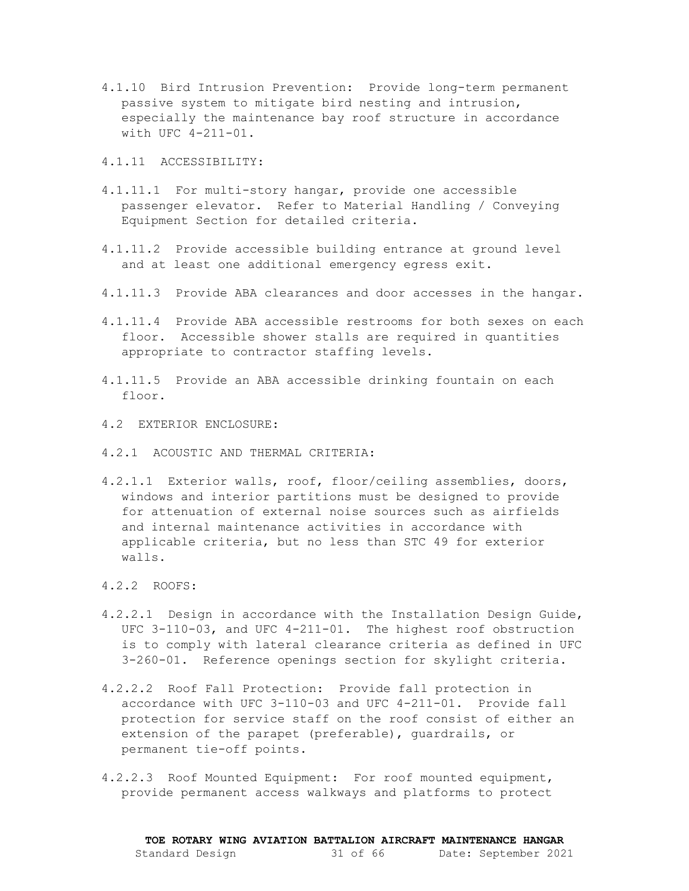4.1.10 Bird Intrusion Prevention: Provide long-term permanent passive system to mitigate bird nesting and intrusion, especially the maintenance bay roof structure in accordance with UFC 4-211-01.

4.1.11 ACCESSIBILITY:

4.1.11.1 For multi-story hangar, provide one accessible passenger elevator. Refer to Material Handling / Conveying Equipment Section for detailed criteria.

4.1.11.2 Provide accessible building entrance at ground level and at least one additional emergency egress exit.

4.1.11.3 Provide ABA clearances and door accesses in the hangar.

4.1.11.4 Provide ABA accessible restrooms for both sexes on each floor. Accessible shower stalls are required in quantities appropriate to contractor staffing levels.

4.1.11.5 Provide an ABA accessible drinking fountain on each floor.

4.2 EXTERIOR ENCLOSURE:

4.2.1 ACOUSTIC AND THERMAL CRITERIA:

4.2.1.1 Exterior walls, roof, floor/ceiling assemblies, doors, windows and interior partitions must be designed to provide for attenuation of external noise sources such as airfields and internal maintenance activities in accordance with applicable criteria, but no less than STC 49 for exterior walls.

4.2.2 ROOFS:

4.2.2.1 Design in accordance with the Installation Design Guide, UFC 3-110-03, and UFC 4-211-01. The highest roof obstruction is to comply with lateral clearance criteria as defined in UFC 3-260-01. Reference openings section for skylight criteria.

4.2.2.2 Roof Fall Protection: Provide fall protection in accordance with UFC 3-110-03 and UFC 4-211-01. Provide fall protection for service staff on the roof consist of either an extension of the parapet (preferable), guardrails, or permanent tie-off points.

4.2.2.3 Roof Mounted Equipment: For roof mounted equipment, provide permanent access walkways and platforms to protect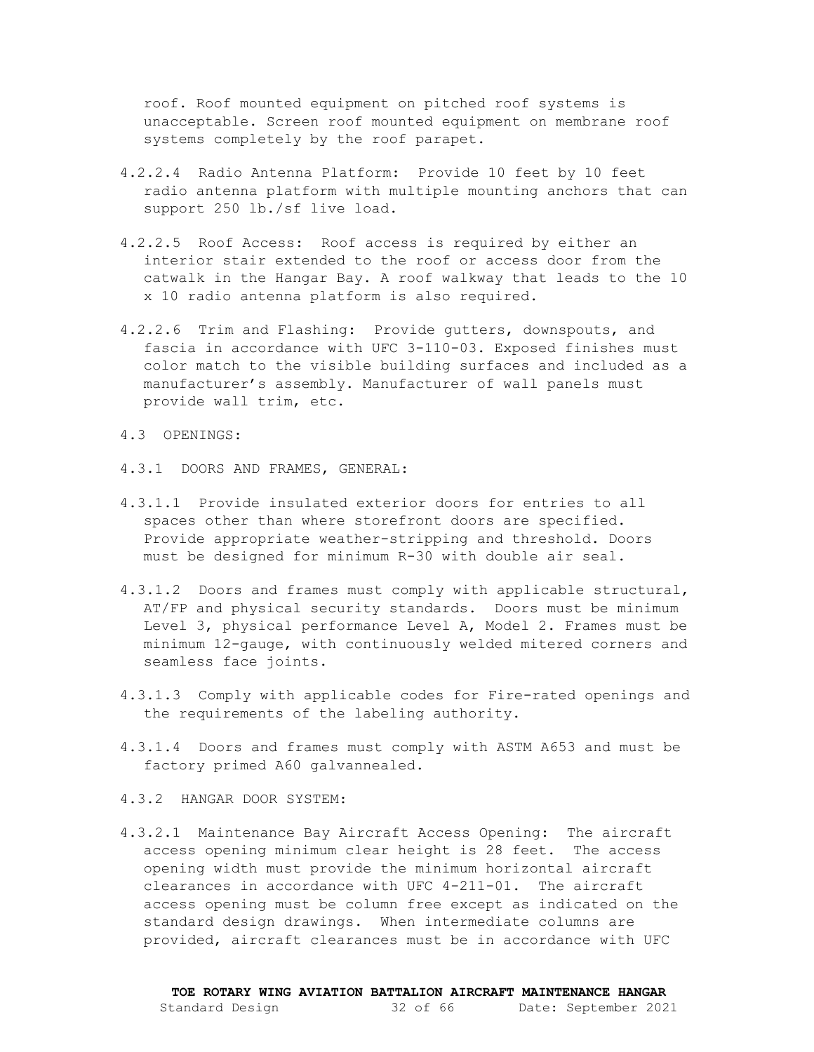roof. Roof mounted equipment on pitched roof systems is unacceptable. Screen roof mounted equipment on membrane roof systems completely by the roof parapet.

4.2.2.4 Radio Antenna Platform: Provide 10 feet by 10 feet radio antenna platform with multiple mounting anchors that can support 250 lb./sf live load.

4.2.2.5 Roof Access: Roof access is required by either an interior stair extended to the roof or access door from the catwalk in the Hangar Bay. A roof walkway that leads to the 10 x 10 radio antenna platform is also required.

4.2.2.6 Trim and Flashing: Provide gutters, downspouts, and fascia in accordance with UFC 3-110-03. Exposed finishes must color match to the visible building surfaces and included as a manufacturer's assembly. Manufacturer of wall panels must provide wall trim, etc.

## 4.3 OPENINGS:

### 4.3.1 DOORS AND FRAMES, GENERAL:

4.3.1.1 Provide insulated exterior doors for entries to all spaces other than where storefront doors are specified. Provide appropriate weather-stripping and threshold. Doors must be designed for minimum R-30 with double air seal.

4.3.1.2 Doors and frames must comply with applicable structural, AT/FP and physical security standards. Doors must be minimum Level 3, physical performance Level A, Model 2. Frames must be minimum 12-gauge, with continuously welded mitered corners and seamless face joints.

4.3.1.3 Comply with applicable codes for Fire-rated openings and the requirements of the labeling authority.

4.3.1.4 Doors and frames must comply with ASTM A653 and must be factory primed A60 galvannealed.

### 4.3.2 HANGAR DOOR SYSTEM:

4.3.2.1 Maintenance Bay Aircraft Access Opening: The aircraft access opening minimum clear height is 28 feet. The access opening width must provide the minimum horizontal aircraft clearances in accordance with UFC 4-211-01. The aircraft access opening must be column free except as indicated on the standard design drawings. When intermediate columns are provided, aircraft clearances must be in accordance with UFC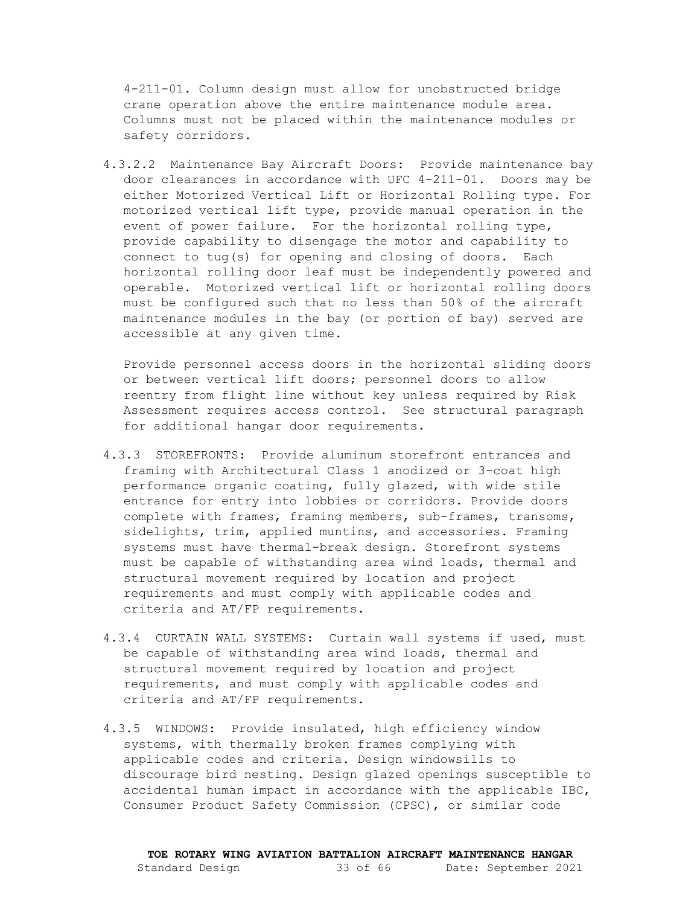4-211-01. Column design must allow for unobstructed bridge crane operation above the entire maintenance module area. Columns must not be placed within the maintenance modules or safety corridors.

4.3.2.2 Maintenance Bay Aircraft Doors: Provide maintenance bay door clearances in accordance with UFC 4-211-01. Doors may be either Motorized Vertical Lift or Horizontal Rolling type. For motorized vertical lift type, provide manual operation in the event of power failure. For the horizontal rolling type, provide capability to disengage the motor and capability to connect to tug(s) for opening and closing of doors. Each horizontal rolling door leaf must be independently powered and operable. Motorized vertical lift or horizontal rolling doors must be configured such that no less than 50% of the aircraft maintenance modules in the bay (or portion of bay) served are accessible at any given time.

Provide personnel access doors in the horizontal sliding doors or between vertical lift doors; personnel doors to allow reentry from flight line without key unless required by Risk Assessment requires access control. See structural paragraph for additional hangar door requirements.

4.3.3 STOREFRONTS: Provide aluminum storefront entrances and framing with Architectural Class 1 anodized or 3-coat high performance organic coating, fully glazed, with wide stile entrance for entry into lobbies or corridors. Provide doors complete with frames, framing members, sub-frames, transoms, sidelights, trim, applied muntins, and accessories. Framing systems must have thermal-break design. Storefront systems must be capable of withstanding area wind loads, thermal and structural movement required by location and project requirements and must comply with applicable codes and criteria and AT/FP requirements.

4.3.4 CURTAIN WALL SYSTEMS: Curtain wall systems if used, must be capable of withstanding area wind loads, thermal and structural movement required by location and project requirements, and must comply with applicable codes and criteria and AT/FP requirements.

4.3.5 WINDOWS: Provide insulated, high efficiency window systems, with thermally broken frames complying with applicable codes and criteria. Design windowsills to discourage bird nesting. Design glazed openings susceptible to accidental human impact in accordance with the applicable IBC, Consumer Product Safety Commission (CPSC), or similar code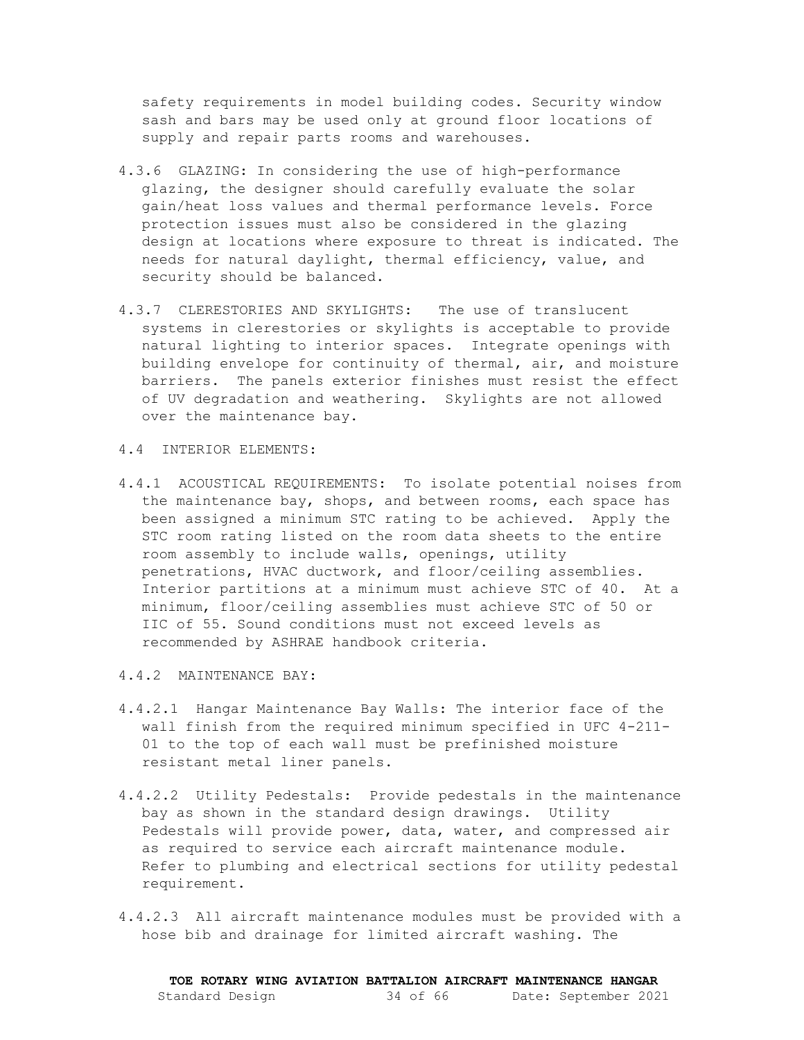safety requirements in model building codes. Security window sash and bars may be used only at ground floor locations of supply and repair parts rooms and warehouses.

4.3.6 GLAZING: In considering the use of high-performance glazing, the designer should carefully evaluate the solar gain/heat loss values and thermal performance levels. Force protection issues must also be considered in the glazing design at locations where exposure to threat is indicated. The needs for natural daylight, thermal efficiency, value, and security should be balanced.

4.3.7 CLERESTORIES AND SKYLIGHTS: The use of translucent systems in clerestories or skylights is acceptable to provide natural lighting to interior spaces. Integrate openings with building envelope for continuity of thermal, air, and moisture barriers. The panels exterior finishes must resist the effect of UV degradation and weathering. Skylights are not allowed over the maintenance bay.

4.4 INTERIOR ELEMENTS:

4.4.1 ACOUSTICAL REQUIREMENTS: To isolate potential noises from the maintenance bay, shops, and between rooms, each space has been assigned a minimum STC rating to be achieved. Apply the STC room rating listed on the room data sheets to the entire room assembly to include walls, openings, utility penetrations, HVAC ductwork, and floor/ceiling assemblies. Interior partitions at a minimum must achieve STC of 40. At a minimum, floor/ceiling assemblies must achieve STC of 50 or IIC of 55. Sound conditions must not exceed levels as recommended by ASHRAE handbook criteria.

4.4.2 MAINTENANCE BAY:

4.4.2.1 Hangar Maintenance Bay Walls: The interior face of the wall finish from the required minimum specified in UFC 4-211-01 to the top of each wall must be prefinished moisture resistant metal liner panels.

4.4.2.2 Utility Pedestals: Provide pedestals in the maintenance bay as shown in the standard design drawings. Utility Pedestals will provide power, data, water, and compressed air as required to service each aircraft maintenance module. Refer to plumbing and electrical sections for utility pedestal requirement.

4.4.2.3 All aircraft maintenance modules must be provided with a hose bib and drainage for limited aircraft washing. The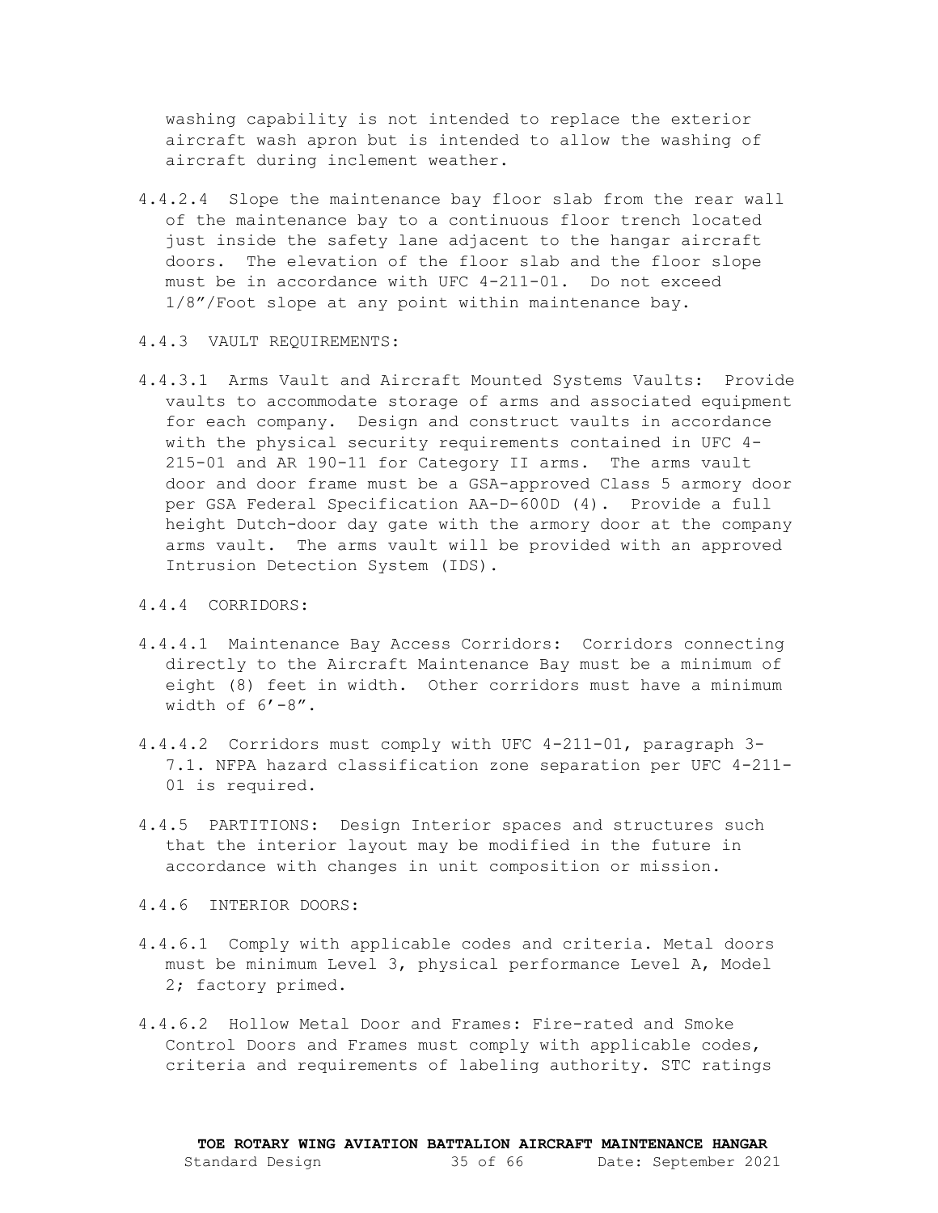washing capability is not intended to replace the exterior aircraft wash apron but is intended to allow the washing of aircraft during inclement weather.

4.4.2.4 Slope the maintenance bay floor slab from the rear wall of the maintenance bay to a continuous floor trench located just inside the safety lane adjacent to the hangar aircraft doors. The elevation of the floor slab and the floor slope must be in accordance with UFC 4-211-01. Do not exceed 1/8"/Foot slope at any point within maintenance bay.

4.4.3 VAULT REQUIREMENTS:

4.4.3.1 Arms Vault and Aircraft Mounted Systems Vaults: Provide vaults to accommodate storage of arms and associated equipment for each company. Design and construct vaults in accordance with the physical security requirements contained in UFC 4-215-01 and AR 190-11 for Category II arms. The arms vault door and door frame must be a GSA-approved Class 5 armory door per GSA Federal Specification AA-D-600D (4). Provide a full height Dutch-door day gate with the armory door at the company arms vault. The arms vault will be provided with an approved Intrusion Detection System (IDS).

4.4.4 CORRIDORS:

4.4.4.1 Maintenance Bay Access Corridors: Corridors connecting directly to the Aircraft Maintenance Bay must be a minimum of eight (8) feet in width. Other corridors must have a minimum width of 6'-8".

4.4.4.2 Corridors must comply with UFC 4-211-01, paragraph 3-7.1. NFPA hazard classification zone separation per UFC 4-211-01 is required.

4.4.5 PARTITIONS: Design Interior spaces and structures such that the interior layout may be modified in the future in accordance with changes in unit composition or mission.

4.4.6 INTERIOR DOORS:

4.4.6.1 Comply with applicable codes and criteria. Metal doors must be minimum Level 3, physical performance Level A, Model 2; factory primed.

4.4.6.2 Hollow Metal Door and Frames: Fire-rated and Smoke Control Doors and Frames must comply with applicable codes, criteria and requirements of labeling authority. STC ratings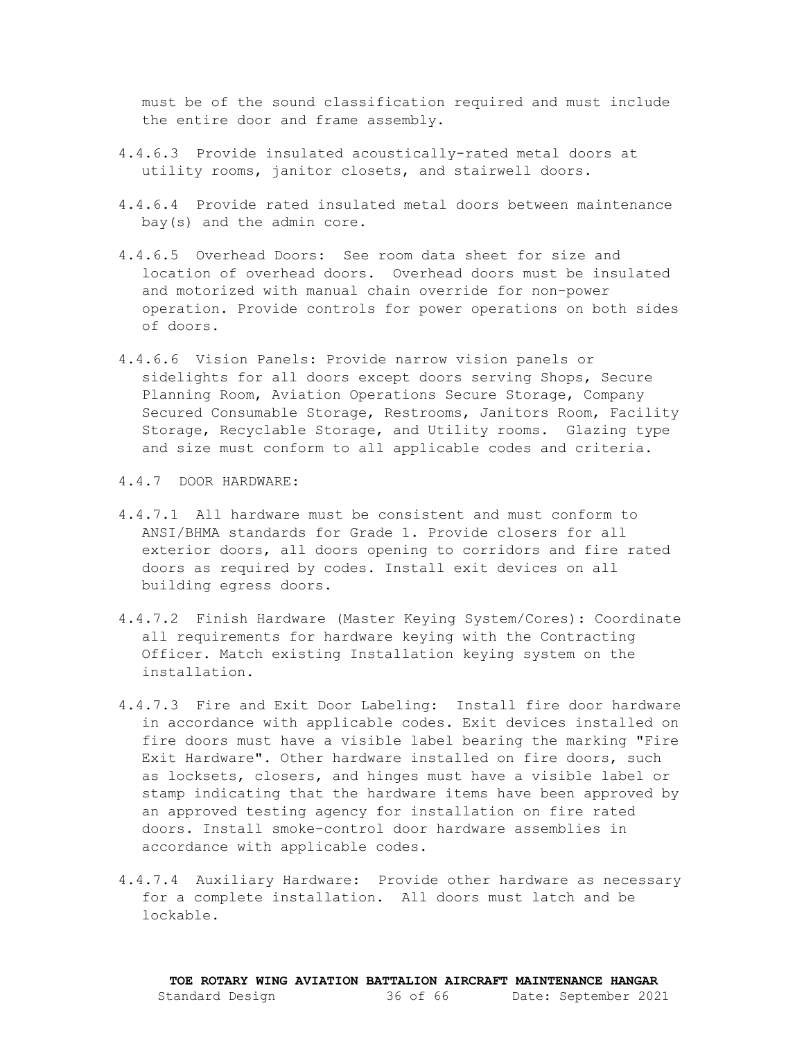must be of the sound classification required and must include the entire door and frame assembly.

4.4.6.3 Provide insulated acoustically-rated metal doors at utility rooms, janitor closets, and stairwell doors.

4.4.6.4 Provide rated insulated metal doors between maintenance bay(s) and the admin core.

4.4.6.5 Overhead Doors: See room data sheet for size and location of overhead doors. Overhead doors must be insulated and motorized with manual chain override for non-power operation. Provide controls for power operations on both sides of doors.

4.4.6.6 Vision Panels: Provide narrow vision panels or sidelights for all doors except doors serving Shops, Secure Planning Room, Aviation Operations Secure Storage, Company Secured Consumable Storage, Restrooms, Janitors Room, Facility Storage, Recyclable Storage, and Utility rooms. Glazing type and size must conform to all applicable codes and criteria.

4.4.7 DOOR HARDWARE:

4.4.7.1 All hardware must be consistent and must conform to ANSI/BHMA standards for Grade 1. Provide closers for all exterior doors, all doors opening to corridors and fire rated doors as required by codes. Install exit devices on all building egress doors.

4.4.7.2 Finish Hardware (Master Keying System/Cores): Coordinate all requirements for hardware keying with the Contracting Officer. Match existing Installation keying system on the installation.

4.4.7.3 Fire and Exit Door Labeling: Install fire door hardware in accordance with applicable codes. Exit devices installed on fire doors must have a visible label bearing the marking "Fire Exit Hardware". Other hardware installed on fire doors, such as locksets, closers, and hinges must have a visible label or stamp indicating that the hardware items have been approved by an approved testing agency for installation on fire rated doors. Install smoke-control door hardware assemblies in accordance with applicable codes.

4.4.7.4 Auxiliary Hardware: Provide other hardware as necessary for a complete installation. All doors must latch and be lockable.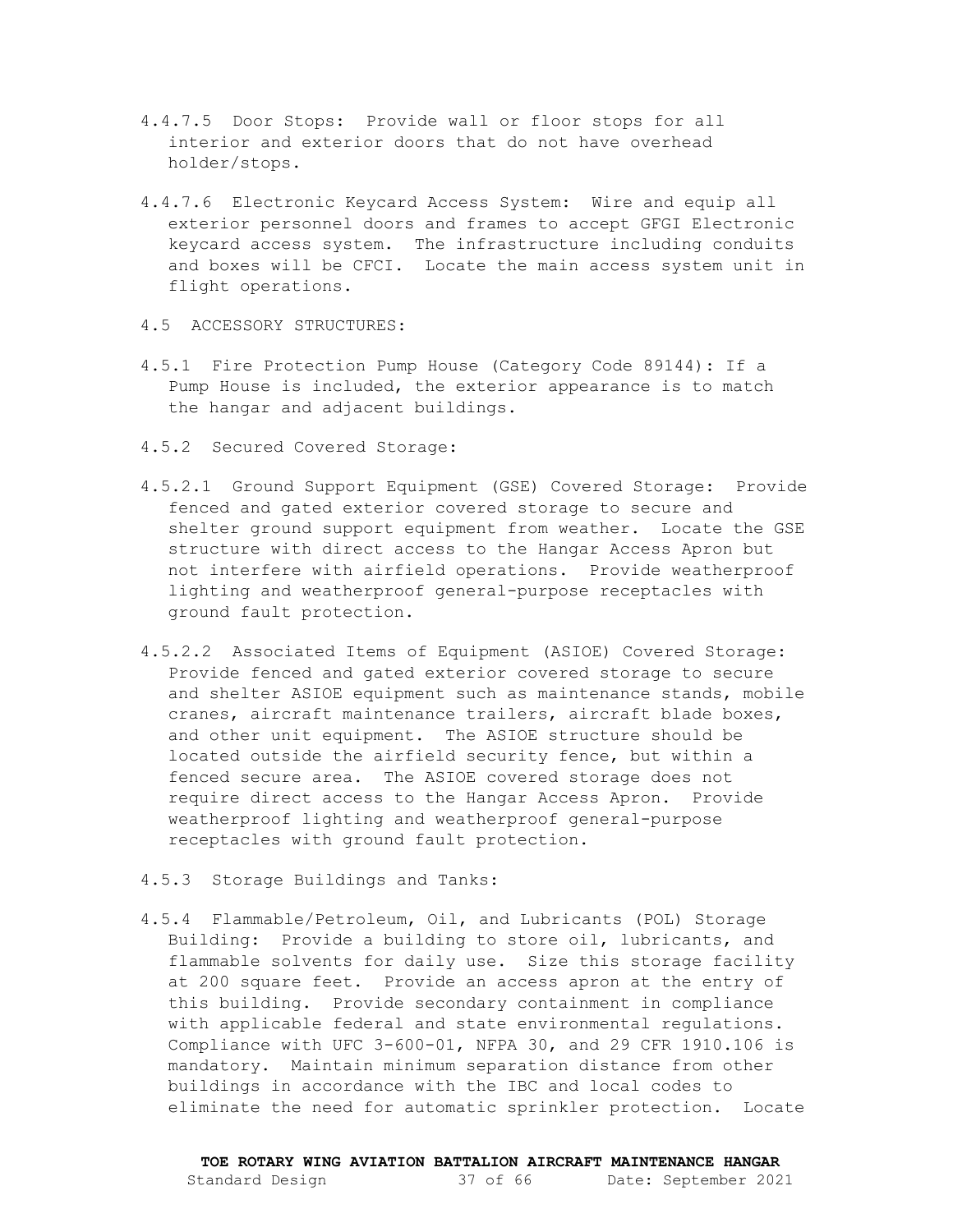4.4.7.5 Door Stops: Provide wall or floor stops for all interior and exterior doors that do not have overhead holder/stops.

4.4.7.6 Electronic Keycard Access System: Wire and equip all exterior personnel doors and frames to accept GFGI Electronic keycard access system. The infrastructure including conduits and boxes will be CFCI. Locate the main access system unit in flight operations.

4.5 ACCESSORY STRUCTURES:

4.5.1 Fire Protection Pump House (Category Code 89144): If a Pump House is included, the exterior appearance is to match the hangar and adjacent buildings.

4.5.2 Secured Covered Storage:

4.5.2.1 Ground Support Equipment (GSE) Covered Storage: Provide fenced and gated exterior covered storage to secure and shelter ground support equipment from weather. Locate the GSE structure with direct access to the Hangar Access Apron but not interfere with airfield operations. Provide weatherproof lighting and weatherproof general-purpose receptacles with ground fault protection.

4.5.2.2 Associated Items of Equipment (ASIOE) Covered Storage: Provide fenced and gated exterior covered storage to secure and shelter ASIOE equipment such as maintenance stands, mobile cranes, aircraft maintenance trailers, aircraft blade boxes, and other unit equipment. The ASIOE structure should be located outside the airfield security fence, but within a fenced secure area. The ASIOE covered storage does not require direct access to the Hangar Access Apron. Provide weatherproof lighting and weatherproof general-purpose receptacles with ground fault protection.

4.5.3 Storage Buildings and Tanks:

4.5.4 Flammable/Petroleum, Oil, and Lubricants (POL) Storage Building: Provide a building to store oil, lubricants, and flammable solvents for daily use. Size this storage facility at 200 square feet. Provide an access apron at the entry of this building. Provide secondary containment in compliance with applicable federal and state environmental regulations. Compliance with UFC 3-600-01, NFPA 30, and 29 CFR 1910.106 is mandatory. Maintain minimum separation distance from other buildings in accordance with the IBC and local codes to eliminate the need for automatic sprinkler protection. Locate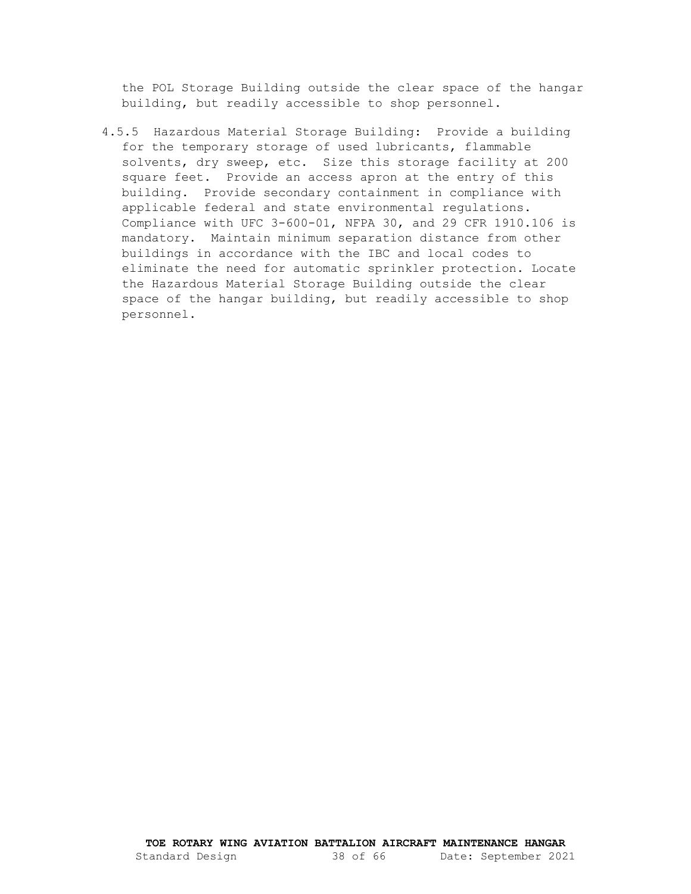the POL Storage Building outside the clear space of the hangar building, but readily accessible to shop personnel.

4.5.5 Hazardous Material Storage Building: Provide a building for the temporary storage of used lubricants, flammable solvents, dry sweep, etc. Size this storage facility at 200 square feet. Provide an access apron at the entry of this building. Provide secondary containment in compliance with applicable federal and state environmental regulations. Compliance with UFC 3-600-01, NFPA 30, and 29 CFR 1910.106 is mandatory. Maintain minimum separation distance from other buildings in accordance with the IBC and local codes to eliminate the need for automatic sprinkler protection. Locate the Hazardous Material Storage Building outside the clear space of the hangar building, but readily accessible to shop personnel.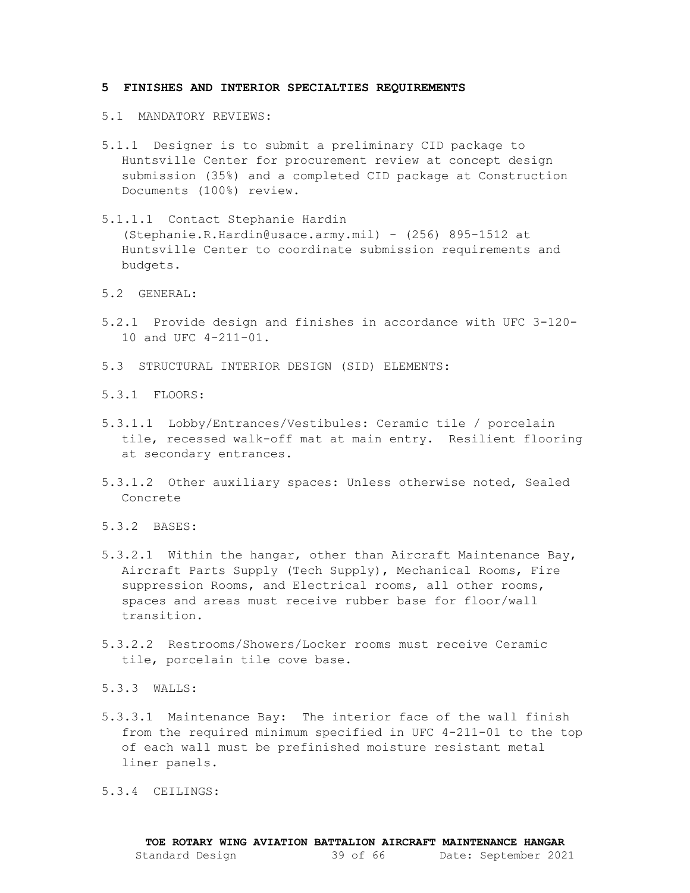## 5 FINISHES AND INTERIOR SPECIALTIES REQUIREMENTS

5.1 MANDATORY REVIEWS:

5.1.1 Designer is to submit a preliminary CID package to Huntsville Center for procurement review at concept design submission (35%) and a completed CID package at Construction Documents (100%) review.

5.1.1.1 Contact Stephanie Hardin (Stephanie.R.Hardin@usace.army.mil) - (256) 895-1512 at Huntsville Center to coordinate submission requirements and budgets.

5.2 GENERAL:

5.2.1 Provide design and finishes in accordance with UFC 3-120-10 and UFC 4-211-01.

5.3 STRUCTURAL INTERIOR DESIGN (SID) ELEMENTS:

5.3.1 FLOORS:

5.3.1.1 Lobby/Entrances/Vestibules: Ceramic tile / porcelain tile, recessed walk-off mat at main entry. Resilient flooring at secondary entrances.

5.3.1.2 Other auxiliary spaces: Unless otherwise noted, Sealed Concrete

5.3.2 BASES:

5.3.2.1 Within the hangar, other than Aircraft Maintenance Bay, Aircraft Parts Supply (Tech Supply), Mechanical Rooms, Fire suppression Rooms, and Electrical rooms, all other rooms, spaces and areas must receive rubber base for floor/wall transition.

5.3.2.2 Restrooms/Showers/Locker rooms must receive Ceramic tile, porcelain tile cove base.

5.3.3 WALLS:

5.3.3.1 Maintenance Bay: The interior face of the wall finish from the required minimum specified in UFC 4-211-01 to the top of each wall must be prefinished moisture resistant metal liner panels.

5.3.4 CEILINGS: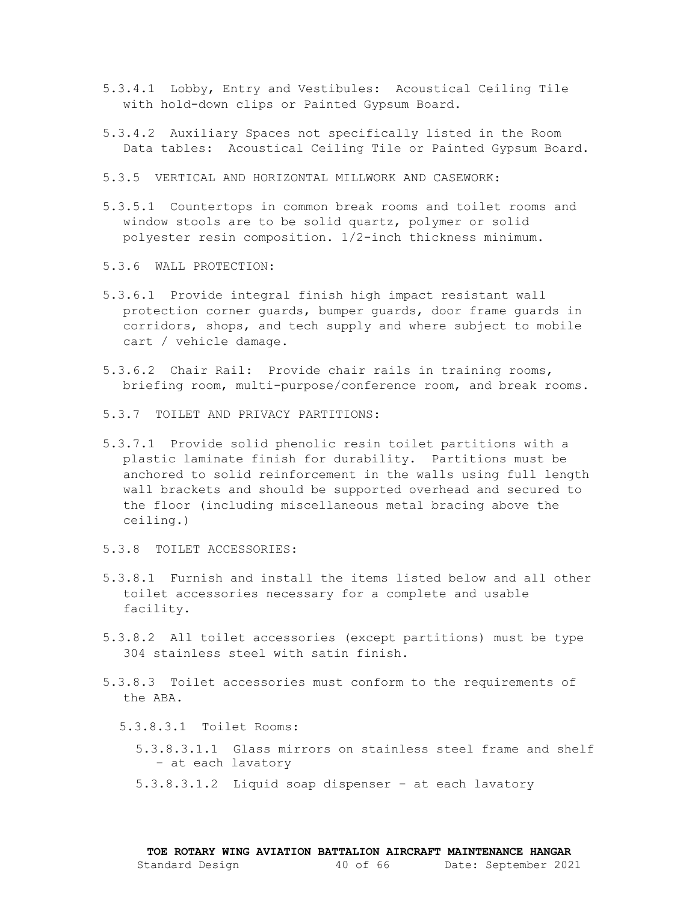5.3.4.1 Lobby, Entry and Vestibules: Acoustical Ceiling Tile with hold-down clips or Painted Gypsum Board.

5.3.4.2 Auxiliary Spaces not specifically listed in the Room Data tables: Acoustical Ceiling Tile or Painted Gypsum Board.

5.3.5 VERTICAL AND HORIZONTAL MILLWORK AND CASEWORK:

5.3.5.1 Countertops in common break rooms and toilet rooms and window stools are to be solid quartz, polymer or solid polyester resin composition. 1/2-inch thickness minimum.

5.3.6 WALL PROTECTION:

5.3.6.1 Provide integral finish high impact resistant wall protection corner guards, bumper guards, door frame guards in corridors, shops, and tech supply and where subject to mobile cart / vehicle damage.

5.3.6.2 Chair Rail: Provide chair rails in training rooms, briefing room, multi-purpose/conference room, and break rooms.

5.3.7 TOILET AND PRIVACY PARTITIONS:

5.3.7.1 Provide solid phenolic resin toilet partitions with a plastic laminate finish for durability. Partitions must be anchored to solid reinforcement in the walls using full length wall brackets and should be supported overhead and secured to the floor (including miscellaneous metal bracing above the ceiling.)

5.3.8 TOILET ACCESSORIES:

5.3.8.1 Furnish and install the items listed below and all other toilet accessories necessary for a complete and usable facility.

5.3.8.2 All toilet accessories (except partitions) must be type 304 stainless steel with satin finish.

5.3.8.3 Toilet accessories must conform to the requirements of the ABA.

5.3.8.3.1 Toilet Rooms:

5.3.8.3.1.1 Glass mirrors on stainless steel frame and shelf – at each lavatory

5.3.8.3.1.2 Liquid soap dispenser – at each lavatory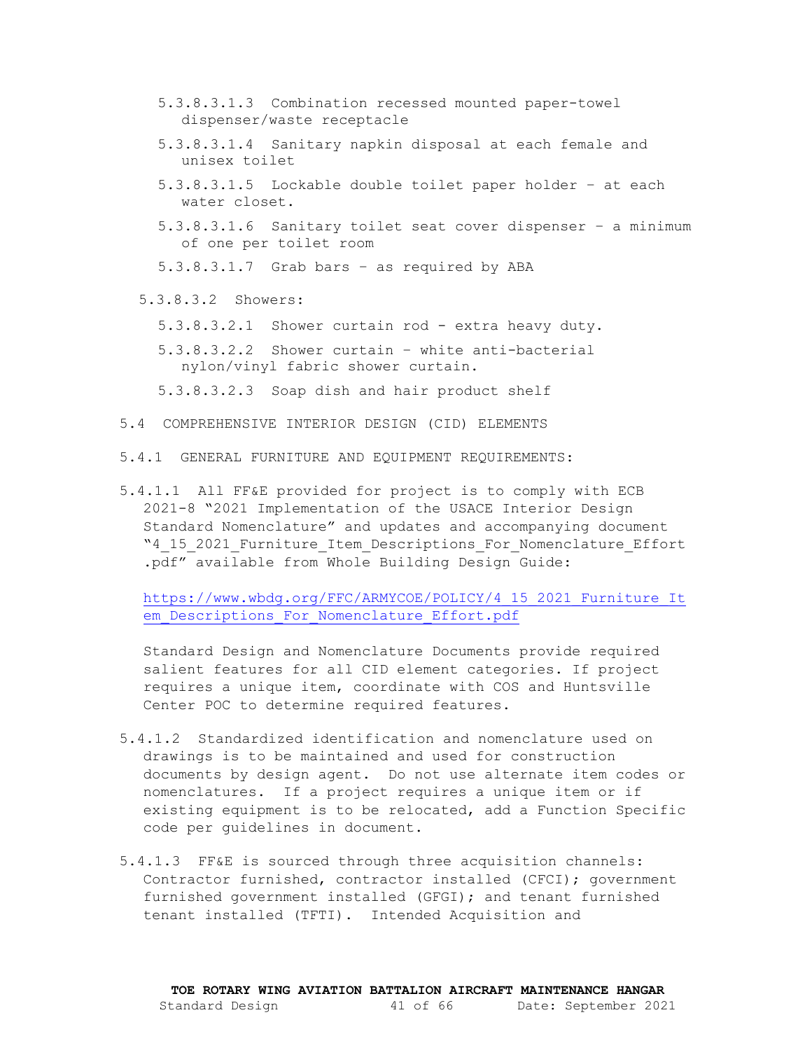5.3.8.3.1.3 Combination recessed mounted paper-towel dispenser/waste receptacle

5.3.8.3.1.4 Sanitary napkin disposal at each female and unisex toilet

5.3.8.3.1.5 Lockable double toilet paper holder – at each water closet.

5.3.8.3.1.6 Sanitary toilet seat cover dispenser – a minimum of one per toilet room

5.3.8.3.1.7 Grab bars – as required by ABA

5.3.8.3.2 Showers:

5.3.8.3.2.1 Shower curtain rod - extra heavy duty.

5.3.8.3.2.2 Shower curtain – white anti-bacterial nylon/vinyl fabric shower curtain.

5.3.8.3.2.3 Soap dish and hair product shelf

## 5.4 COMPREHENSIVE INTERIOR DESIGN (CID) ELEMENTS

### 5.4.1 GENERAL FURNITURE AND EQUIPMENT REQUIREMENTS:

5.4.1.1 All FF&E provided for project is to comply with ECB 2021-8 "2021 Implementation of the USACE Interior Design Standard Nomenclature" and updates and accompanying document "4_15_2021_Furniture_Item_Descriptions_For_Nomenclature_Effort.pdf" available from Whole Building Design Guide:

https://www.wbdg.org/FFC/ARMYCOE/POLICY/4_15_2021_Furniture_Item_Descriptions_For_Nomenclature_Effort.pdf

Standard Design and Nomenclature Documents provide required salient features for all CID element categories. If project requires a unique item, coordinate with COS and Huntsville Center POC to determine required features.

5.4.1.2 Standardized identification and nomenclature used on drawings is to be maintained and used for construction documents by design agent. Do not use alternate item codes or nomenclatures. If a project requires a unique item or if existing equipment is to be relocated, add a Function Specific code per guidelines in document.

5.4.1.3 FF&E is sourced through three acquisition channels: Contractor furnished, contractor installed (CFCI); government furnished government installed (GFGI); and tenant furnished tenant installed (TFTI). Intended Acquisition and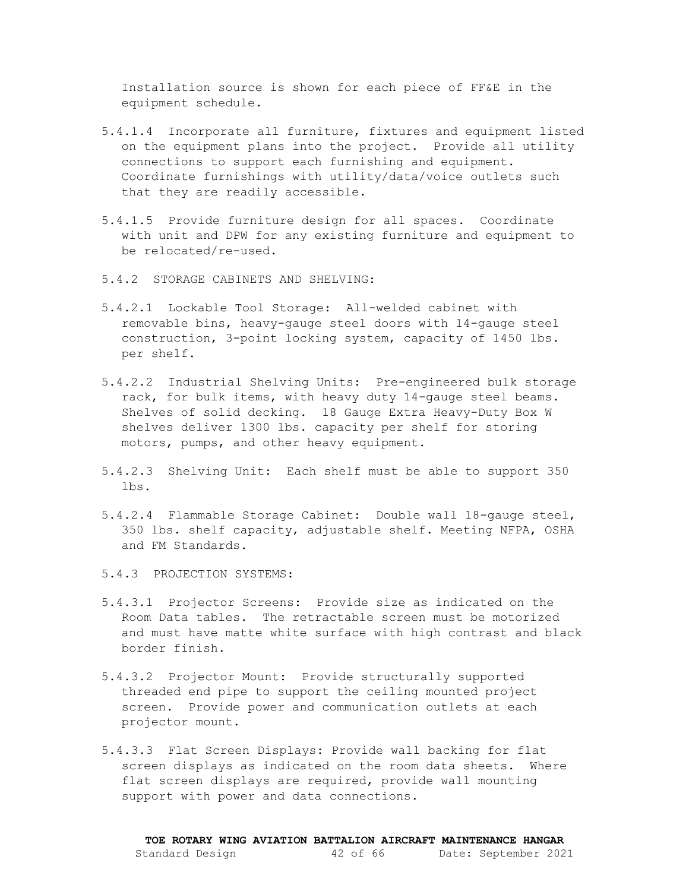Installation source is shown for each piece of FF&E in the equipment schedule.

5.4.1.4 Incorporate all furniture, fixtures and equipment listed on the equipment plans into the project. Provide all utility connections to support each furnishing and equipment. Coordinate furnishings with utility/data/voice outlets such that they are readily accessible.

5.4.1.5 Provide furniture design for all spaces. Coordinate with unit and DPW for any existing furniture and equipment to be relocated/re-used.

5.4.2 STORAGE CABINETS AND SHELVING:

5.4.2.1 Lockable Tool Storage: All-welded cabinet with removable bins, heavy-gauge steel doors with 14-gauge steel construction, 3-point locking system, capacity of 1450 lbs. per shelf.

5.4.2.2 Industrial Shelving Units: Pre-engineered bulk storage rack, for bulk items, with heavy duty 14-gauge steel beams. Shelves of solid decking. 18 Gauge Extra Heavy-Duty Box W shelves deliver 1300 lbs. capacity per shelf for storing motors, pumps, and other heavy equipment.

5.4.2.3 Shelving Unit: Each shelf must be able to support 350 lbs.

5.4.2.4 Flammable Storage Cabinet: Double wall 18-gauge steel, 350 lbs. shelf capacity, adjustable shelf. Meeting NFPA, OSHA and FM Standards.

5.4.3 PROJECTION SYSTEMS:

5.4.3.1 Projector Screens: Provide size as indicated on the Room Data tables. The retractable screen must be motorized and must have matte white surface with high contrast and black border finish.

5.4.3.2 Projector Mount: Provide structurally supported threaded end pipe to support the ceiling mounted project screen. Provide power and communication outlets at each projector mount.

5.4.3.3 Flat Screen Displays: Provide wall backing for flat screen displays as indicated on the room data sheets. Where flat screen displays are required, provide wall mounting support with power and data connections.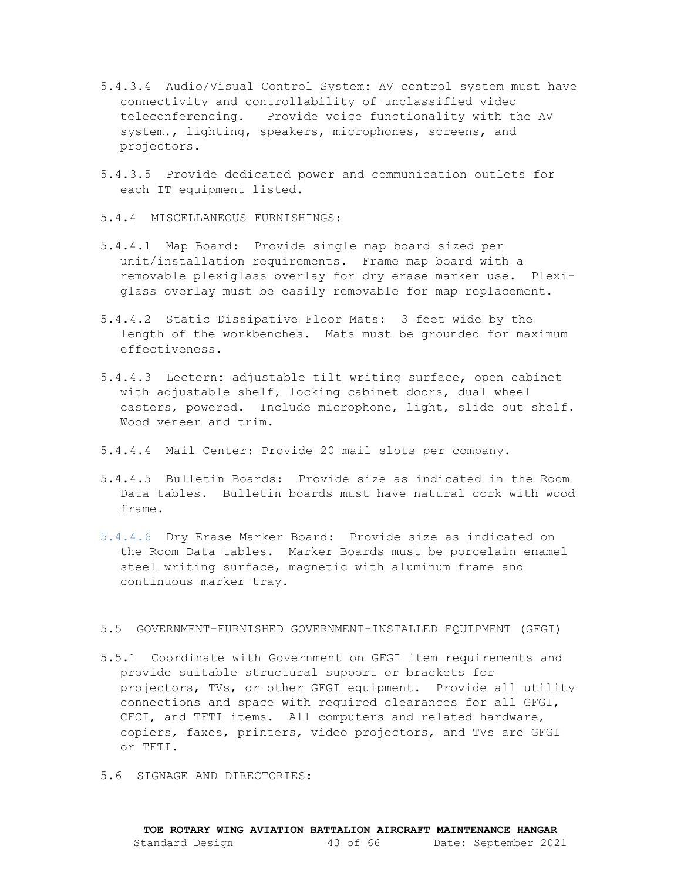5.4.3.4 Audio/Visual Control System: AV control system must have connectivity and controllability of unclassified video teleconferencing. Provide voice functionality with the AV system., lighting, speakers, microphones, screens, and projectors.

5.4.3.5 Provide dedicated power and communication outlets for each IT equipment listed.

5.4.4 MISCELLANEOUS FURNISHINGS:

5.4.4.1 Map Board: Provide single map board sized per unit/installation requirements. Frame map board with a removable plexiglass overlay for dry erase marker use. Plexi-glass overlay must be easily removable for map replacement.

5.4.4.2 Static Dissipative Floor Mats: 3 feet wide by the length of the workbenches. Mats must be grounded for maximum effectiveness.

5.4.4.3 Lectern: adjustable tilt writing surface, open cabinet with adjustable shelf, locking cabinet doors, dual wheel casters, powered. Include microphone, light, slide out shelf. Wood veneer and trim.

5.4.4.4 Mail Center: Provide 20 mail slots per company.

5.4.4.5 Bulletin Boards: Provide size as indicated in the Room Data tables. Bulletin boards must have natural cork with wood frame.

5.4.4.6 Dry Erase Marker Board: Provide size as indicated on the Room Data tables. Marker Boards must be porcelain enamel steel writing surface, magnetic with aluminum frame and continuous marker tray.

5.5 GOVERNMENT-FURNISHED GOVERNMENT-INSTALLED EQUIPMENT (GFGI)

5.5.1 Coordinate with Government on GFGI item requirements and provide suitable structural support or brackets for projectors, TVs, or other GFGI equipment. Provide all utility connections and space with required clearances for all GFGI, CFCI, and TFTI items. All computers and related hardware, copiers, faxes, printers, video projectors, and TVs are GFGI or TFTI.

5.6 SIGNAGE AND DIRECTORIES: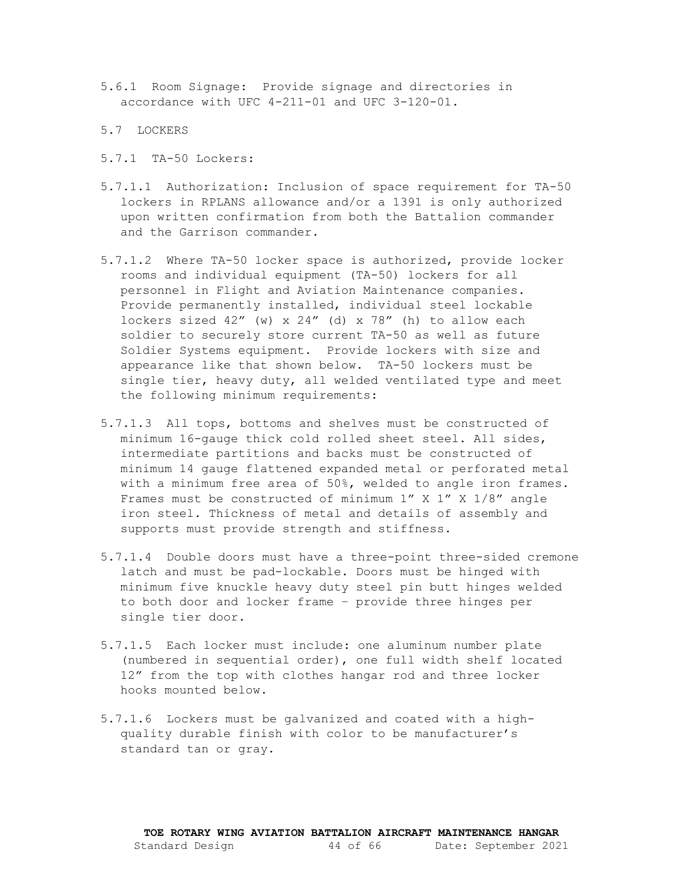5.6.1 Room Signage: Provide signage and directories in accordance with UFC 4-211-01 and UFC 3-120-01.

## 5.7 LOCKERS

### 5.7.1 TA-50 Lockers:

5.7.1.1 Authorization: Inclusion of space requirement for TA-50 lockers in RPLANS allowance and/or a 1391 is only authorized upon written confirmation from both the Battalion commander and the Garrison commander.

5.7.1.2 Where TA-50 locker space is authorized, provide locker rooms and individual equipment (TA-50) lockers for all personnel in Flight and Aviation Maintenance companies. Provide permanently installed, individual steel lockable lockers sized 42″ (w) x 24″ (d) x 78″ (h) to allow each soldier to securely store current TA-50 as well as future Soldier Systems equipment. Provide lockers with size and appearance like that shown below. TA-50 lockers must be single tier, heavy duty, all welded ventilated type and meet the following minimum requirements:

5.7.1.3 All tops, bottoms and shelves must be constructed of minimum 16-gauge thick cold rolled sheet steel. All sides, intermediate partitions and backs must be constructed of minimum 14 gauge flattened expanded metal or perforated metal with a minimum free area of 50%, welded to angle iron frames. Frames must be constructed of minimum 1″ X 1″ X 1/8″ angle iron steel. Thickness of metal and details of assembly and supports must provide strength and stiffness.

5.7.1.4 Double doors must have a three-point three-sided cremone latch and must be pad-lockable. Doors must be hinged with minimum five knuckle heavy duty steel pin butt hinges welded to both door and locker frame – provide three hinges per single tier door.

5.7.1.5 Each locker must include: one aluminum number plate (numbered in sequential order), one full width shelf located 12″ from the top with clothes hangar rod and three locker hooks mounted below.

5.7.1.6 Lockers must be galvanized and coated with a high-quality durable finish with color to be manufacturer's standard tan or gray.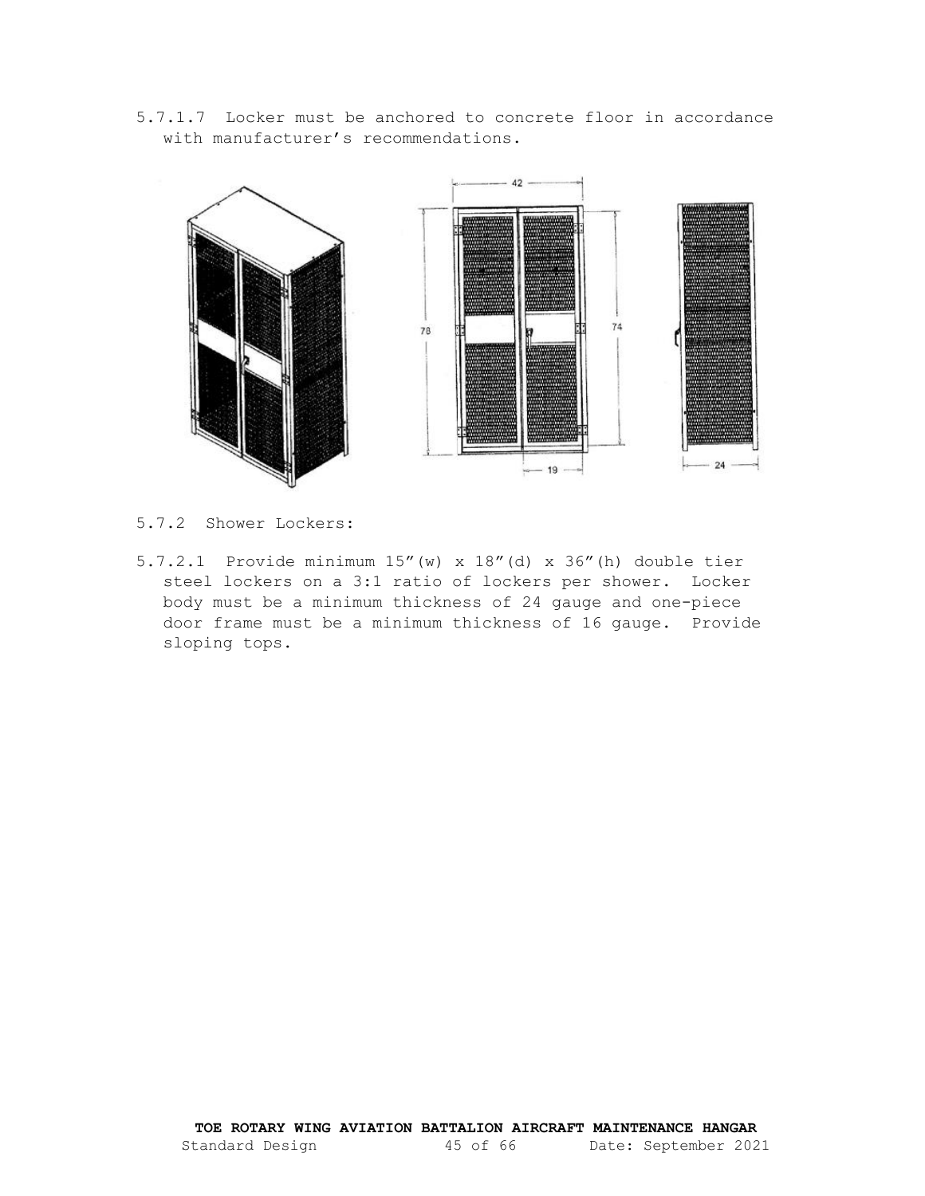5.7.1.7 Locker must be anchored to concrete floor in accordance with manufacturer's recommendations.

5.7.2 Shower Lockers:

5.7.2.1 Provide minimum 15"(w) x 18"(d) x 36"(h) double tier steel lockers on a 3:1 ratio of lockers per shower. Locker body must be a minimum thickness of 24 gauge and one-piece door frame must be a minimum thickness of 16 gauge. Provide sloping tops.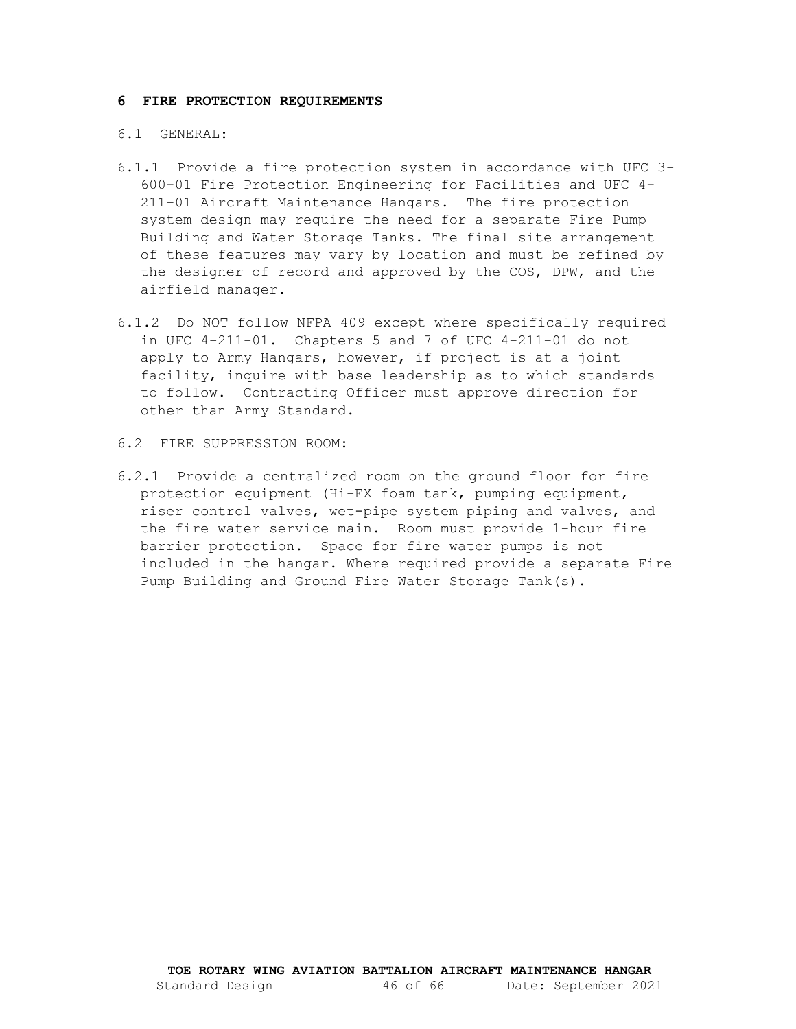## 6 FIRE PROTECTION REQUIREMENTS

6.1 GENERAL:

6.1.1 Provide a fire protection system in accordance with UFC 3-600-01 Fire Protection Engineering for Facilities and UFC 4-211-01 Aircraft Maintenance Hangars. The fire protection system design may require the need for a separate Fire Pump Building and Water Storage Tanks. The final site arrangement of these features may vary by location and must be refined by the designer of record and approved by the COS, DPW, and the airfield manager.

6.1.2 Do NOT follow NFPA 409 except where specifically required in UFC 4-211-01. Chapters 5 and 7 of UFC 4-211-01 do not apply to Army Hangars, however, if project is at a joint facility, inquire with base leadership as to which standards to follow. Contracting Officer must approve direction for other than Army Standard.

6.2 FIRE SUPPRESSION ROOM:

6.2.1 Provide a centralized room on the ground floor for fire protection equipment (Hi-EX foam tank, pumping equipment, riser control valves, wet-pipe system piping and valves, and the fire water service main. Room must provide 1-hour fire barrier protection. Space for fire water pumps is not included in the hangar. Where required provide a separate Fire Pump Building and Ground Fire Water Storage Tank(s).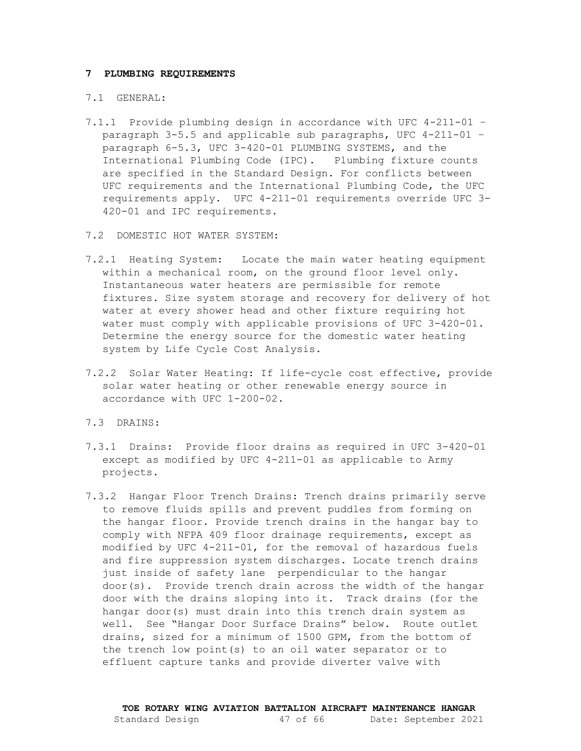## 7 PLUMBING REQUIREMENTS

7.1 GENERAL:

7.1.1 Provide plumbing design in accordance with UFC 4-211-01 – paragraph 3-5.5 and applicable sub paragraphs, UFC 4-211-01 – paragraph 6-5.3, UFC 3-420-01 PLUMBING SYSTEMS, and the International Plumbing Code (IPC). Plumbing fixture counts are specified in the Standard Design. For conflicts between UFC requirements and the International Plumbing Code, the UFC requirements apply. UFC 4-211-01 requirements override UFC 3-420-01 and IPC requirements.

7.2 DOMESTIC HOT WATER SYSTEM:

7.2.1 Heating System: Locate the main water heating equipment within a mechanical room, on the ground floor level only. Instantaneous water heaters are permissible for remote fixtures. Size system storage and recovery for delivery of hot water at every shower head and other fixture requiring hot water must comply with applicable provisions of UFC 3-420-01. Determine the energy source for the domestic water heating system by Life Cycle Cost Analysis.

7.2.2 Solar Water Heating: If life-cycle cost effective, provide solar water heating or other renewable energy source in accordance with UFC 1-200-02.

7.3 DRAINS:

7.3.1 Drains: Provide floor drains as required in UFC 3-420-01 except as modified by UFC 4-211-01 as applicable to Army projects.

7.3.2 Hangar Floor Trench Drains: Trench drains primarily serve to remove fluids spills and prevent puddles from forming on the hangar floor. Provide trench drains in the hangar bay to comply with NFPA 409 floor drainage requirements, except as modified by UFC 4-211-01, for the removal of hazardous fuels and fire suppression system discharges. Locate trench drains just inside of safety lane perpendicular to the hangar door(s). Provide trench drain across the width of the hangar door with the drains sloping into it. Track drains (for the hangar door(s) must drain into this trench drain system as well. See "Hangar Door Surface Drains" below. Route outlet drains, sized for a minimum of 1500 GPM, from the bottom of the trench low point(s) to an oil water separator or to effluent capture tanks and provide diverter valve with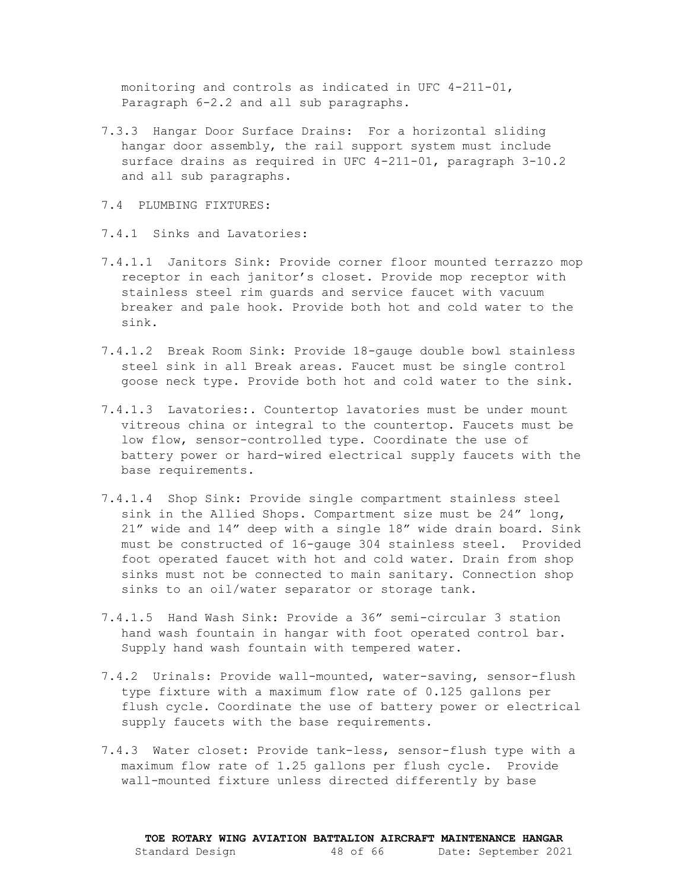monitoring and controls as indicated in UFC 4-211-01, Paragraph 6-2.2 and all sub paragraphs.

7.3.3 Hangar Door Surface Drains: For a horizontal sliding hangar door assembly, the rail support system must include surface drains as required in UFC 4-211-01, paragraph 3-10.2 and all sub paragraphs.

7.4 PLUMBING FIXTURES:

7.4.1 Sinks and Lavatories:

7.4.1.1 Janitors Sink: Provide corner floor mounted terrazzo mop receptor in each janitor's closet. Provide mop receptor with stainless steel rim guards and service faucet with vacuum breaker and pale hook. Provide both hot and cold water to the sink.

7.4.1.2 Break Room Sink: Provide 18-gauge double bowl stainless steel sink in all Break areas. Faucet must be single control goose neck type. Provide both hot and cold water to the sink.

7.4.1.3 Lavatories:. Countertop lavatories must be under mount vitreous china or integral to the countertop. Faucets must be low flow, sensor-controlled type. Coordinate the use of battery power or hard-wired electrical supply faucets with the base requirements.

7.4.1.4 Shop Sink: Provide single compartment stainless steel sink in the Allied Shops. Compartment size must be 24" long, 21" wide and 14" deep with a single 18" wide drain board. Sink must be constructed of 16-gauge 304 stainless steel. Provided foot operated faucet with hot and cold water. Drain from shop sinks must not be connected to main sanitary. Connection shop sinks to an oil/water separator or storage tank.

7.4.1.5 Hand Wash Sink: Provide a 36" semi-circular 3 station hand wash fountain in hangar with foot operated control bar. Supply hand wash fountain with tempered water.

7.4.2 Urinals: Provide wall-mounted, water-saving, sensor-flush type fixture with a maximum flow rate of 0.125 gallons per flush cycle. Coordinate the use of battery power or electrical supply faucets with the base requirements.

7.4.3 Water closet: Provide tank-less, sensor-flush type with a maximum flow rate of 1.25 gallons per flush cycle. Provide wall-mounted fixture unless directed differently by base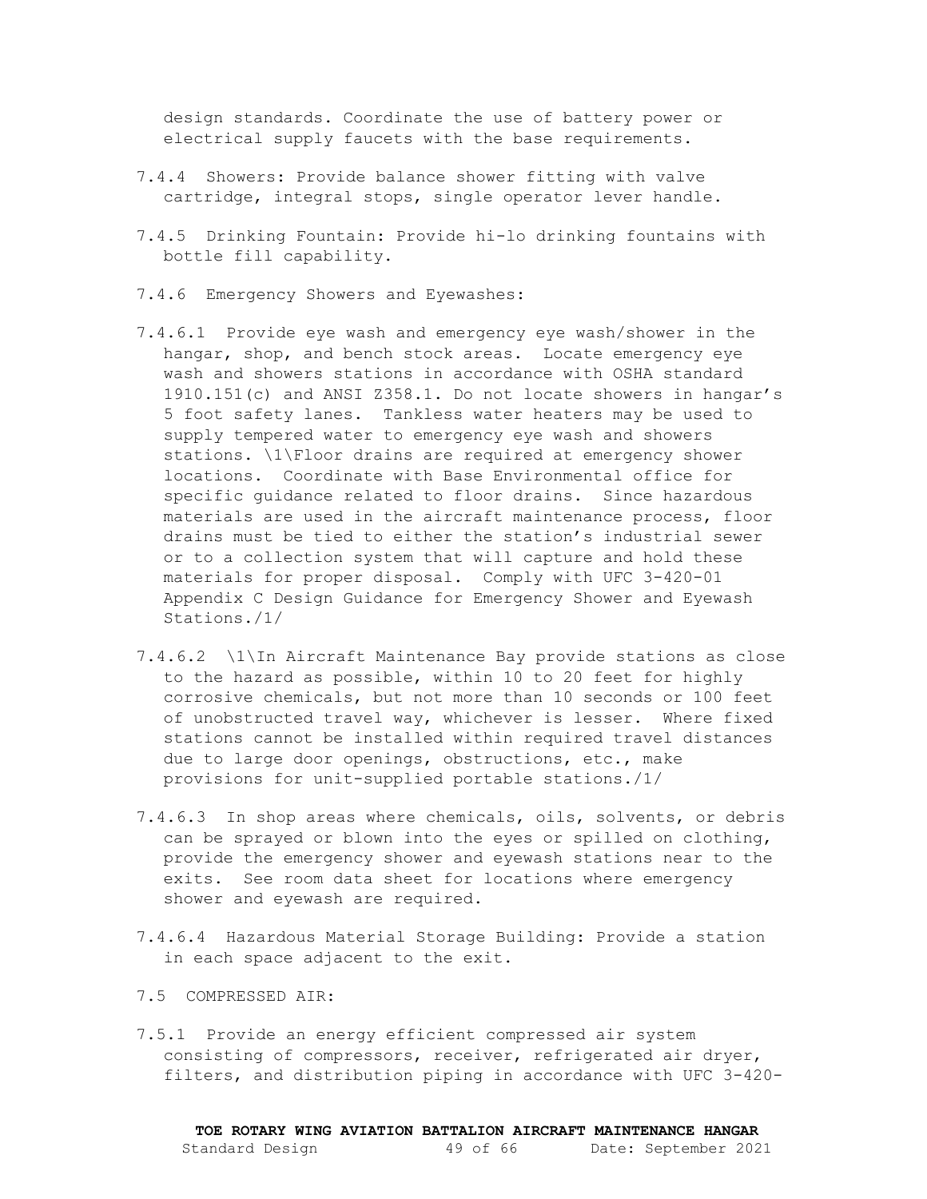design standards. Coordinate the use of battery power or electrical supply faucets with the base requirements.

7.4.4 Showers: Provide balance shower fitting with valve cartridge, integral stops, single operator lever handle.

7.4.5 Drinking Fountain: Provide hi-lo drinking fountains with bottle fill capability.

7.4.6 Emergency Showers and Eyewashes:

7.4.6.1 Provide eye wash and emergency eye wash/shower in the hangar, shop, and bench stock areas. Locate emergency eye wash and showers stations in accordance with OSHA standard 1910.151(c) and ANSI Z358.1. Do not locate showers in hangar's 5 foot safety lanes. Tankless water heaters may be used to supply tempered water to emergency eye wash and showers stations. \1\Floor drains are required at emergency shower locations. Coordinate with Base Environmental office for specific guidance related to floor drains. Since hazardous materials are used in the aircraft maintenance process, floor drains must be tied to either the station's industrial sewer or to a collection system that will capture and hold these materials for proper disposal. Comply with UFC 3-420-01 Appendix C Design Guidance for Emergency Shower and Eyewash Stations./1/

7.4.6.2 \1\In Aircraft Maintenance Bay provide stations as close to the hazard as possible, within 10 to 20 feet for highly corrosive chemicals, but not more than 10 seconds or 100 feet of unobstructed travel way, whichever is lesser. Where fixed stations cannot be installed within required travel distances due to large door openings, obstructions, etc., make provisions for unit-supplied portable stations./1/

7.4.6.3 In shop areas where chemicals, oils, solvents, or debris can be sprayed or blown into the eyes or spilled on clothing, provide the emergency shower and eyewash stations near to the exits. See room data sheet for locations where emergency shower and eyewash are required.

7.4.6.4 Hazardous Material Storage Building: Provide a station in each space adjacent to the exit.

7.5 COMPRESSED AIR:

7.5.1 Provide an energy efficient compressed air system consisting of compressors, receiver, refrigerated air dryer, filters, and distribution piping in accordance with UFC 3-420-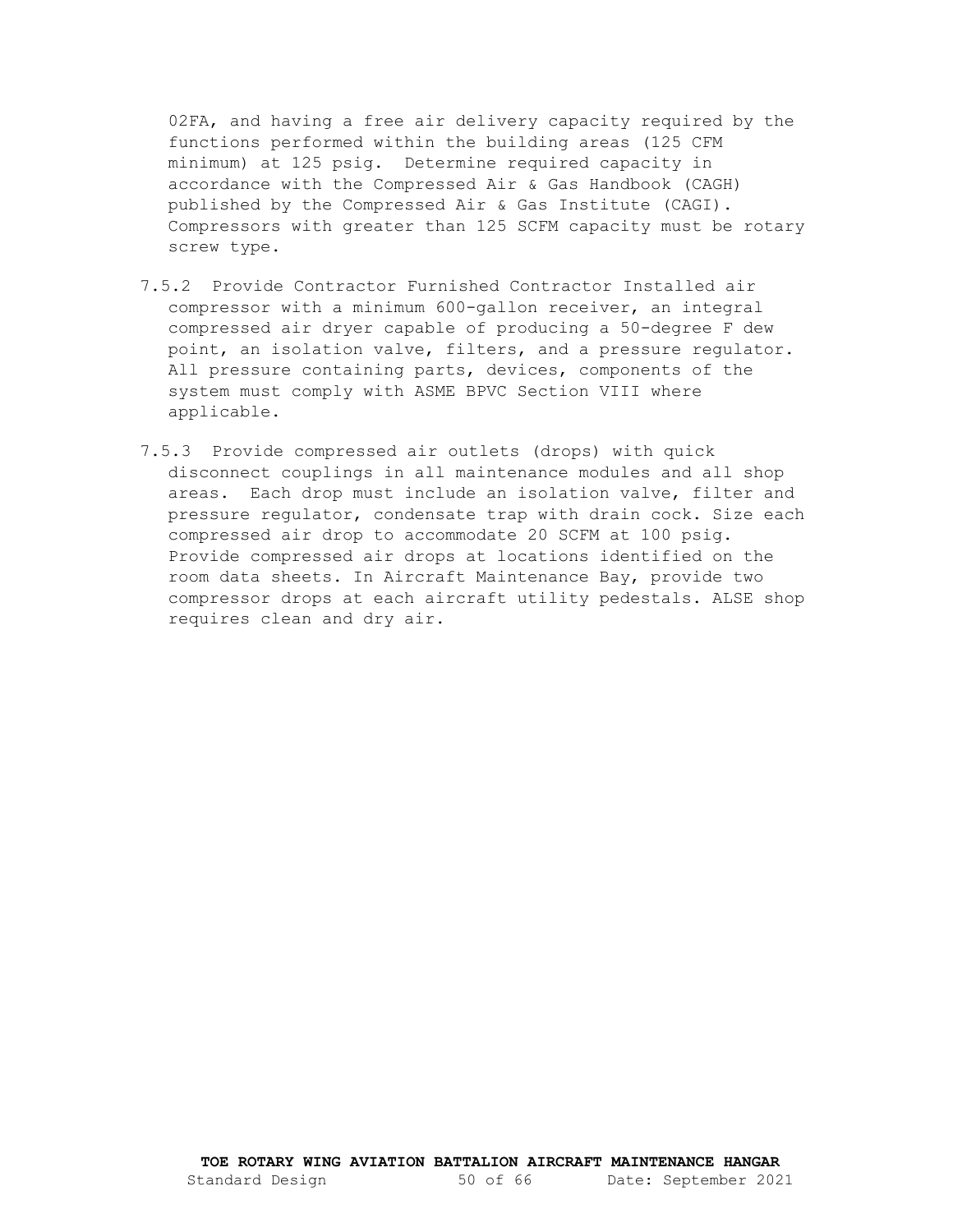02FA, and having a free air delivery capacity required by the functions performed within the building areas (125 CFM minimum) at 125 psig. Determine required capacity in accordance with the Compressed Air & Gas Handbook (CAGH) published by the Compressed Air & Gas Institute (CAGI). Compressors with greater than 125 SCFM capacity must be rotary screw type.

7.5.2 Provide Contractor Furnished Contractor Installed air compressor with a minimum 600-gallon receiver, an integral compressed air dryer capable of producing a 50-degree F dew point, an isolation valve, filters, and a pressure regulator. All pressure containing parts, devices, components of the system must comply with ASME BPVC Section VIII where applicable.

7.5.3 Provide compressed air outlets (drops) with quick disconnect couplings in all maintenance modules and all shop areas. Each drop must include an isolation valve, filter and pressure regulator, condensate trap with drain cock. Size each compressed air drop to accommodate 20 SCFM at 100 psig. Provide compressed air drops at locations identified on the room data sheets. In Aircraft Maintenance Bay, provide two compressor drops at each aircraft utility pedestals. ALSE shop requires clean and dry air.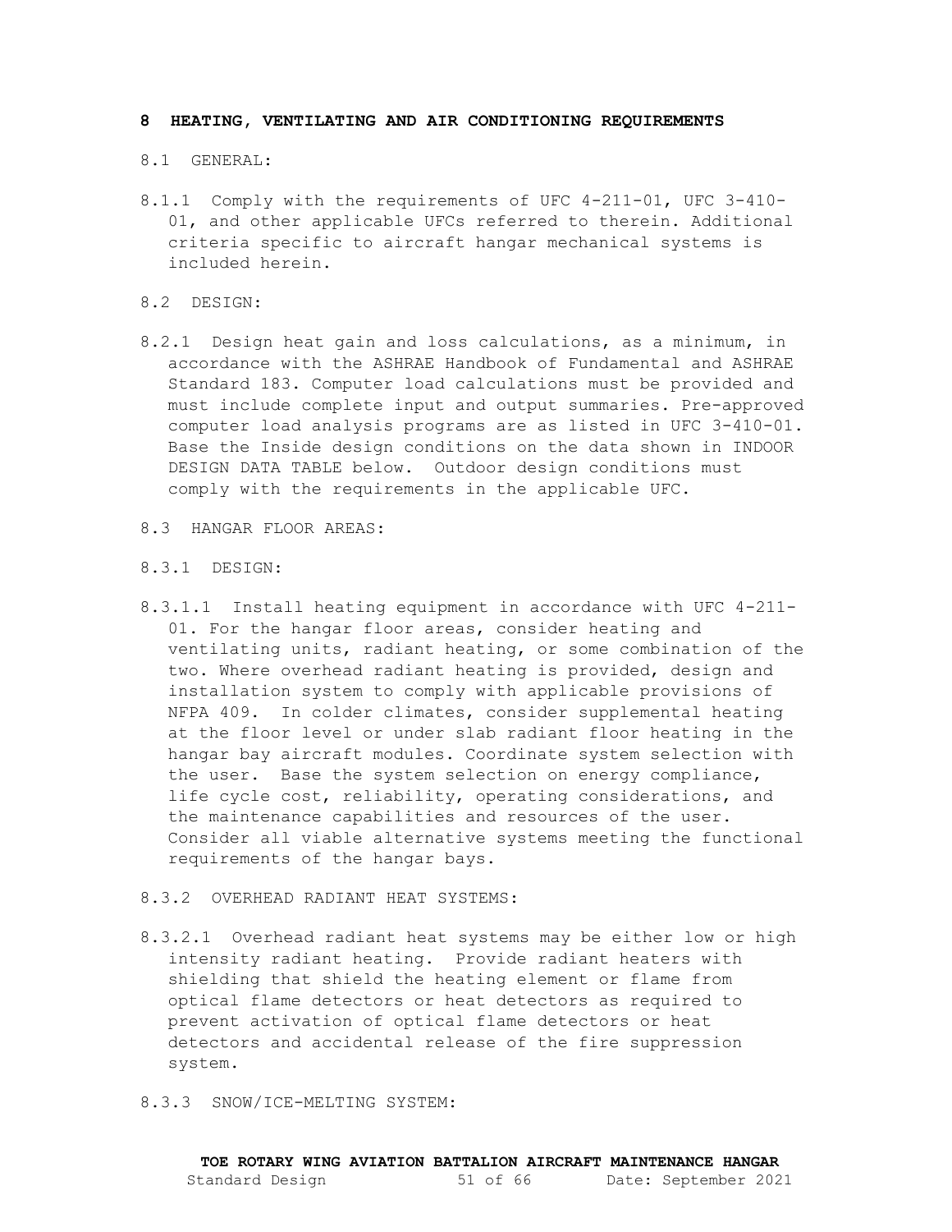## 8 HEATING, VENTILATING AND AIR CONDITIONING REQUIREMENTS

8.1 GENERAL:

8.1.1 Comply with the requirements of UFC 4-211-01, UFC 3-410-01, and other applicable UFCs referred to therein. Additional criteria specific to aircraft hangar mechanical systems is included herein.

8.2 DESIGN:

8.2.1 Design heat gain and loss calculations, as a minimum, in accordance with the ASHRAE Handbook of Fundamental and ASHRAE Standard 183. Computer load calculations must be provided and must include complete input and output summaries. Pre-approved computer load analysis programs are as listed in UFC 3-410-01. Base the Inside design conditions on the data shown in INDOOR DESIGN DATA TABLE below. Outdoor design conditions must comply with the requirements in the applicable UFC.

8.3 HANGAR FLOOR AREAS:

8.3.1 DESIGN:

8.3.1.1 Install heating equipment in accordance with UFC 4-211-01. For the hangar floor areas, consider heating and ventilating units, radiant heating, or some combination of the two. Where overhead radiant heating is provided, design and installation system to comply with applicable provisions of NFPA 409. In colder climates, consider supplemental heating at the floor level or under slab radiant floor heating in the hangar bay aircraft modules. Coordinate system selection with the user. Base the system selection on energy compliance, life cycle cost, reliability, operating considerations, and the maintenance capabilities and resources of the user. Consider all viable alternative systems meeting the functional requirements of the hangar bays.

8.3.2 OVERHEAD RADIANT HEAT SYSTEMS:

8.3.2.1 Overhead radiant heat systems may be either low or high intensity radiant heating. Provide radiant heaters with shielding that shield the heating element or flame from optical flame detectors or heat detectors as required to prevent activation of optical flame detectors or heat detectors and accidental release of the fire suppression system.

8.3.3 SNOW/ICE-MELTING SYSTEM: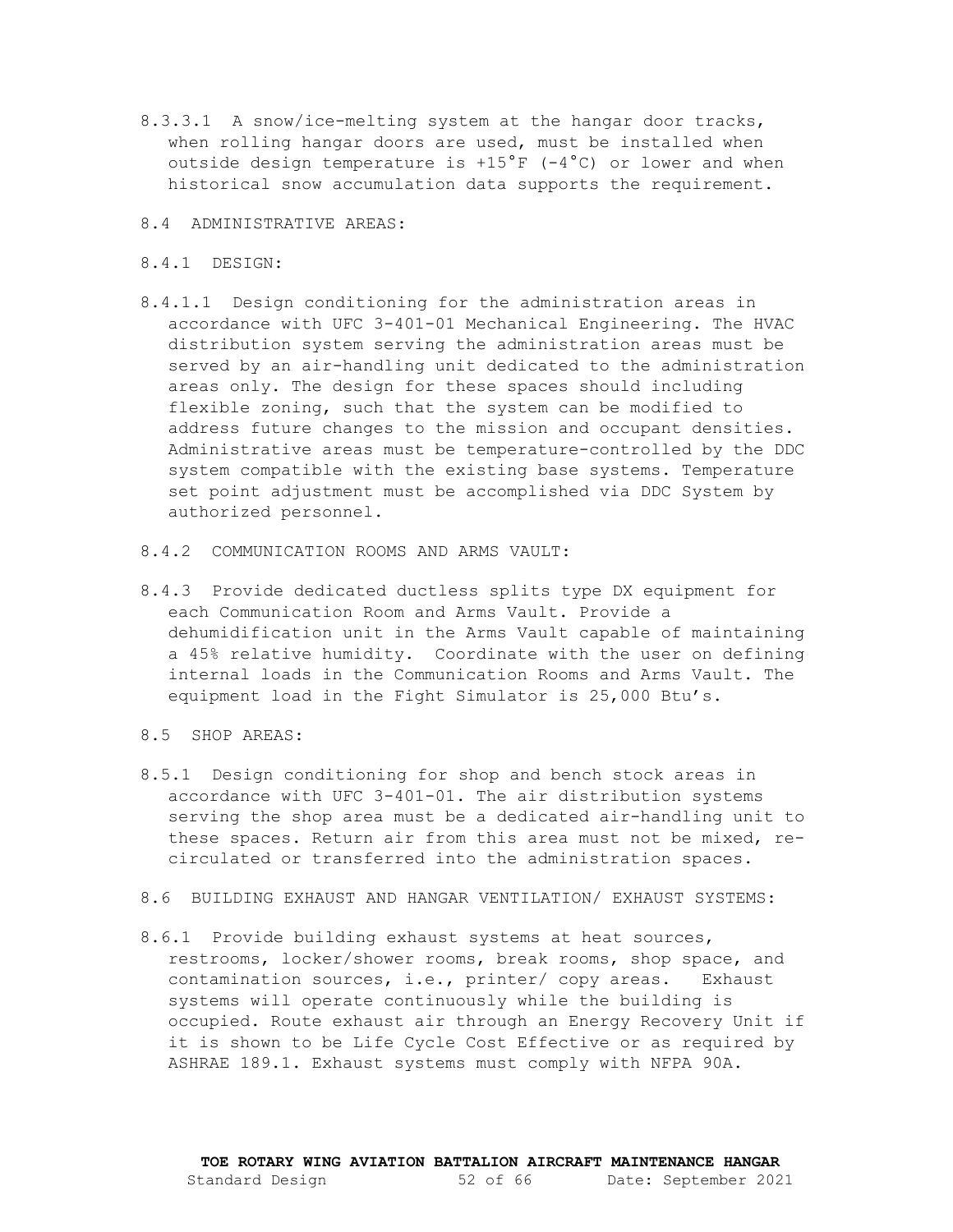8.3.3.1 A snow/ice-melting system at the hangar door tracks, when rolling hangar doors are used, must be installed when outside design temperature is +15°F (-4°C) or lower and when historical snow accumulation data supports the requirement.

## 8.4 ADMINISTRATIVE AREAS:

### 8.4.1 DESIGN:

8.4.1.1 Design conditioning for the administration areas in accordance with UFC 3-401-01 Mechanical Engineering. The HVAC distribution system serving the administration areas must be served by an air-handling unit dedicated to the administration areas only. The design for these spaces should including flexible zoning, such that the system can be modified to address future changes to the mission and occupant densities. Administrative areas must be temperature-controlled by the DDC system compatible with the existing base systems. Temperature set point adjustment must be accomplished via DDC System by authorized personnel.

### 8.4.2 COMMUNICATION ROOMS AND ARMS VAULT:

8.4.3 Provide dedicated ductless splits type DX equipment for each Communication Room and Arms Vault. Provide a dehumidification unit in the Arms Vault capable of maintaining a 45% relative humidity. Coordinate with the user on defining internal loads in the Communication Rooms and Arms Vault. The equipment load in the Fight Simulator is 25,000 Btu's.

## 8.5 SHOP AREAS:

8.5.1 Design conditioning for shop and bench stock areas in accordance with UFC 3-401-01. The air distribution systems serving the shop area must be a dedicated air-handling unit to these spaces. Return air from this area must not be mixed, re-circulated or transferred into the administration spaces.

## 8.6 BUILDING EXHAUST AND HANGAR VENTILATION/ EXHAUST SYSTEMS:

8.6.1 Provide building exhaust systems at heat sources, restrooms, locker/shower rooms, break rooms, shop space, and contamination sources, i.e., printer/ copy areas. Exhaust systems will operate continuously while the building is occupied. Route exhaust air through an Energy Recovery Unit if it is shown to be Life Cycle Cost Effective or as required by ASHRAE 189.1. Exhaust systems must comply with NFPA 90A.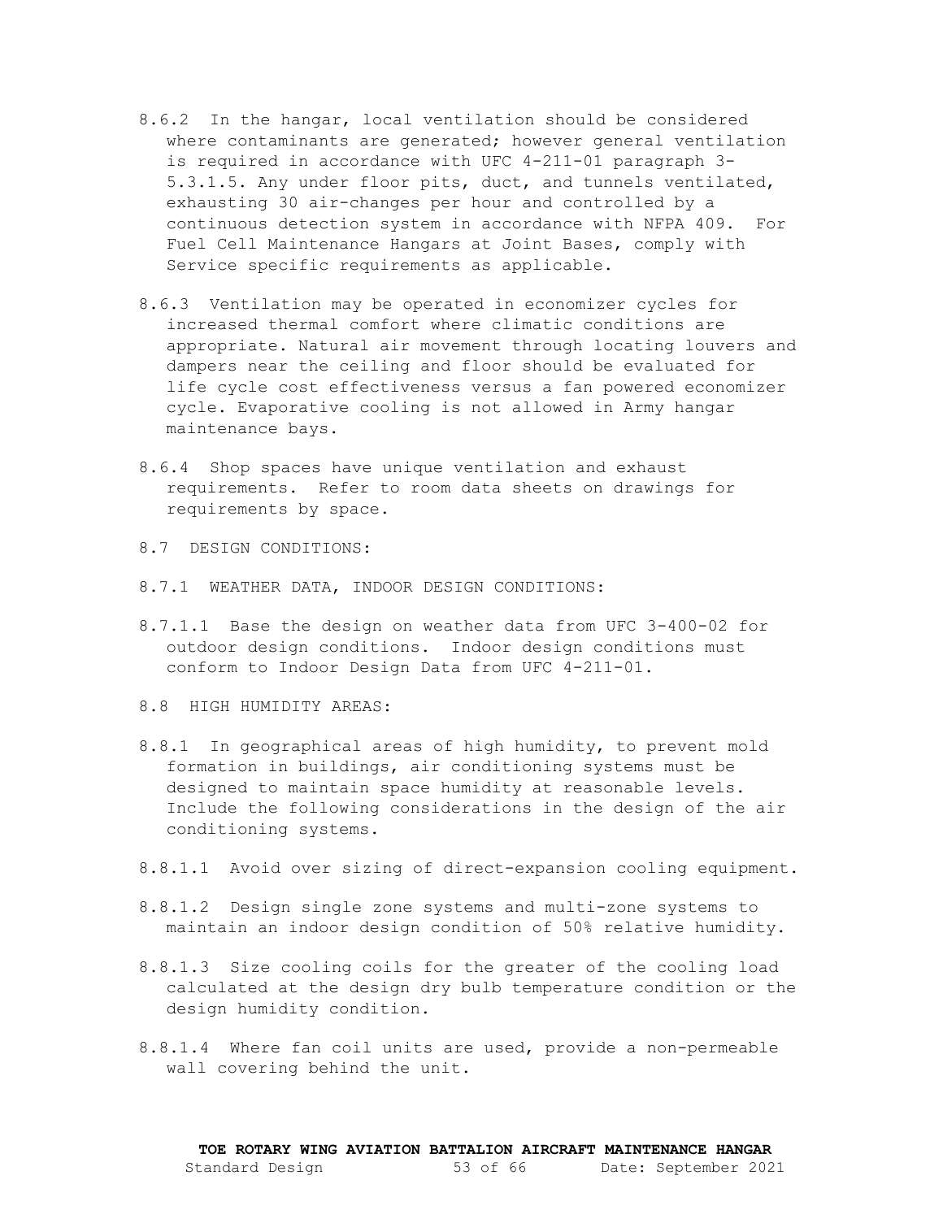8.6.2 In the hangar, local ventilation should be considered where contaminants are generated; however general ventilation is required in accordance with UFC 4-211-01 paragraph 3-5.3.1.5. Any under floor pits, duct, and tunnels ventilated, exhausting 30 air-changes per hour and controlled by a continuous detection system in accordance with NFPA 409. For Fuel Cell Maintenance Hangars at Joint Bases, comply with Service specific requirements as applicable.

8.6.3 Ventilation may be operated in economizer cycles for increased thermal comfort where climatic conditions are appropriate. Natural air movement through locating louvers and dampers near the ceiling and floor should be evaluated for life cycle cost effectiveness versus a fan powered economizer cycle. Evaporative cooling is not allowed in Army hangar maintenance bays.

8.6.4 Shop spaces have unique ventilation and exhaust requirements. Refer to room data sheets on drawings for requirements by space.

8.7 DESIGN CONDITIONS:

8.7.1 WEATHER DATA, INDOOR DESIGN CONDITIONS:

8.7.1.1 Base the design on weather data from UFC 3-400-02 for outdoor design conditions. Indoor design conditions must conform to Indoor Design Data from UFC 4-211-01.

8.8 HIGH HUMIDITY AREAS:

8.8.1 In geographical areas of high humidity, to prevent mold formation in buildings, air conditioning systems must be designed to maintain space humidity at reasonable levels. Include the following considerations in the design of the air conditioning systems.

8.8.1.1 Avoid over sizing of direct-expansion cooling equipment.

8.8.1.2 Design single zone systems and multi-zone systems to maintain an indoor design condition of 50% relative humidity.

8.8.1.3 Size cooling coils for the greater of the cooling load calculated at the design dry bulb temperature condition or the design humidity condition.

8.8.1.4 Where fan coil units are used, provide a non-permeable wall covering behind the unit.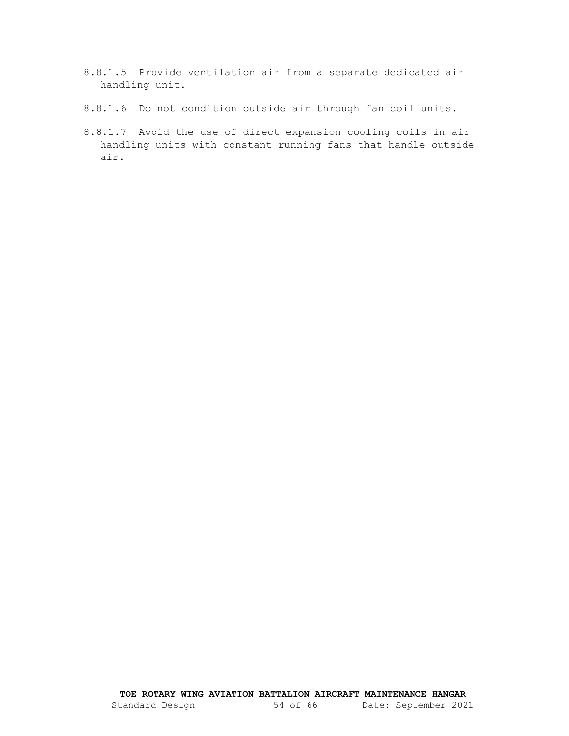8.8.1.5 Provide ventilation air from a separate dedicated air handling unit.

8.8.1.6 Do not condition outside air through fan coil units.

8.8.1.7 Avoid the use of direct expansion cooling coils in air handling units with constant running fans that handle outside air.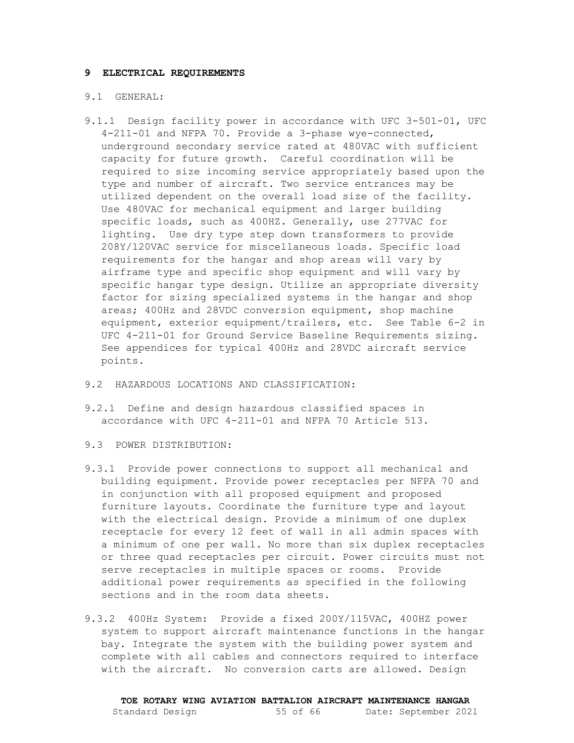# 9 ELECTRICAL REQUIREMENTS

## 9.1 GENERAL:

9.1.1 Design facility power in accordance with UFC 3-501-01, UFC 4-211-01 and NFPA 70. Provide a 3-phase wye-connected, underground secondary service rated at 480VAC with sufficient capacity for future growth. Careful coordination will be required to size incoming service appropriately based upon the type and number of aircraft. Two service entrances may be utilized dependent on the overall load size of the facility. Use 480VAC for mechanical equipment and larger building specific loads, such as 400HZ. Generally, use 277VAC for lighting. Use dry type step down transformers to provide 208Y/120VAC service for miscellaneous loads. Specific load requirements for the hangar and shop areas will vary by airframe type and specific shop equipment and will vary by specific hangar type design. Utilize an appropriate diversity factor for sizing specialized systems in the hangar and shop areas; 400Hz and 28VDC conversion equipment, shop machine equipment, exterior equipment/trailers, etc. See Table 6-2 in UFC 4-211-01 for Ground Service Baseline Requirements sizing. See appendices for typical 400Hz and 28VDC aircraft service points.

## 9.2 HAZARDOUS LOCATIONS AND CLASSIFICATION:

9.2.1 Define and design hazardous classified spaces in accordance with UFC 4-211-01 and NFPA 70 Article 513.

## 9.3 POWER DISTRIBUTION:

9.3.1 Provide power connections to support all mechanical and building equipment. Provide power receptacles per NFPA 70 and in conjunction with all proposed equipment and proposed furniture layouts. Coordinate the furniture type and layout with the electrical design. Provide a minimum of one duplex receptacle for every 12 feet of wall in all admin spaces with a minimum of one per wall. No more than six duplex receptacles or three quad receptacles per circuit. Power circuits must not serve receptacles in multiple spaces or rooms. Provide additional power requirements as specified in the following sections and in the room data sheets.

9.3.2 400Hz System: Provide a fixed 200Y/115VAC, 400HZ power system to support aircraft maintenance functions in the hangar bay. Integrate the system with the building power system and complete with all cables and connectors required to interface with the aircraft. No conversion carts are allowed. Design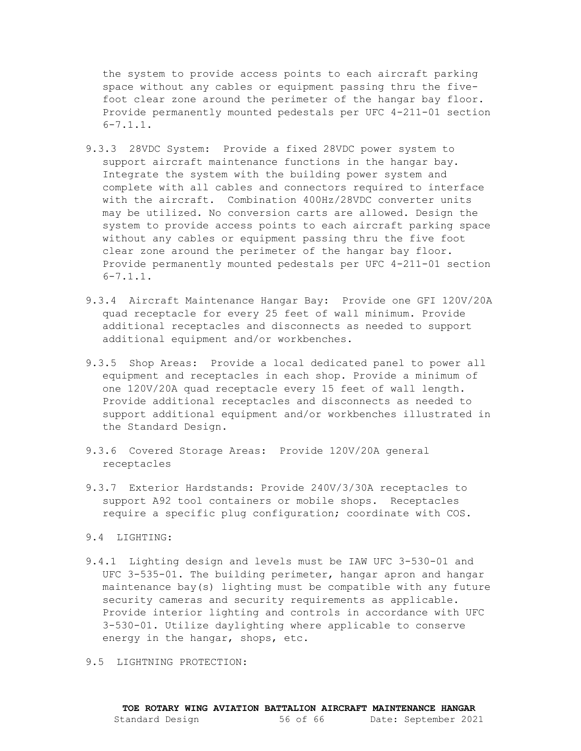the system to provide access points to each aircraft parking space without any cables or equipment passing thru the five-foot clear zone around the perimeter of the hangar bay floor. Provide permanently mounted pedestals per UFC 4-211-01 section 6-7.1.1.

9.3.3 28VDC System: Provide a fixed 28VDC power system to support aircraft maintenance functions in the hangar bay. Integrate the system with the building power system and complete with all cables and connectors required to interface with the aircraft. Combination 400Hz/28VDC converter units may be utilized. No conversion carts are allowed. Design the system to provide access points to each aircraft parking space without any cables or equipment passing thru the five foot clear zone around the perimeter of the hangar bay floor. Provide permanently mounted pedestals per UFC 4-211-01 section 6-7.1.1.

9.3.4 Aircraft Maintenance Hangar Bay: Provide one GFI 120V/20A quad receptacle for every 25 feet of wall minimum. Provide additional receptacles and disconnects as needed to support additional equipment and/or workbenches.

9.3.5 Shop Areas: Provide a local dedicated panel to power all equipment and receptacles in each shop. Provide a minimum of one 120V/20A quad receptacle every 15 feet of wall length. Provide additional receptacles and disconnects as needed to support additional equipment and/or workbenches illustrated in the Standard Design.

9.3.6 Covered Storage Areas: Provide 120V/20A general receptacles

9.3.7 Exterior Hardstands: Provide 240V/3/30A receptacles to support A92 tool containers or mobile shops. Receptacles require a specific plug configuration; coordinate with COS.

9.4 LIGHTING:

9.4.1 Lighting design and levels must be IAW UFC 3-530-01 and UFC 3-535-01. The building perimeter, hangar apron and hangar maintenance bay(s) lighting must be compatible with any future security cameras and security requirements as applicable. Provide interior lighting and controls in accordance with UFC 3-530-01. Utilize daylighting where applicable to conserve energy in the hangar, shops, etc.

9.5 LIGHTNING PROTECTION: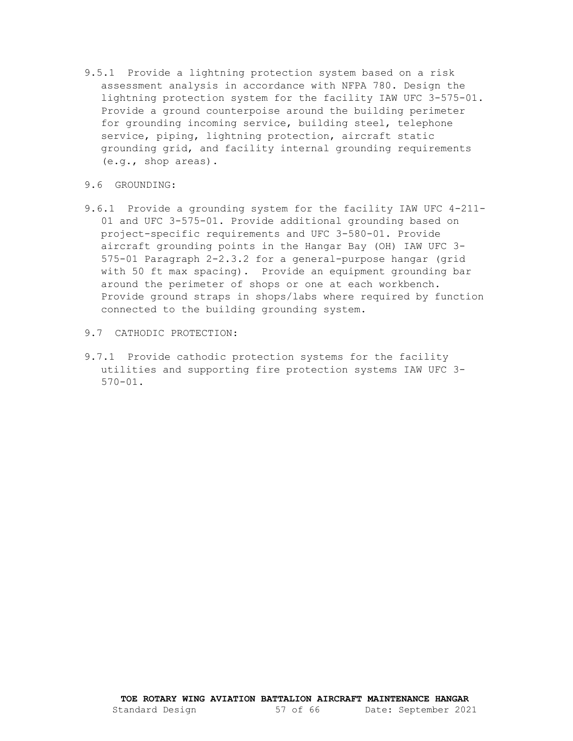9.5.1 Provide a lightning protection system based on a risk assessment analysis in accordance with NFPA 780. Design the lightning protection system for the facility IAW UFC 3-575-01. Provide a ground counterpoise around the building perimeter for grounding incoming service, building steel, telephone service, piping, lightning protection, aircraft static grounding grid, and facility internal grounding requirements (e.g., shop areas).

9.6 GROUNDING:

9.6.1 Provide a grounding system for the facility IAW UFC 4-211-01 and UFC 3-575-01. Provide additional grounding based on project-specific requirements and UFC 3-580-01. Provide aircraft grounding points in the Hangar Bay (OH) IAW UFC 3-575-01 Paragraph 2-2.3.2 for a general-purpose hangar (grid with 50 ft max spacing). Provide an equipment grounding bar around the perimeter of shops or one at each workbench. Provide ground straps in shops/labs where required by function connected to the building grounding system.

9.7 CATHODIC PROTECTION:

9.7.1 Provide cathodic protection systems for the facility utilities and supporting fire protection systems IAW UFC 3-570-01.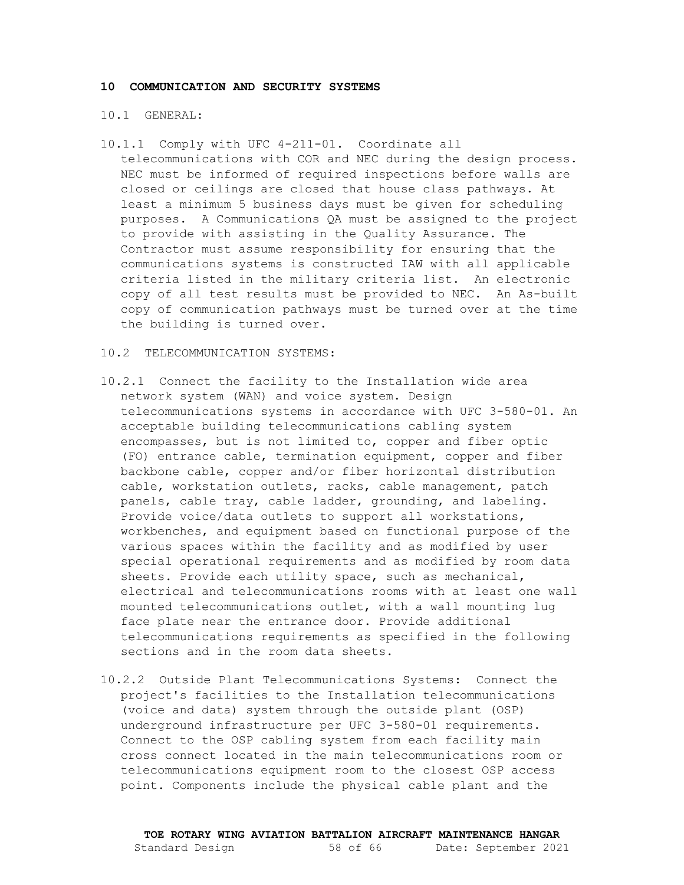## 10 COMMUNICATION AND SECURITY SYSTEMS

10.1 GENERAL:

10.1.1 Comply with UFC 4-211-01. Coordinate all telecommunications with COR and NEC during the design process. NEC must be informed of required inspections before walls are closed or ceilings are closed that house class pathways. At least a minimum 5 business days must be given for scheduling purposes. A Communications QA must be assigned to the project to provide with assisting in the Quality Assurance. The Contractor must assume responsibility for ensuring that the communications systems is constructed IAW with all applicable criteria listed in the military criteria list. An electronic copy of all test results must be provided to NEC. An As-built copy of communication pathways must be turned over at the time the building is turned over.

10.2 TELECOMMUNICATION SYSTEMS:

10.2.1 Connect the facility to the Installation wide area network system (WAN) and voice system. Design telecommunications systems in accordance with UFC 3-580-01. An acceptable building telecommunications cabling system encompasses, but is not limited to, copper and fiber optic (FO) entrance cable, termination equipment, copper and fiber backbone cable, copper and/or fiber horizontal distribution cable, workstation outlets, racks, cable management, patch panels, cable tray, cable ladder, grounding, and labeling. Provide voice/data outlets to support all workstations, workbenches, and equipment based on functional purpose of the various spaces within the facility and as modified by user special operational requirements and as modified by room data sheets. Provide each utility space, such as mechanical, electrical and telecommunications rooms with at least one wall mounted telecommunications outlet, with a wall mounting lug face plate near the entrance door. Provide additional telecommunications requirements as specified in the following sections and in the room data sheets.

10.2.2 Outside Plant Telecommunications Systems: Connect the project's facilities to the Installation telecommunications (voice and data) system through the outside plant (OSP) underground infrastructure per UFC 3-580-01 requirements. Connect to the OSP cabling system from each facility main cross connect located in the main telecommunications room or telecommunications equipment room to the closest OSP access point. Components include the physical cable plant and the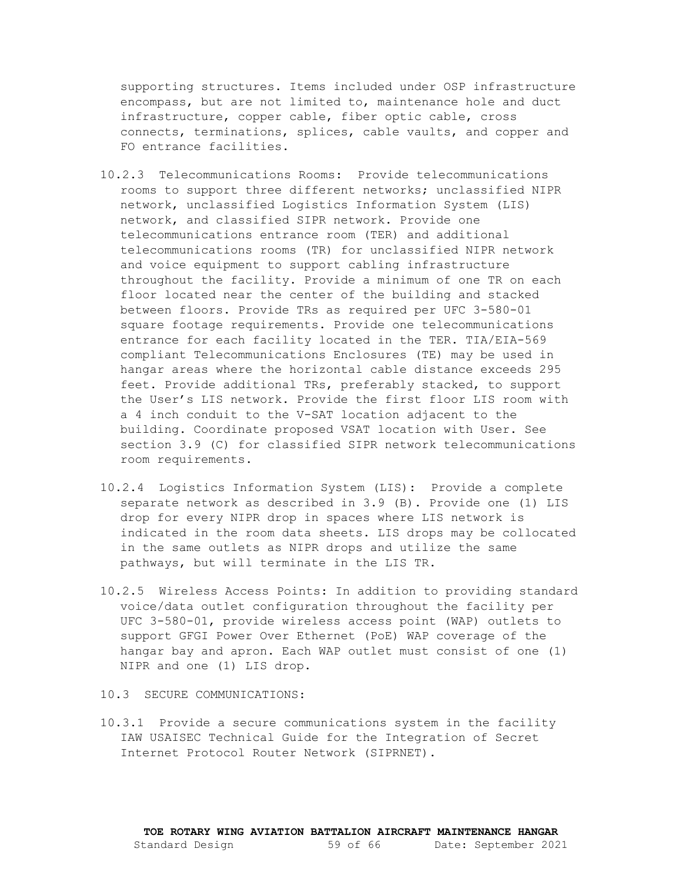supporting structures. Items included under OSP infrastructure encompass, but are not limited to, maintenance hole and duct infrastructure, copper cable, fiber optic cable, cross connects, terminations, splices, cable vaults, and copper and FO entrance facilities.

10.2.3 Telecommunications Rooms: Provide telecommunications rooms to support three different networks; unclassified NIPR network, unclassified Logistics Information System (LIS) network, and classified SIPR network. Provide one telecommunications entrance room (TER) and additional telecommunications rooms (TR) for unclassified NIPR network and voice equipment to support cabling infrastructure throughout the facility. Provide a minimum of one TR on each floor located near the center of the building and stacked between floors. Provide TRs as required per UFC 3-580-01 square footage requirements. Provide one telecommunications entrance for each facility located in the TER. TIA/EIA-569 compliant Telecommunications Enclosures (TE) may be used in hangar areas where the horizontal cable distance exceeds 295 feet. Provide additional TRs, preferably stacked, to support the User's LIS network. Provide the first floor LIS room with a 4 inch conduit to the V-SAT location adjacent to the building. Coordinate proposed VSAT location with User. See section 3.9 (C) for classified SIPR network telecommunications room requirements.

10.2.4 Logistics Information System (LIS): Provide a complete separate network as described in 3.9 (B). Provide one (1) LIS drop for every NIPR drop in spaces where LIS network is indicated in the room data sheets. LIS drops may be collocated in the same outlets as NIPR drops and utilize the same pathways, but will terminate in the LIS TR.

10.2.5 Wireless Access Points: In addition to providing standard voice/data outlet configuration throughout the facility per UFC 3-580-01, provide wireless access point (WAP) outlets to support GFGI Power Over Ethernet (PoE) WAP coverage of the hangar bay and apron. Each WAP outlet must consist of one (1) NIPR and one (1) LIS drop.

10.3 SECURE COMMUNICATIONS:

10.3.1 Provide a secure communications system in the facility IAW USAISEC Technical Guide for the Integration of Secret Internet Protocol Router Network (SIPRNET).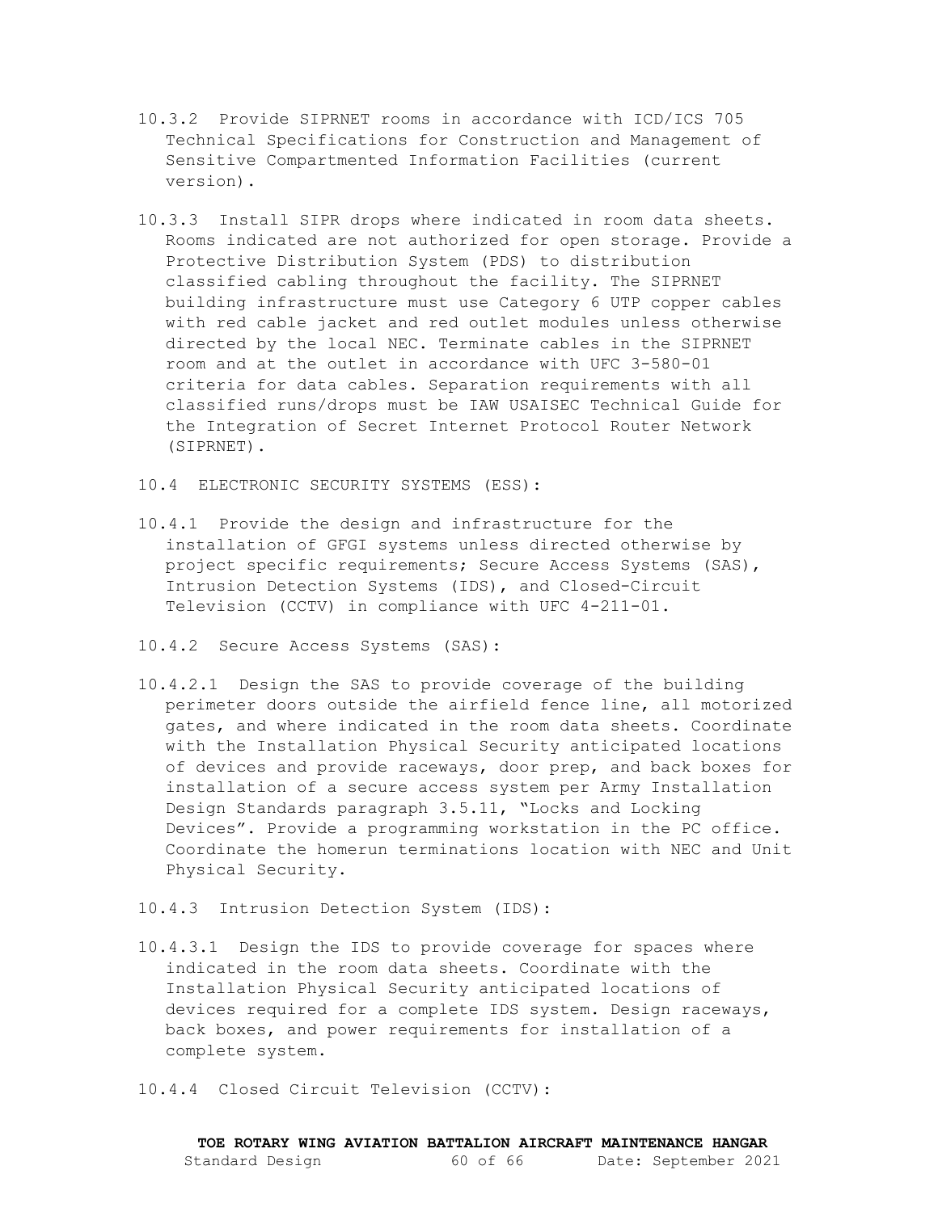10.3.2 Provide SIPRNET rooms in accordance with ICD/ICS 705 Technical Specifications for Construction and Management of Sensitive Compartmented Information Facilities (current version).

10.3.3 Install SIPR drops where indicated in room data sheets. Rooms indicated are not authorized for open storage. Provide a Protective Distribution System (PDS) to distribution classified cabling throughout the facility. The SIPRNET building infrastructure must use Category 6 UTP copper cables with red cable jacket and red outlet modules unless otherwise directed by the local NEC. Terminate cables in the SIPRNET room and at the outlet in accordance with UFC 3-580-01 criteria for data cables. Separation requirements with all classified runs/drops must be IAW USAISEC Technical Guide for the Integration of Secret Internet Protocol Router Network (SIPRNET).

10.4 ELECTRONIC SECURITY SYSTEMS (ESS):

10.4.1 Provide the design and infrastructure for the installation of GFGI systems unless directed otherwise by project specific requirements; Secure Access Systems (SAS), Intrusion Detection Systems (IDS), and Closed-Circuit Television (CCTV) in compliance with UFC 4-211-01.

10.4.2 Secure Access Systems (SAS):

10.4.2.1 Design the SAS to provide coverage of the building perimeter doors outside the airfield fence line, all motorized gates, and where indicated in the room data sheets. Coordinate with the Installation Physical Security anticipated locations of devices and provide raceways, door prep, and back boxes for installation of a secure access system per Army Installation Design Standards paragraph 3.5.11, "Locks and Locking Devices". Provide a programming workstation in the PC office. Coordinate the homerun terminations location with NEC and Unit Physical Security.

10.4.3 Intrusion Detection System (IDS):

10.4.3.1 Design the IDS to provide coverage for spaces where indicated in the room data sheets. Coordinate with the Installation Physical Security anticipated locations of devices required for a complete IDS system. Design raceways, back boxes, and power requirements for installation of a complete system.

10.4.4 Closed Circuit Television (CCTV):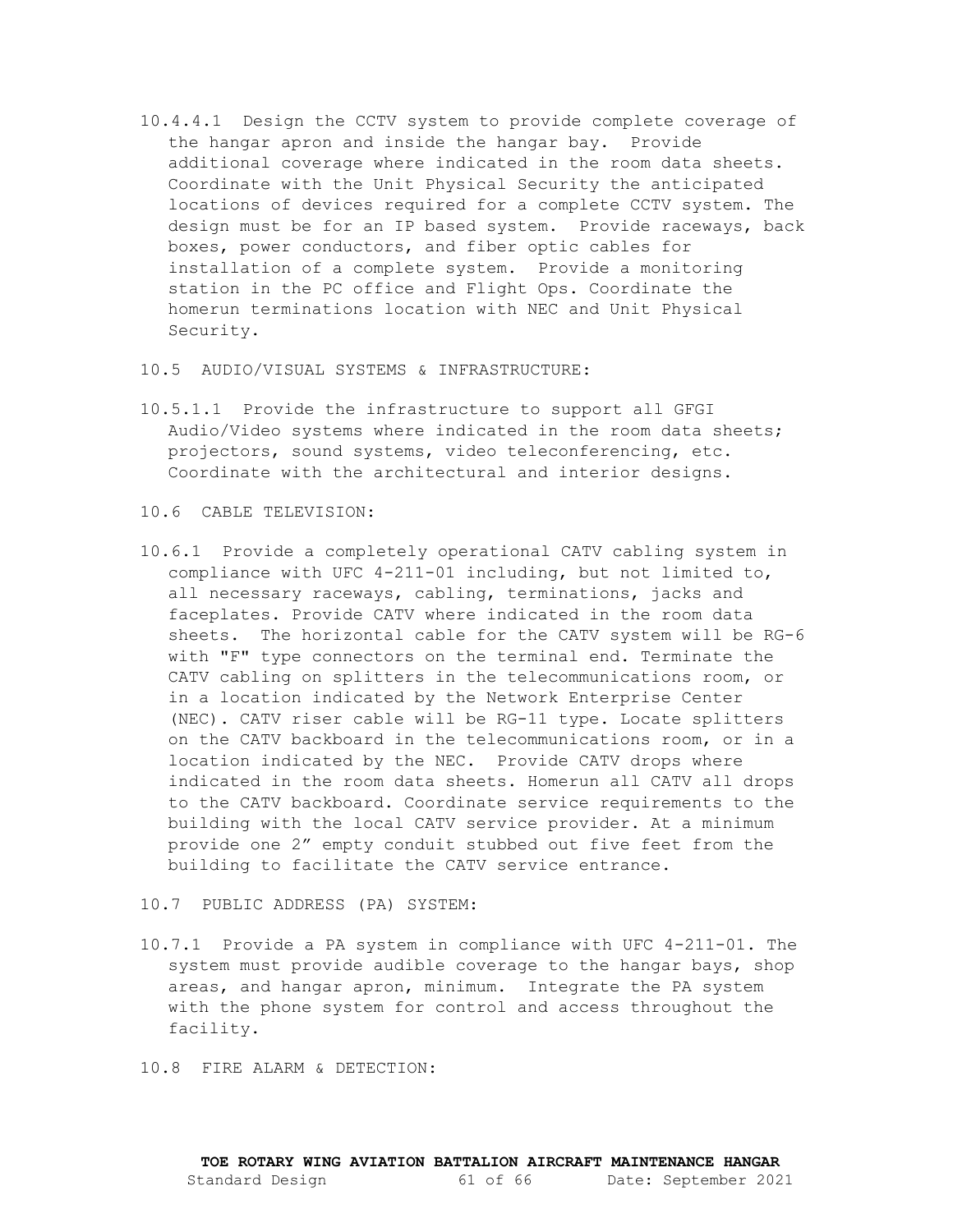10.4.4.1 Design the CCTV system to provide complete coverage of the hangar apron and inside the hangar bay. Provide additional coverage where indicated in the room data sheets. Coordinate with the Unit Physical Security the anticipated locations of devices required for a complete CCTV system. The design must be for an IP based system. Provide raceways, back boxes, power conductors, and fiber optic cables for installation of a complete system. Provide a monitoring station in the PC office and Flight Ops. Coordinate the homerun terminations location with NEC and Unit Physical Security.

## 10.5 AUDIO/VISUAL SYSTEMS & INFRASTRUCTURE:

10.5.1.1 Provide the infrastructure to support all GFGI Audio/Video systems where indicated in the room data sheets; projectors, sound systems, video teleconferencing, etc. Coordinate with the architectural and interior designs.

## 10.6 CABLE TELEVISION:

10.6.1 Provide a completely operational CATV cabling system in compliance with UFC 4-211-01 including, but not limited to, all necessary raceways, cabling, terminations, jacks and faceplates. Provide CATV where indicated in the room data sheets. The horizontal cable for the CATV system will be RG-6 with "F" type connectors on the terminal end. Terminate the CATV cabling on splitters in the telecommunications room, or in a location indicated by the Network Enterprise Center (NEC). CATV riser cable will be RG-11 type. Locate splitters on the CATV backboard in the telecommunications room, or in a location indicated by the NEC. Provide CATV drops where indicated in the room data sheets. Homerun all CATV all drops to the CATV backboard. Coordinate service requirements to the building with the local CATV service provider. At a minimum provide one 2" empty conduit stubbed out five feet from the building to facilitate the CATV service entrance.

## 10.7 PUBLIC ADDRESS (PA) SYSTEM:

10.7.1 Provide a PA system in compliance with UFC 4-211-01. The system must provide audible coverage to the hangar bays, shop areas, and hangar apron, minimum. Integrate the PA system with the phone system for control and access throughout the facility.

## 10.8 FIRE ALARM & DETECTION: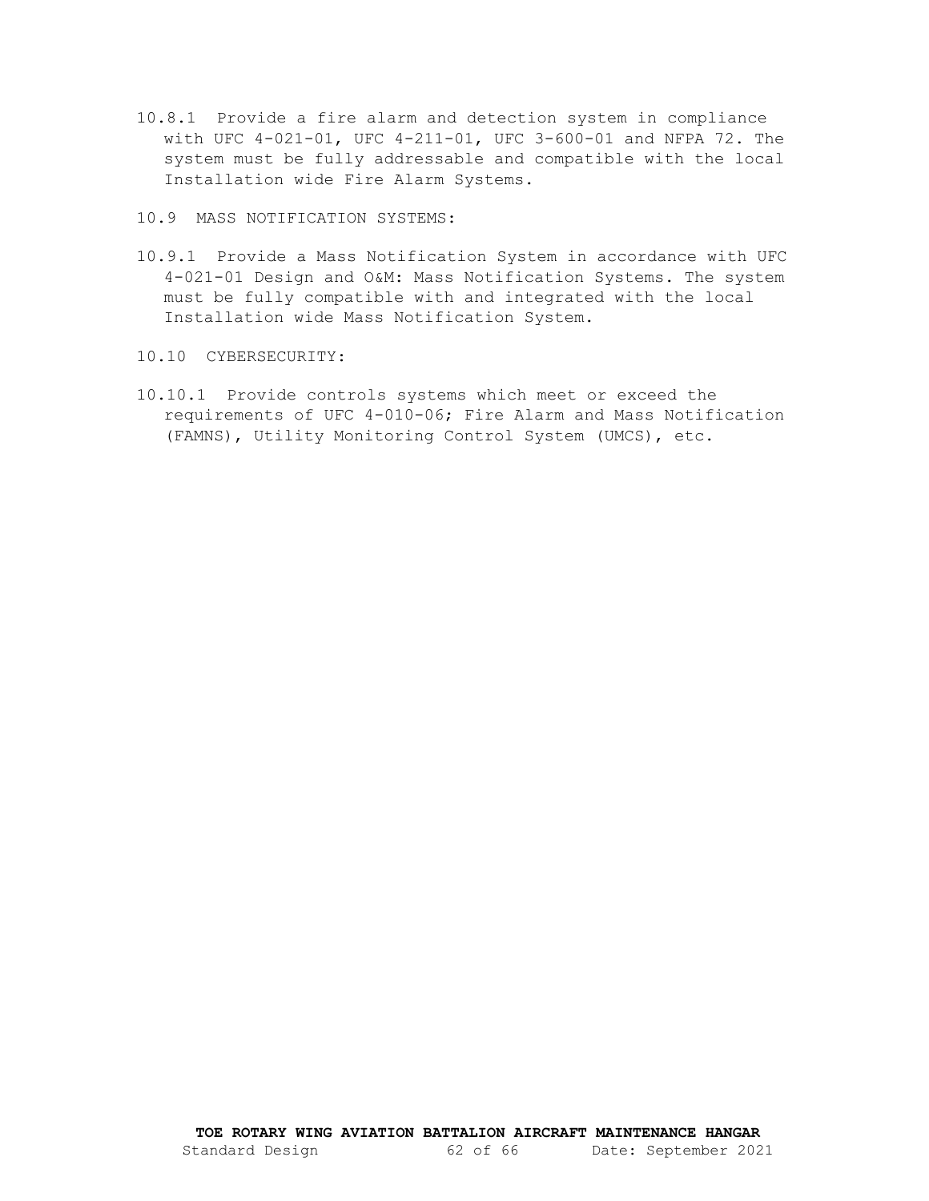10.8.1 Provide a fire alarm and detection system in compliance with UFC 4-021-01, UFC 4-211-01, UFC 3-600-01 and NFPA 72. The system must be fully addressable and compatible with the local Installation wide Fire Alarm Systems.

10.9 MASS NOTIFICATION SYSTEMS:

10.9.1 Provide a Mass Notification System in accordance with UFC 4-021-01 Design and O&M: Mass Notification Systems. The system must be fully compatible with and integrated with the local Installation wide Mass Notification System.

10.10 CYBERSECURITY:

10.10.1 Provide controls systems which meet or exceed the requirements of UFC 4-010-06; Fire Alarm and Mass Notification (FAMNS), Utility Monitoring Control System (UMCS), etc.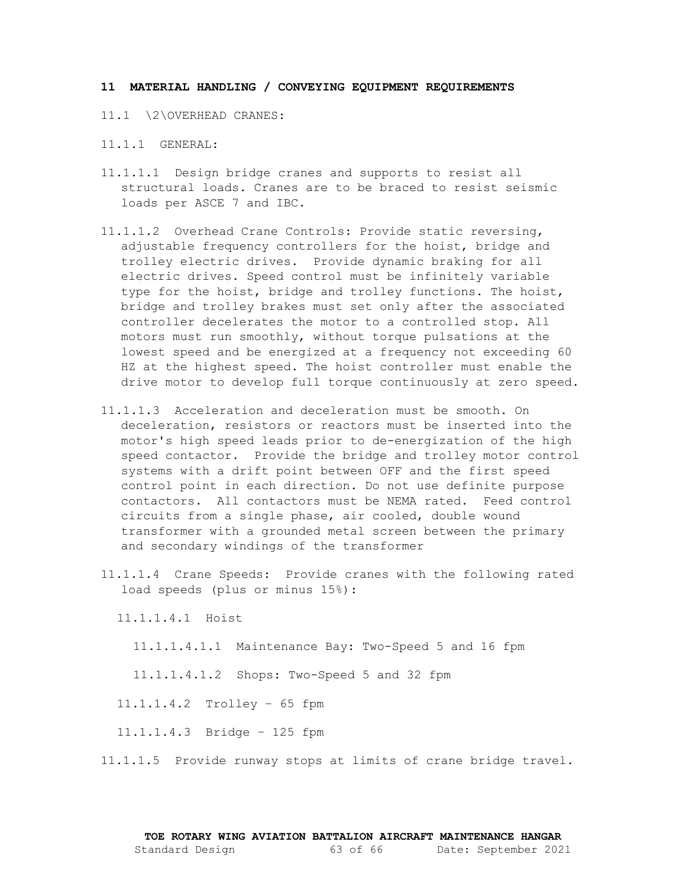**11 MATERIAL HANDLING / CONVEYING EQUIPMENT REQUIREMENTS**

11.1 \2\OVERHEAD CRANES:

11.1.1 GENERAL:

11.1.1.1 Design bridge cranes and supports to resist all structural loads. Cranes are to be braced to resist seismic loads per ASCE 7 and IBC.

11.1.1.2 Overhead Crane Controls: Provide static reversing, adjustable frequency controllers for the hoist, bridge and trolley electric drives. Provide dynamic braking for all electric drives. Speed control must be infinitely variable type for the hoist, bridge and trolley functions. The hoist, bridge and trolley brakes must set only after the associated controller decelerates the motor to a controlled stop. All motors must run smoothly, without torque pulsations at the lowest speed and be energized at a frequency not exceeding 60 HZ at the highest speed. The hoist controller must enable the drive motor to develop full torque continuously at zero speed.

11.1.1.3 Acceleration and deceleration must be smooth. On deceleration, resistors or reactors must be inserted into the motor's high speed leads prior to de-energization of the high speed contactor. Provide the bridge and trolley motor control systems with a drift point between OFF and the first speed control point in each direction. Do not use definite purpose contactors. All contactors must be NEMA rated. Feed control circuits from a single phase, air cooled, double wound transformer with a grounded metal screen between the primary and secondary windings of the transformer

11.1.1.4 Crane Speeds: Provide cranes with the following rated load speeds (plus or minus 15%):

11.1.1.4.1 Hoist

11.1.1.4.1.1 Maintenance Bay: Two-Speed 5 and 16 fpm

11.1.1.4.1.2 Shops: Two-Speed 5 and 32 fpm

11.1.1.4.2 Trolley – 65 fpm

11.1.1.4.3 Bridge – 125 fpm

11.1.1.5 Provide runway stops at limits of crane bridge travel.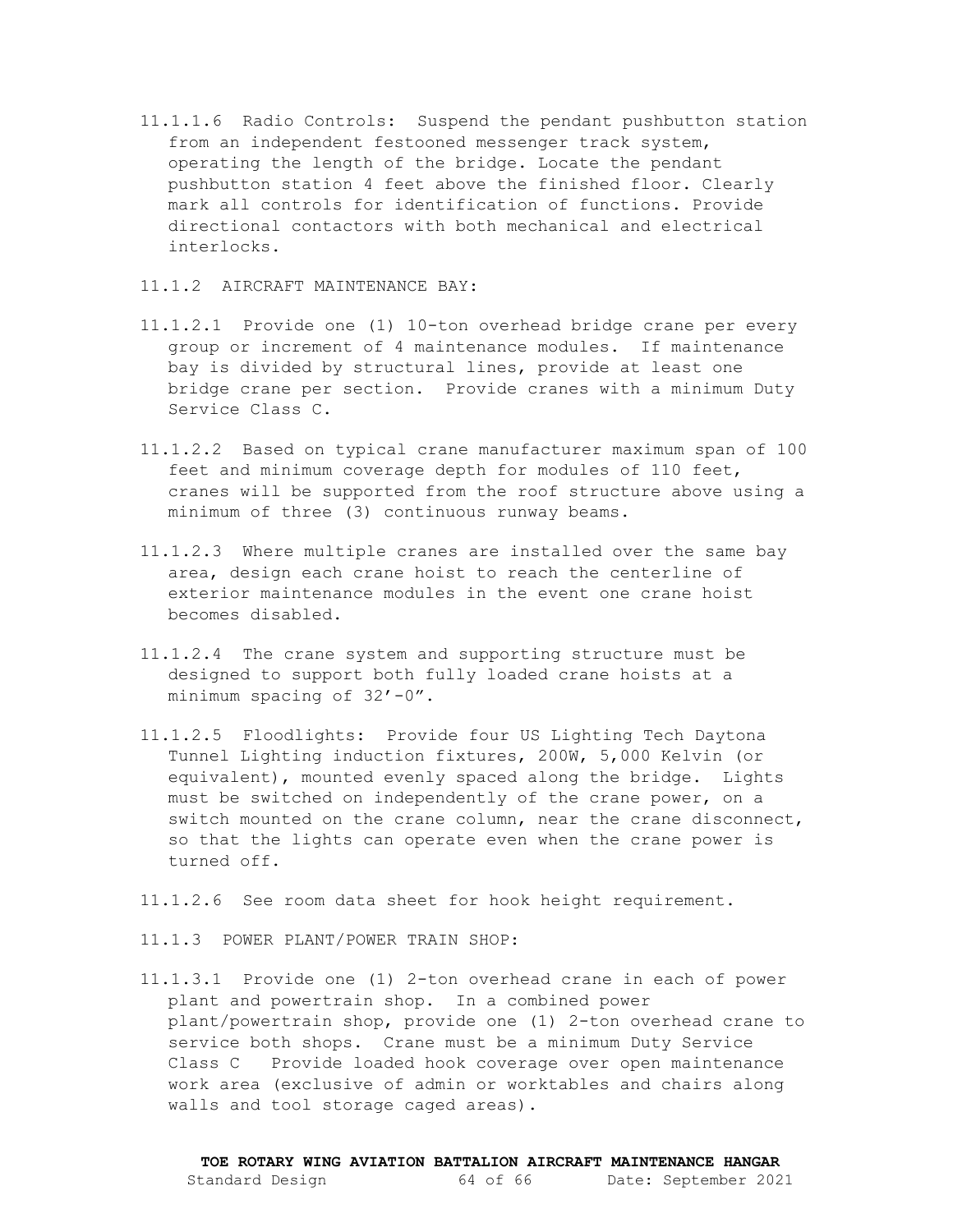11.1.1.6 Radio Controls: Suspend the pendant pushbutton station from an independent festooned messenger track system, operating the length of the bridge. Locate the pendant pushbutton station 4 feet above the finished floor. Clearly mark all controls for identification of functions. Provide directional contactors with both mechanical and electrical interlocks.

11.1.2 AIRCRAFT MAINTENANCE BAY:

11.1.2.1 Provide one (1) 10-ton overhead bridge crane per every group or increment of 4 maintenance modules. If maintenance bay is divided by structural lines, provide at least one bridge crane per section. Provide cranes with a minimum Duty Service Class C.

11.1.2.2 Based on typical crane manufacturer maximum span of 100 feet and minimum coverage depth for modules of 110 feet, cranes will be supported from the roof structure above using a minimum of three (3) continuous runway beams.

11.1.2.3 Where multiple cranes are installed over the same bay area, design each crane hoist to reach the centerline of exterior maintenance modules in the event one crane hoist becomes disabled.

11.1.2.4 The crane system and supporting structure must be designed to support both fully loaded crane hoists at a minimum spacing of 32’-0”.

11.1.2.5 Floodlights: Provide four US Lighting Tech Daytona Tunnel Lighting induction fixtures, 200W, 5,000 Kelvin (or equivalent), mounted evenly spaced along the bridge. Lights must be switched on independently of the crane power, on a switch mounted on the crane column, near the crane disconnect, so that the lights can operate even when the crane power is turned off.

11.1.2.6 See room data sheet for hook height requirement.

11.1.3 POWER PLANT/POWER TRAIN SHOP:

11.1.3.1 Provide one (1) 2-ton overhead crane in each of power plant and powertrain shop. In a combined power plant/powertrain shop, provide one (1) 2-ton overhead crane to service both shops. Crane must be a minimum Duty Service Class C Provide loaded hook coverage over open maintenance work area (exclusive of admin or worktables and chairs along walls and tool storage caged areas).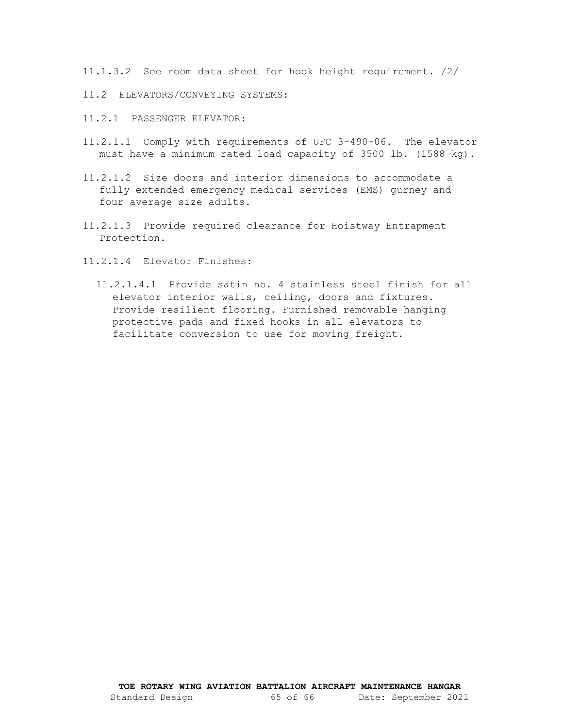11.1.3.2 See room data sheet for hook height requirement. /2/

11.2 ELEVATORS/CONVEYING SYSTEMS:

11.2.1 PASSENGER ELEVATOR:

11.2.1.1 Comply with requirements of UFC 3-490-06. The elevator must have a minimum rated load capacity of 3500 lb. (1588 kg).

11.2.1.2 Size doors and interior dimensions to accommodate a fully extended emergency medical services (EMS) gurney and four average size adults.

11.2.1.3 Provide required clearance for Hoistway Entrapment Protection.

11.2.1.4 Elevator Finishes:

11.2.1.4.1 Provide satin no. 4 stainless steel finish for all elevator interior walls, ceiling, doors and fixtures. Provide resilient flooring. Furnished removable hanging protective pads and fixed hooks in all elevators to facilitate conversion to use for moving freight.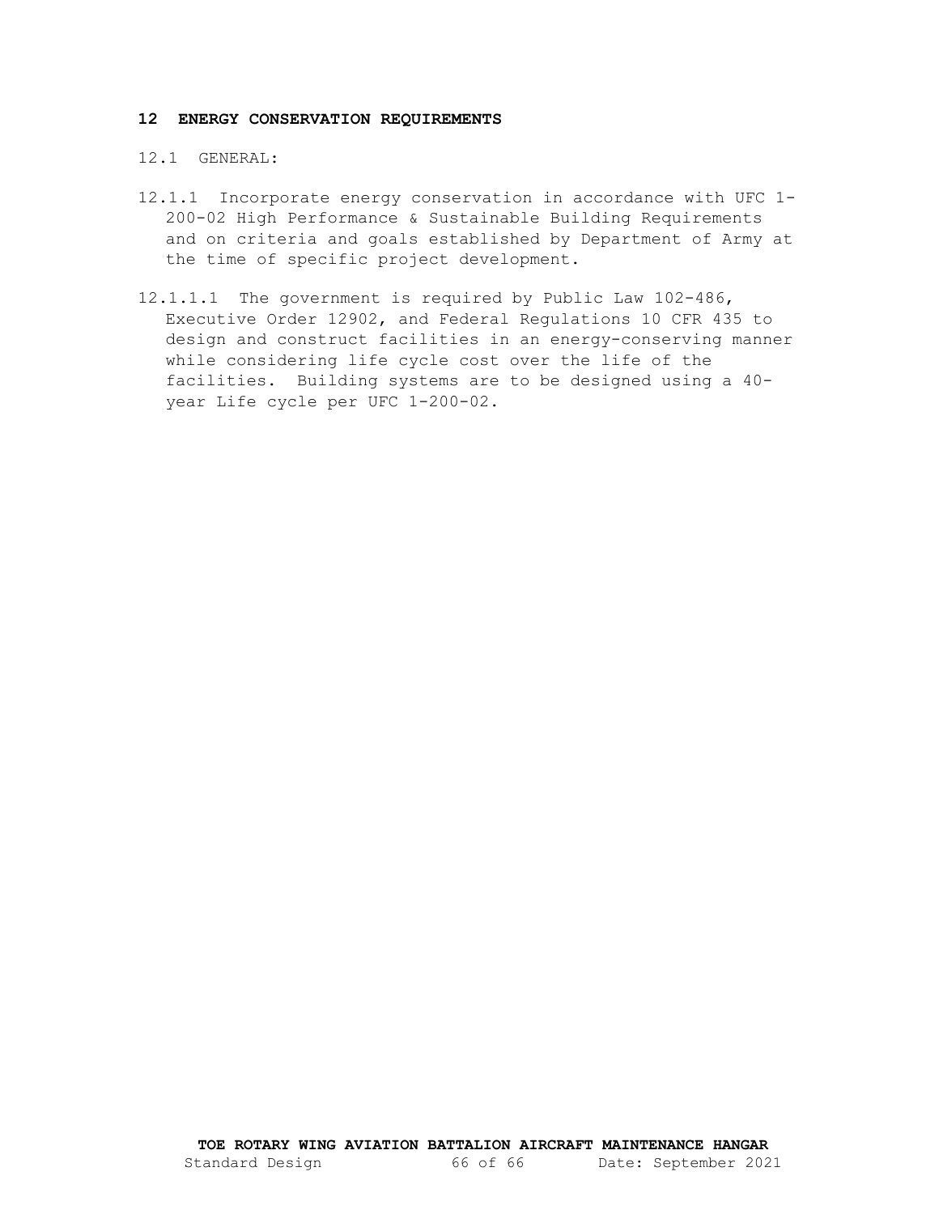## 12 ENERGY CONSERVATION REQUIREMENTS

12.1 GENERAL:

12.1.1 Incorporate energy conservation in accordance with UFC 1-200-02 High Performance & Sustainable Building Requirements and on criteria and goals established by Department of Army at the time of specific project development.

12.1.1.1 The government is required by Public Law 102-486, Executive Order 12902, and Federal Regulations 10 CFR 435 to design and construct facilities in an energy-conserving manner while considering life cycle cost over the life of the facilities. Building systems are to be designed using a 40-year Life cycle per UFC 1-200-02.